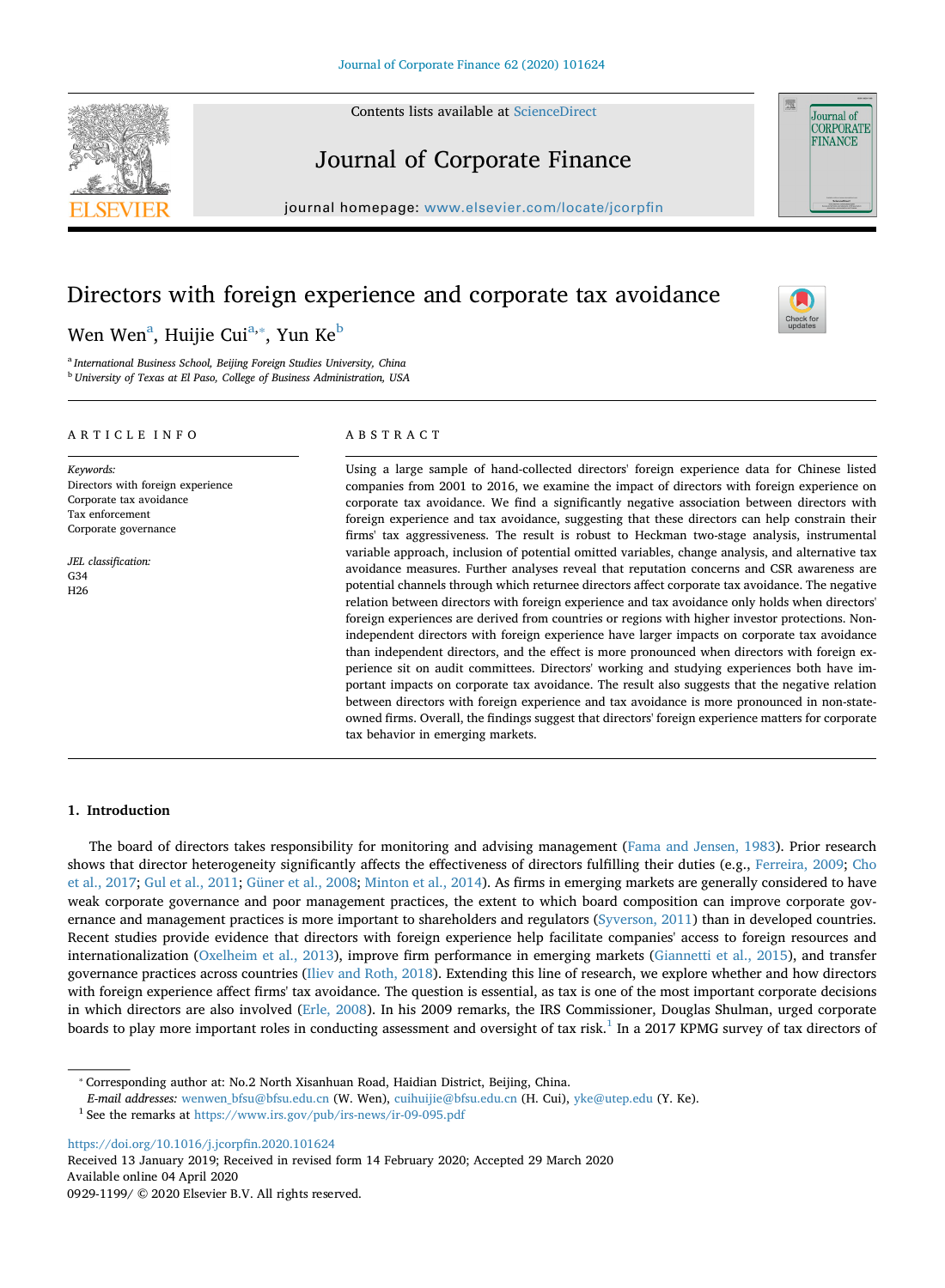# Directors with foreign experience and corporate tax avoidance

Wen Wen[a], Huijie Cui[a,*], Yun Ke[b]

[a] International Business School, Beijing Foreign Studies University, China
[b] University of Texas at El Paso, College of Business Administration, USA

## ARTICLE INFO

*Keywords:*
Directors with foreign experience
Corporate tax avoidance
Tax enforcement
Corporate governance

*JEL classification:*
G34
H26

## ABSTRACT

Using a large sample of hand-collected directors' foreign experience data for Chinese listed companies from 2001 to 2016, we examine the impact of directors with foreign experience on corporate tax avoidance. We find a significantly negative association between directors with foreign experience and tax avoidance, suggesting that these directors can help constrain their firms' tax aggressiveness. The result is robust to Heckman two-stage analysis, instrumental variable approach, inclusion of potential omitted variables, change analysis, and alternative tax avoidance measures. Further analyses reveal that reputation concerns and CSR awareness are potential channels through which returnee directors affect corporate tax avoidance. The negative relation between directors with foreign experience and tax avoidance only holds when directors' foreign experiences are derived from countries or regions with higher investor protections. Non-independent directors with foreign experience have larger impacts on corporate tax avoidance than independent directors, and the effect is more pronounced when directors with foreign experience sit on audit committees. Directors' working and studying experiences both have important impacts on corporate tax avoidance. The result also suggests that the negative relation between directors with foreign experience and tax avoidance is more pronounced in non-state-owned firms. Overall, the findings suggest that directors' foreign experience matters for corporate tax behavior in emerging markets.

## 1. Introduction

The board of directors takes responsibility for monitoring and advising management (Fama and Jensen, 1983). Prior research shows that director heterogeneity significantly affects the effectiveness of directors fulfilling their duties (e.g., Ferreira, 2009; Cho et al., 2017; Gul et al., 2011; Güner et al., 2008; Minton et al., 2014). As firms in emerging markets are generally considered to have weak corporate governance and poor management practices, the extent to which board composition can improve corporate governance and management practices is more important to shareholders and regulators (Syverson, 2011) than in developed countries. Recent studies provide evidence that directors with foreign experience help facilitate companies' access to foreign resources and internationalization (Oxelheim et al., 2013), improve firm performance in emerging markets (Giannetti et al., 2015), and transfer governance practices across countries (Iliev and Roth, 2018). Extending this line of research, we explore whether and how directors with foreign experience affect firms' tax avoidance. The question is essential, as tax is one of the most important corporate decisions in which directors are also involved (Erle, 2008). In his 2009 remarks, the IRS Commissioner, Douglas Shulman, urged corporate boards to play more important roles in conducting assessment and oversight of tax risk.[1] In a 2017 KPMG survey of tax directors of

---

* Corresponding author at: No.2 North Xisanhuan Road, Haidian District, Beijing, China.
*E-mail addresses:* wenwen_bfsu@bfsu.edu.cn (W. Wen), cuihuijie@bfsu.edu.cn (H. Cui), yke@utep.edu (Y. Ke).
[1] See the remarks at https://www.irs.gov/pub/irs-news/ir-09-095.pdf

https://doi.org/10.1016/j.jcorpfin.2020.101624
Received 13 January 2019; Received in revised form 14 February 2020; Accepted 29 March 2020
Available online 04 April 2020
0929-1199/ © 2020 Elsevier B.V. All rights reserved.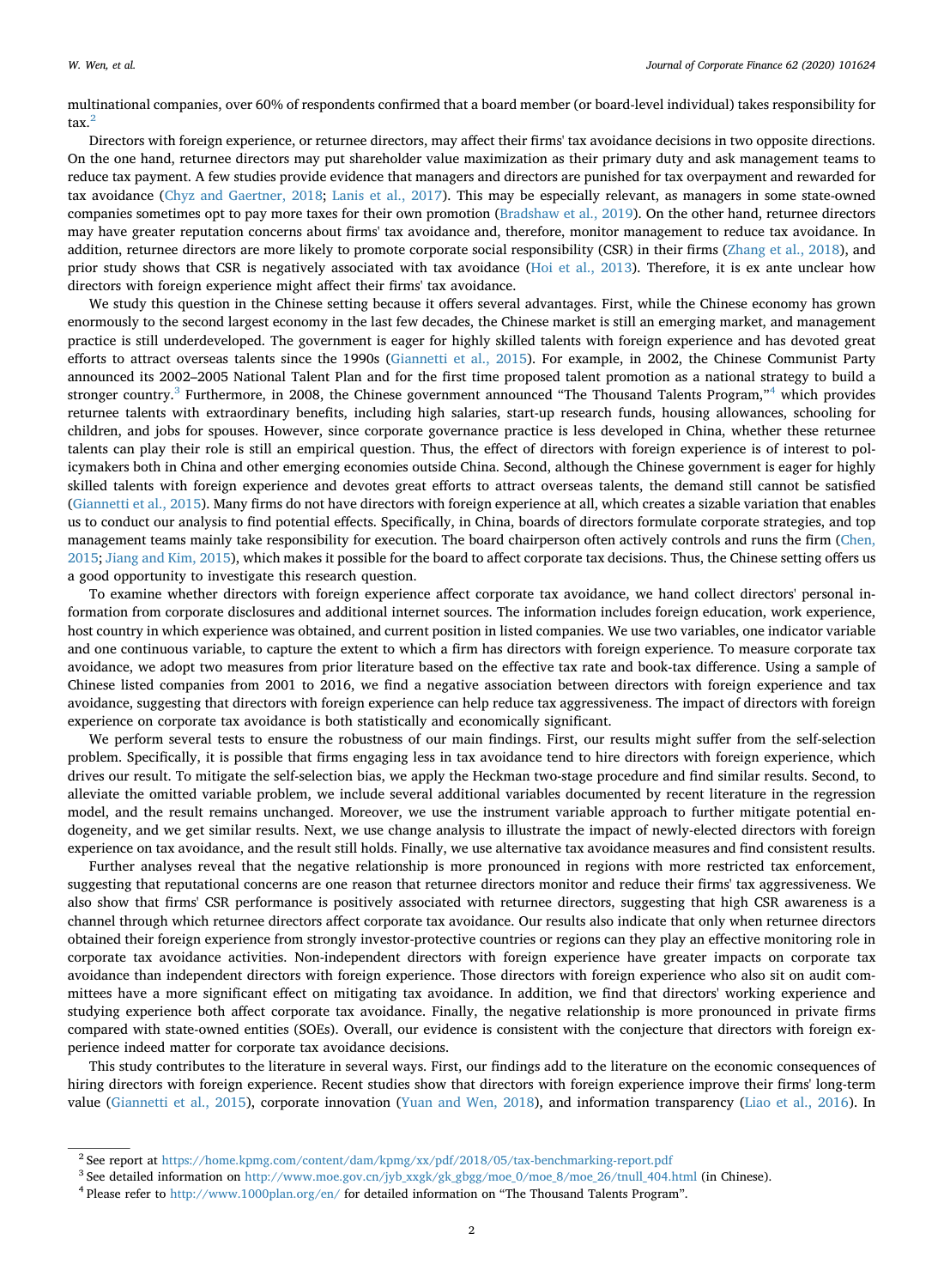multinational companies, over 60% of respondents confirmed that a board member (or board-level individual) takes responsibility for tax.[2]

Directors with foreign experience, or returnee directors, may affect their firms' tax avoidance decisions in two opposite directions. On the one hand, returnee directors may put shareholder value maximization as their primary duty and ask management teams to reduce tax payment. A few studies provide evidence that managers and directors are punished for tax overpayment and rewarded for tax avoidance (Chyz and Gaertner, 2018; Lanis et al., 2017). This may be especially relevant, as managers in some state-owned companies sometimes opt to pay more taxes for their own promotion (Bradshaw et al., 2019). On the other hand, returnee directors may have greater reputation concerns about firms' tax avoidance and, therefore, monitor management to reduce tax avoidance. In addition, returnee directors are more likely to promote corporate social responsibility (CSR) in their firms (Zhang et al., 2018), and prior study shows that CSR is negatively associated with tax avoidance (Hoi et al., 2013). Therefore, it is ex ante unclear how directors with foreign experience might affect their firms' tax avoidance.

We study this question in the Chinese setting because it offers several advantages. First, while the Chinese economy has grown enormously to the second largest economy in the last few decades, the Chinese market is still an emerging market, and management practice is still underdeveloped. The government is eager for highly skilled talents with foreign experience and has devoted great efforts to attract overseas talents since the 1990s (Giannetti et al., 2015). For example, in 2002, the Chinese Communist Party announced its 2002–2005 National Talent Plan and for the first time proposed talent promotion as a national strategy to build a stronger country.[3] Furthermore, in 2008, the Chinese government announced "The Thousand Talents Program,"[4] which provides returnee talents with extraordinary benefits, including high salaries, start-up research funds, housing allowances, schooling for children, and jobs for spouses. However, since corporate governance practice is less developed in China, whether these returnee talents can play their role is still an empirical question. Thus, the effect of directors with foreign experience is of interest to policymakers both in China and other emerging economies outside China. Second, although the Chinese government is eager for highly skilled talents with foreign experience and devotes great efforts to attract overseas talents, the demand still cannot be satisfied (Giannetti et al., 2015). Many firms do not have directors with foreign experience at all, which creates a sizable variation that enables us to conduct our analysis to find potential effects. Specifically, in China, boards of directors formulate corporate strategies, and top management teams mainly take responsibility for execution. The board chairperson often actively controls and runs the firm (Chen, 2015; Jiang and Kim, 2015), which makes it possible for the board to affect corporate tax decisions. Thus, the Chinese setting offers us a good opportunity to investigate this research question.

To examine whether directors with foreign experience affect corporate tax avoidance, we hand collect directors' personal information from corporate disclosures and additional internet sources. The information includes foreign education, work experience, host country in which experience was obtained, and current position in listed companies. We use two variables, one indicator variable and one continuous variable, to capture the extent to which a firm has directors with foreign experience. To measure corporate tax avoidance, we adopt two measures from prior literature based on the effective tax rate and book-tax difference. Using a sample of Chinese listed companies from 2001 to 2016, we find a negative association between directors with foreign experience and tax avoidance, suggesting that directors with foreign experience can help reduce tax aggressiveness. The impact of directors with foreign experience on corporate tax avoidance is both statistically and economically significant.

We perform several tests to ensure the robustness of our main findings. First, our results might suffer from the self-selection problem. Specifically, it is possible that firms engaging less in tax avoidance tend to hire directors with foreign experience, which drives our result. To mitigate the self-selection bias, we apply the Heckman two-stage procedure and find similar results. Second, to alleviate the omitted variable problem, we include several additional variables documented by recent literature in the regression model, and the result remains unchanged. Moreover, we use the instrument variable approach to further mitigate potential endogeneity, and we get similar results. Next, we use change analysis to illustrate the impact of newly-elected directors with foreign experience on tax avoidance, and the result still holds. Finally, we use alternative tax avoidance measures and find consistent results.

Further analyses reveal that the negative relationship is more pronounced in regions with more restricted tax enforcement, suggesting that reputational concerns are one reason that returnee directors monitor and reduce their firms' tax aggressiveness. We also show that firms' CSR performance is positively associated with returnee directors, suggesting that high CSR awareness is a channel through which returnee directors affect corporate tax avoidance. Our results also indicate that only when returnee directors obtained their foreign experience from strongly investor-protective countries or regions can they play an effective monitoring role in corporate tax avoidance activities. Non-independent directors with foreign experience have greater impacts on corporate tax avoidance than independent directors with foreign experience. Those directors with foreign experience who also sit on audit committees have a more significant effect on mitigating tax avoidance. In addition, we find that directors' working experience and studying experience both affect corporate tax avoidance. Finally, the negative relationship is more pronounced in private firms compared with state-owned entities (SOEs). Overall, our evidence is consistent with the conjecture that directors with foreign experience indeed matter for corporate tax avoidance decisions.

This study contributes to the literature in several ways. First, our findings add to the literature on the economic consequences of hiring directors with foreign experience. Recent studies show that directors with foreign experience improve their firms' long-term value (Giannetti et al., 2015), corporate innovation (Yuan and Wen, 2018), and information transparency (Liao et al., 2016). In

[2] See report at https://home.kpmg.com/content/dam/kpmg/xx/pdf/2018/05/tax-benchmarking-report.pdf

[3] See detailed information on http://www.moe.gov.cn/jyb_xxgk/gk_gbgg/moe_0/moe_8/moe_26/tnull_404.html (in Chinese).

[4] Please refer to http://www.1000plan.org/en/ for detailed information on "The Thousand Talents Program".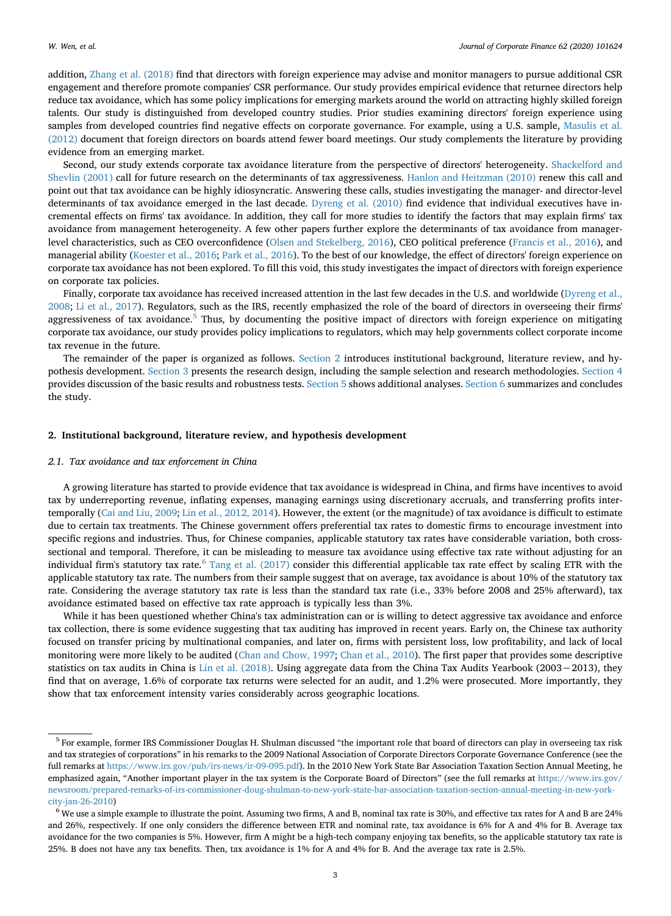addition, Zhang et al. (2018) find that directors with foreign experience may advise and monitor managers to pursue additional CSR engagement and therefore promote companies' CSR performance. Our study provides empirical evidence that returnee directors help reduce tax avoidance, which has some policy implications for emerging markets around the world on attracting highly skilled foreign talents. Our study is distinguished from developed country studies. Prior studies examining directors' foreign experience using samples from developed countries find negative effects on corporate governance. For example, using a U.S. sample, Masulis et al. (2012) document that foreign directors on boards attend fewer board meetings. Our study complements the literature by providing evidence from an emerging market.

Second, our study extends corporate tax avoidance literature from the perspective of directors' heterogeneity. Shackelford and Shevlin (2001) call for future research on the determinants of tax aggressiveness. Hanlon and Heitzman (2010) renew this call and point out that tax avoidance can be highly idiosyncratic. Answering these calls, studies investigating the manager- and director-level determinants of tax avoidance emerged in the last decade. Dyreng et al. (2010) find evidence that individual executives have incremental effects on firms' tax avoidance. In addition, they call for more studies to identify the factors that may explain firms' tax avoidance from management heterogeneity. A few other papers further explore the determinants of tax avoidance from manager-level characteristics, such as CEO overconfidence (Olsen and Stekelberg, 2016), CEO political preference (Francis et al., 2016), and managerial ability (Koester et al., 2016; Park et al., 2016). To the best of our knowledge, the effect of directors' foreign experience on corporate tax avoidance has not been explored. To fill this void, this study investigates the impact of directors with foreign experience on corporate tax policies.

Finally, corporate tax avoidance has received increased attention in the last few decades in the U.S. and worldwide (Dyreng et al., 2008; Li et al., 2017). Regulators, such as the IRS, recently emphasized the role of the board of directors in overseeing their firms' aggressiveness of tax avoidance.[5] Thus, by documenting the positive impact of directors with foreign experience on mitigating corporate tax avoidance, our study provides policy implications to regulators, which may help governments collect corporate income tax revenue in the future.

The remainder of the paper is organized as follows. Section 2 introduces institutional background, literature review, and hypothesis development. Section 3 presents the research design, including the sample selection and research methodologies. Section 4 provides discussion of the basic results and robustness tests. Section 5 shows additional analyses. Section 6 summarizes and concludes the study.

## 2. Institutional background, literature review, and hypothesis development

### 2.1. Tax avoidance and tax enforcement in China

A growing literature has started to provide evidence that tax avoidance is widespread in China, and firms have incentives to avoid tax by underreporting revenue, inflating expenses, managing earnings using discretionary accruals, and transferring profits intertemporally (Cai and Liu, 2009; Lin et al., 2012, 2014). However, the extent (or the magnitude) of tax avoidance is difficult to estimate due to certain tax treatments. The Chinese government offers preferential tax rates to domestic firms to encourage investment into specific regions and industries. Thus, for Chinese companies, applicable statutory tax rates have considerable variation, both cross-sectional and temporal. Therefore, it can be misleading to measure tax avoidance using effective tax rate without adjusting for an individual firm's statutory tax rate.[6] Tang et al. (2017) consider this differential applicable tax rate effect by scaling ETR with the applicable statutory tax rate. The numbers from their sample suggest that on average, tax avoidance is about 10% of the statutory tax rate. Considering the average statutory tax rate is less than the standard tax rate (i.e., 33% before 2008 and 25% afterward), tax avoidance estimated based on effective tax rate approach is typically less than 3%.

While it has been questioned whether China's tax administration can or is willing to detect aggressive tax avoidance and enforce tax collection, there is some evidence suggesting that tax auditing has improved in recent years. Early on, the Chinese tax authority focused on transfer pricing by multinational companies, and later on, firms with persistent loss, low profitability, and lack of local monitoring were more likely to be audited (Chan and Chow, 1997; Chan et al., 2010). The first paper that provides some descriptive statistics on tax audits in China is Lin et al. (2018). Using aggregate data from the China Tax Audits Yearbook (2003−2013), they find that on average, 1.6% of corporate tax returns were selected for an audit, and 1.2% were prosecuted. More importantly, they show that tax enforcement intensity varies considerably across geographic locations.

---

[5] For example, former IRS Commissioner Douglas H. Shulman discussed "the important role that board of directors can play in overseeing tax risk and tax strategies of corporations" in his remarks to the 2009 National Association of Corporate Directors Corporate Governance Conference (see the full remarks at https://www.irs.gov/pub/irs-news/ir-09-095.pdf). In the 2010 New York State Bar Association Taxation Section Annual Meeting, he emphasized again, "Another important player in the tax system is the Corporate Board of Directors" (see the full remarks at https://www.irs.gov/newsroom/prepared-remarks-of-irs-commissioner-doug-shulman-to-new-york-state-bar-association-taxation-section-annual-meeting-in-new-york-city-jan-26-2010)

[6] We use a simple example to illustrate the point. Assuming two firms, A and B, nominal tax rate is 30%, and effective tax rates for A and B are 24% and 26%, respectively. If one only considers the difference between ETR and nominal rate, tax avoidance is 6% for A and 4% for B. Average tax avoidance for the two companies is 5%. However, firm A might be a high-tech company enjoying tax benefits, so the applicable statutory tax rate is 25%. B does not have any tax benefits. Then, tax avoidance is 1% for A and 4% for B. And the average tax rate is 2.5%.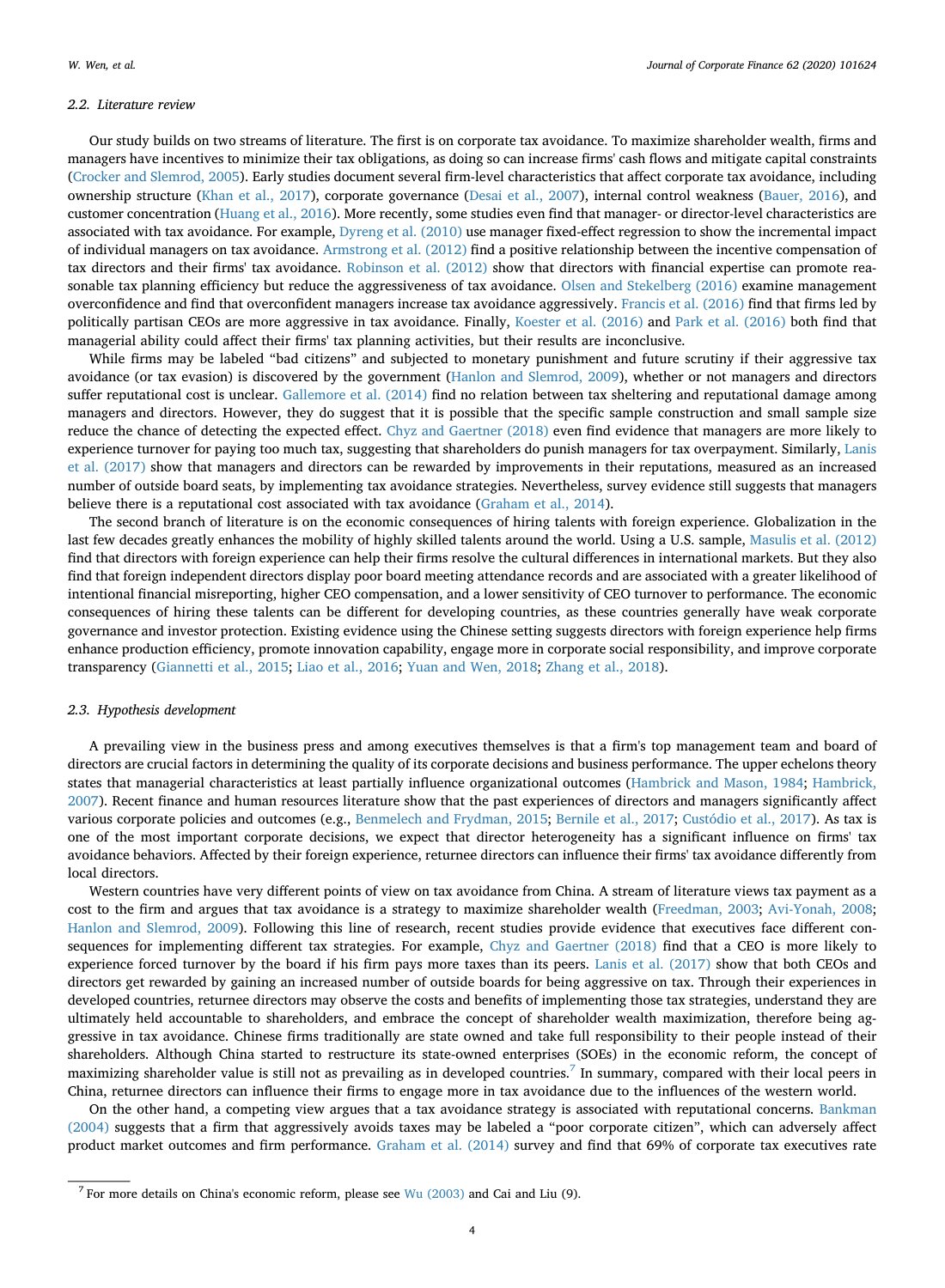### 2.2. Literature review

Our study builds on two streams of literature. The first is on corporate tax avoidance. To maximize shareholder wealth, firms and managers have incentives to minimize their tax obligations, as doing so can increase firms' cash flows and mitigate capital constraints (Crocker and Slemrod, 2005). Early studies document several firm-level characteristics that affect corporate tax avoidance, including ownership structure (Khan et al., 2017), corporate governance (Desai et al., 2007), internal control weakness (Bauer, 2016), and customer concentration (Huang et al., 2016). More recently, some studies even find that manager- or director-level characteristics are associated with tax avoidance. For example, Dyreng et al. (2010) use manager fixed-effect regression to show the incremental impact of individual managers on tax avoidance. Armstrong et al. (2012) find a positive relationship between the incentive compensation of tax directors and their firms' tax avoidance. Robinson et al. (2012) show that directors with financial expertise can promote reasonable tax planning efficiency but reduce the aggressiveness of tax avoidance. Olsen and Stekelberg (2016) examine management overconfidence and find that overconfident managers increase tax avoidance aggressively. Francis et al. (2016) find that firms led by politically partisan CEOs are more aggressive in tax avoidance. Finally, Koester et al. (2016) and Park et al. (2016) both find that managerial ability could affect their firms' tax planning activities, but their results are inconclusive.

While firms may be labeled "bad citizens" and subjected to monetary punishment and future scrutiny if their aggressive tax avoidance (or tax evasion) is discovered by the government (Hanlon and Slemrod, 2009), whether or not managers and directors suffer reputational cost is unclear. Gallemore et al. (2014) find no relation between tax sheltering and reputational damage among managers and directors. However, they do suggest that it is possible that the specific sample construction and small sample size reduce the chance of detecting the expected effect. Chyz and Gaertner (2018) even find evidence that managers are more likely to experience turnover for paying too much tax, suggesting that shareholders do punish managers for tax overpayment. Similarly, Lanis et al. (2017) show that managers and directors can be rewarded by improvements in their reputations, measured as an increased number of outside board seats, by implementing tax avoidance strategies. Nevertheless, survey evidence still suggests that managers believe there is a reputational cost associated with tax avoidance (Graham et al., 2014).

The second branch of literature is on the economic consequences of hiring talents with foreign experience. Globalization in the last few decades greatly enhances the mobility of highly skilled talents around the world. Using a U.S. sample, Masulis et al. (2012) find that directors with foreign experience can help their firms resolve the cultural differences in international markets. But they also find that foreign independent directors display poor board meeting attendance records and are associated with a greater likelihood of intentional financial misreporting, higher CEO compensation, and a lower sensitivity of CEO turnover to performance. The economic consequences of hiring these talents can be different for developing countries, as these countries generally have weak corporate governance and investor protection. Existing evidence using the Chinese setting suggests directors with foreign experience help firms enhance production efficiency, promote innovation capability, engage more in corporate social responsibility, and improve corporate transparency (Giannetti et al., 2015; Liao et al., 2016; Yuan and Wen, 2018; Zhang et al., 2018).

### 2.3. Hypothesis development

A prevailing view in the business press and among executives themselves is that a firm's top management team and board of directors are crucial factors in determining the quality of its corporate decisions and business performance. The upper echelons theory states that managerial characteristics at least partially influence organizational outcomes (Hambrick and Mason, 1984; Hambrick, 2007). Recent finance and human resources literature show that the past experiences of directors and managers significantly affect various corporate policies and outcomes (e.g., Benmelech and Frydman, 2015; Bernile et al., 2017; Custódio et al., 2017). As tax is one of the most important corporate decisions, we expect that director heterogeneity has a significant influence on firms' tax avoidance behaviors. Affected by their foreign experience, returnee directors can influence their firms' tax avoidance differently from local directors.

Western countries have very different points of view on tax avoidance from China. A stream of literature views tax payment as a cost to the firm and argues that tax avoidance is a strategy to maximize shareholder wealth (Freedman, 2003; Avi-Yonah, 2008; Hanlon and Slemrod, 2009). Following this line of research, recent studies provide evidence that executives face different consequences for implementing different tax strategies. For example, Chyz and Gaertner (2018) find that a CEO is more likely to experience forced turnover by the board if his firm pays more taxes than its peers. Lanis et al. (2017) show that both CEOs and directors get rewarded by gaining an increased number of outside boards for being aggressive on tax. Through their experiences in developed countries, returnee directors may observe the costs and benefits of implementing those tax strategies, understand they are ultimately held accountable to shareholders, and embrace the concept of shareholder wealth maximization, therefore being aggressive in tax avoidance. Chinese firms traditionally are state owned and take full responsibility to their people instead of their shareholders. Although China started to restructure its state-owned enterprises (SOEs) in the economic reform, the concept of maximizing shareholder value is still not as prevailing as in developed countries.[7] In summary, compared with their local peers in China, returnee directors can influence their firms to engage more in tax avoidance due to the influences of the western world.

On the other hand, a competing view argues that a tax avoidance strategy is associated with reputational concerns. Bankman (2004) suggests that a firm that aggressively avoids taxes may be labeled a "poor corporate citizen", which can adversely affect product market outcomes and firm performance. Graham et al. (2014) survey and find that 69% of corporate tax executives rate

[7] For more details on China's economic reform, please see Wu (2003) and Cai and Liu (9).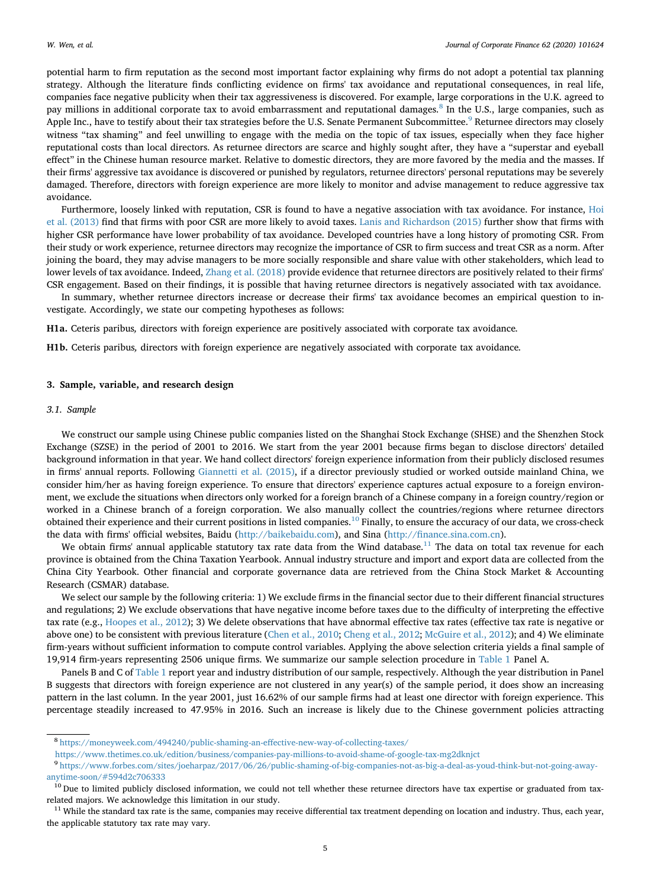potential harm to firm reputation as the second most important factor explaining why firms do not adopt a potential tax planning strategy. Although the literature finds conflicting evidence on firms' tax avoidance and reputational consequences, in real life, companies face negative publicity when their tax aggressiveness is discovered. For example, large corporations in the U.K. agreed to pay millions in additional corporate tax to avoid embarrassment and reputational damages.[8] In the U.S., large companies, such as Apple Inc., have to testify about their tax strategies before the U.S. Senate Permanent Subcommittee.[9] Returnee directors may closely witness "tax shaming" and feel unwilling to engage with the media on the topic of tax issues, especially when they face higher reputational costs than local directors. As returnee directors are scarce and highly sought after, they have a "superstar and eyeball effect" in the Chinese human resource market. Relative to domestic directors, they are more favored by the media and the masses. If their firms' aggressive tax avoidance is discovered or punished by regulators, returnee directors' personal reputations may be severely damaged. Therefore, directors with foreign experience are more likely to monitor and advise management to reduce aggressive tax avoidance.

Furthermore, loosely linked with reputation, CSR is found to have a negative association with tax avoidance. For instance, Hoi et al. (2013) find that firms with poor CSR are more likely to avoid taxes. Lanis and Richardson (2015) further show that firms with higher CSR performance have lower probability of tax avoidance. Developed countries have a long history of promoting CSR. From their study or work experience, returnee directors may recognize the importance of CSR to firm success and treat CSR as a norm. After joining the board, they may advise managers to be more socially responsible and share value with other stakeholders, which lead to lower levels of tax avoidance. Indeed, Zhang et al. (2018) provide evidence that returnee directors are positively related to their firms' CSR engagement. Based on their findings, it is possible that having returnee directors is negatively associated with tax avoidance.

In summary, whether returnee directors increase or decrease their firms' tax avoidance becomes an empirical question to investigate. Accordingly, we state our competing hypotheses as follows:

**H1a.** Ceteris paribus, directors with foreign experience are positively associated with corporate tax avoidance.

**H1b.** Ceteris paribus, directors with foreign experience are negatively associated with corporate tax avoidance.

## 3. Sample, variable, and research design

### 3.1. Sample

We construct our sample using Chinese public companies listed on the Shanghai Stock Exchange (SHSE) and the Shenzhen Stock Exchange (SZSE) in the period of 2001 to 2016. We start from the year 2001 because firms began to disclose directors' detailed background information in that year. We hand collect directors' foreign experience information from their publicly disclosed resumes in firms' annual reports. Following Giannetti et al. (2015), if a director previously studied or worked outside mainland China, we consider him/her as having foreign experience. To ensure that directors' experience captures actual exposure to a foreign environment, we exclude the situations when directors only worked for a foreign branch of a Chinese company in a foreign country/region or worked in a Chinese branch of a foreign corporation. We also manually collect the countries/regions where returnee directors obtained their experience and their current positions in listed companies.[10] Finally, to ensure the accuracy of our data, we cross-check the data with firms' official websites, Baidu (http://baikebaidu.com), and Sina (http://finance.sina.com.cn).

We obtain firms' annual applicable statutory tax rate data from the Wind database.[11] The data on total tax revenue for each province is obtained from the China Taxation Yearbook. Annual industry structure and import and export data are collected from the China City Yearbook. Other financial and corporate governance data are retrieved from the China Stock Market & Accounting Research (CSMAR) database.

We select our sample by the following criteria: 1) We exclude firms in the financial sector due to their different financial structures and regulations; 2) We exclude observations that have negative income before taxes due to the difficulty of interpreting the effective tax rate (e.g., Hoopes et al., 2012); 3) We delete observations that have abnormal effective tax rates (effective tax rate is negative or above one) to be consistent with previous literature (Chen et al., 2010; Cheng et al., 2012; McGuire et al., 2012); and 4) We eliminate firm-years without sufficient information to compute control variables. Applying the above selection criteria yields a final sample of 19,914 firm-years representing 2506 unique firms. We summarize our sample selection procedure in Table 1 Panel A.

Panels B and C of Table 1 report year and industry distribution of our sample, respectively. Although the year distribution in Panel B suggests that directors with foreign experience are not clustered in any year(s) of the sample period, it does show an increasing pattern in the last column. In the year 2001, just 16.62% of our sample firms had at least one director with foreign experience. This percentage steadily increased to 47.95% in 2016. Such an increase is likely due to the Chinese government policies attracting

[8] https://moneyweek.com/494240/public-shaming-an-effective-new-way-of-collecting-taxes/
https://www.thetimes.co.uk/edition/business/companies-pay-millions-to-avoid-shame-of-google-tax-mg2dknjct

[9] https://www.forbes.com/sites/joeharpaz/2017/06/26/public-shaming-of-big-companies-not-as-big-a-deal-as-youd-think-but-not-going-away-anytime-soon/#594d2c706333

[10] Due to limited publicly disclosed information, we could not tell whether these returnee directors have tax expertise or graduated from tax-related majors. We acknowledge this limitation in our study.

[11] While the standard tax rate is the same, companies may receive differential tax treatment depending on location and industry. Thus, each year, the applicable statutory tax rate may vary.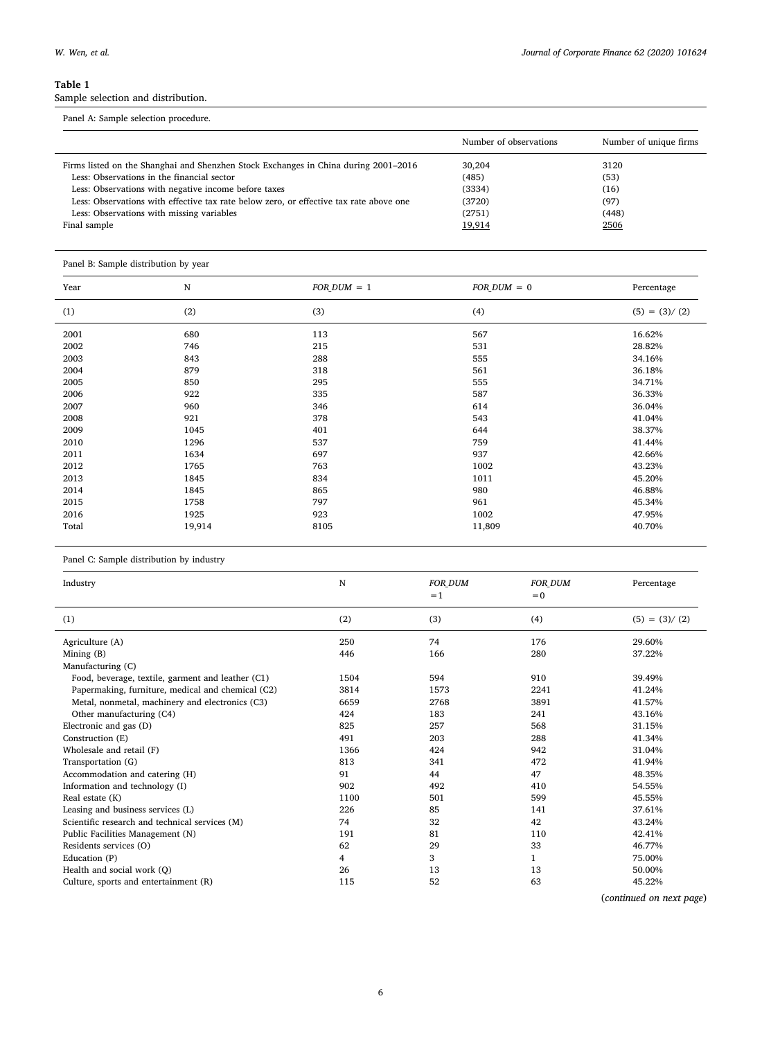**Table 1**
Sample selection and distribution.

Panel A: Sample selection procedure.

| | Number of observations | Number of unique firms |
|---|---|---|
| Firms listed on the Shanghai and Shenzhen Stock Exchanges in China during 2001–2016 | 30,204 | 3120 |
| Less: Observations in the financial sector | (485) | (53) |
| Less: Observations with negative income before taxes | (3334) | (16) |
| Less: Observations with effective tax rate below zero, or effective tax rate above one | (3720) | (97) |
| Less: Observations with missing variables | (2751) | (448) |
| Final sample | 19,914 | 2506 |

Panel B: Sample distribution by year

| Year | N | *FOR_DUM* = 1 | *FOR_DUM* = 0 | Percentage |
|---|---|---|---|---|
| (1) | (2) | (3) | (4) | (5) = (3)/ (2) |
| 2001 | 680 | 113 | 567 | 16.62% |
| 2002 | 746 | 215 | 531 | 28.82% |
| 2003 | 843 | 288 | 555 | 34.16% |
| 2004 | 879 | 318 | 561 | 36.18% |
| 2005 | 850 | 295 | 555 | 34.71% |
| 2006 | 922 | 335 | 587 | 36.33% |
| 2007 | 960 | 346 | 614 | 36.04% |
| 2008 | 921 | 378 | 543 | 41.04% |
| 2009 | 1045 | 401 | 644 | 38.37% |
| 2010 | 1296 | 537 | 759 | 41.44% |
| 2011 | 1634 | 697 | 937 | 42.66% |
| 2012 | 1765 | 763 | 1002 | 43.23% |
| 2013 | 1845 | 834 | 1011 | 45.20% |
| 2014 | 1845 | 865 | 980 | 46.88% |
| 2015 | 1758 | 797 | 961 | 45.34% |
| 2016 | 1925 | 923 | 1002 | 47.95% |
| Total | 19,914 | 8105 | 11,809 | 40.70% |

Panel C: Sample distribution by industry

| Industry | N | *FOR_DUM* =1 | *FOR_DUM* =0 | Percentage |
|---|---|---|---|---|
| (1) | (2) | (3) | (4) | (5) = (3)/ (2) |
| Agriculture (A) | 250 | 74 | 176 | 29.60% |
| Mining (B) | 446 | 166 | 280 | 37.22% |
| Manufacturing (C) | | | | |
| Food, beverage, textile, garment and leather (C1) | 1504 | 594 | 910 | 39.49% |
| Papermaking, furniture, medical and chemical (C2) | 3814 | 1573 | 2241 | 41.24% |
| Metal, nonmetal, machinery and electronics (C3) | 6659 | 2768 | 3891 | 41.57% |
| Other manufacturing (C4) | 424 | 183 | 241 | 43.16% |
| Electronic and gas (D) | 825 | 257 | 568 | 31.15% |
| Construction (E) | 491 | 203 | 288 | 41.34% |
| Wholesale and retail (F) | 1366 | 424 | 942 | 31.04% |
| Transportation (G) | 813 | 341 | 472 | 41.94% |
| Accommodation and catering (H) | 91 | 44 | 47 | 48.35% |
| Information and technology (I) | 902 | 492 | 410 | 54.55% |
| Real estate (K) | 1100 | 501 | 599 | 45.55% |
| Leasing and business services (L) | 226 | 85 | 141 | 37.61% |
| Scientific research and technical services (M) | 74 | 32 | 42 | 43.24% |
| Public Facilities Management (N) | 191 | 81 | 110 | 42.41% |
| Residents services (O) | 62 | 29 | 33 | 46.77% |
| Education (P) | 4 | 3 | 1 | 75.00% |
| Health and social work (Q) | 26 | 13 | 13 | 50.00% |
| Culture, sports and entertainment (R) | 115 | 52 | 63 | 45.22% |

(*continued on next page*)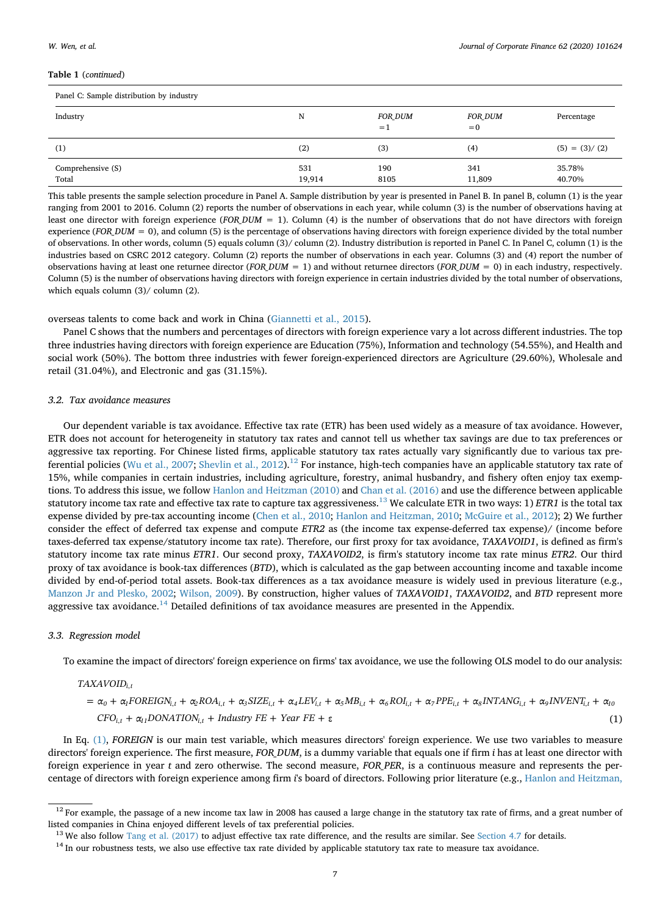**Table 1** (*continued*)

Panel C: Sample distribution by industry

| Industry | N | *FOR_DUM* =1 | *FOR_DUM* =0 | Percentage |
|---|---|---|---|---|
| (1) | (2) | (3) | (4) | (5) = (3)/ (2) |
| Comprehensive (S) | 531 | 190 | 341 | 35.78% |
| Total | 19,914 | 8105 | 11,809 | 40.70% |

This table presents the sample selection procedure in Panel A. Sample distribution by year is presented in Panel B. In panel B, column (1) is the year ranging from 2001 to 2016. Column (2) reports the number of observations in each year, while column (3) is the number of observations having at least one director with foreign experience (*FOR_DUM* = 1). Column (4) is the number of observations that do not have directors with foreign experience (*FOR_DUM* = 0), and column (5) is the percentage of observations having directors with foreign experience divided by the total number of observations. In other words, column (5) equals column (3)/ column (2). Industry distribution is reported in Panel C. In Panel C, column (1) is the industries based on CSRC 2012 category. Column (2) reports the number of observations in each year. Columns (3) and (4) report the number of observations having at least one returnee director (*FOR_DUM* = 1) and without returnee directors (*FOR_DUM* = 0) in each industry, respectively. Column (5) is the number of observations having directors with foreign experience in certain industries divided by the total number of observations, which equals column (3)/ column (2).

overseas talents to come back and work in China (Giannetti et al., 2015).

Panel C shows that the numbers and percentages of directors with foreign experience vary a lot across different industries. The top three industries having directors with foreign experience are Education (75%), Information and technology (54.55%), and Health and social work (50%). The bottom three industries with fewer foreign-experienced directors are Agriculture (29.60%), Wholesale and retail (31.04%), and Electronic and gas (31.15%).

### 3.2. Tax avoidance measures

Our dependent variable is tax avoidance. Effective tax rate (ETR) has been used widely as a measure of tax avoidance. However, ETR does not account for heterogeneity in statutory tax rates and cannot tell us whether tax savings are due to tax preferences or aggressive tax reporting. For Chinese listed firms, applicable statutory tax rates actually vary significantly due to various tax preferential policies (Wu et al., 2007; Shevlin et al., 2012).[12] For instance, high-tech companies have an applicable statutory tax rate of 15%, while companies in certain industries, including agriculture, forestry, animal husbandry, and fishery often enjoy tax exemptions. To address this issue, we follow Hanlon and Heitzman (2010) and Chan et al. (2016) and use the difference between applicable statutory income tax rate and effective tax rate to capture tax aggressiveness.[13] We calculate ETR in two ways: 1) *ETR1* is the total tax expense divided by pre-tax accounting income (Chen et al., 2010; Hanlon and Heitzman, 2010; McGuire et al., 2012); 2) We further consider the effect of deferred tax expense and compute *ETR2* as (the income tax expense-deferred tax expense)/ (income before taxes-deferred tax expense/statutory income tax rate). Therefore, our first proxy for tax avoidance, *TAXAVOID1*, is defined as firm's statutory income tax rate minus *ETR1*. Our second proxy, *TAXAVOID2*, is firm's statutory income tax rate minus *ETR2*. Our third proxy of tax avoidance is book-tax differences (*BTD*), which is calculated as the gap between accounting income and taxable income divided by end-of-period total assets. Book-tax differences as a tax avoidance measure is widely used in previous literature (e.g., Manzon Jr and Plesko, 2002; Wilson, 2009). By construction, higher values of *TAXAVOID1*, *TAXAVOID2*, and *BTD* represent more aggressive tax avoidance.[14] Detailed definitions of tax avoidance measures are presented in the Appendix.

### 3.3. Regression model

To examine the impact of directors' foreign experience on firms' tax avoidance, we use the following OLS model to do our analysis:

$$TAXAVOID_{i,t} = \alpha_0 + \alpha_1 FOREIGN_{i,t} + \alpha_2 ROA_{i,t} + \alpha_3 SIZE_{i,t} + \alpha_4 LEV_{i,t} + \alpha_5 MB_{i,t} + \alpha_6 ROI_{i,t} + \alpha_7 PPE_{i,t} + \alpha_8 INTANG_{i,t} + \alpha_9 INVENT_{i,t} + \alpha_{10} CFO_{i,t} + \alpha_{11} DONATION_{i,t} + Industry\ FE + Year\ FE + \varepsilon \tag{1}$$

In Eq. (1), ***FOREIGN*** is our main test variable, which measures directors' foreign experience. We use two variables to measure directors' foreign experience. The first measure, *FOR_DUM*, is a dummy variable that equals one if firm *i* has at least one director with foreign experience in year *t* and zero otherwise. The second measure, *FOR_PER*, is a continuous measure and represents the percentage of directors with foreign experience among firm *i*'s board of directors. Following prior literature (e.g., Hanlon and Heitzman,

---

[12] For example, the passage of a new income tax law in 2008 has caused a large change in the statutory tax rate of firms, and a great number of listed companies in China enjoyed different levels of tax preferential policies.

[13] We also follow Tang et al. (2017) to adjust effective tax rate difference, and the results are similar. See Section 4.7 for details.

[14] In our robustness tests, we also use effective tax rate divided by applicable statutory tax rate to measure tax avoidance.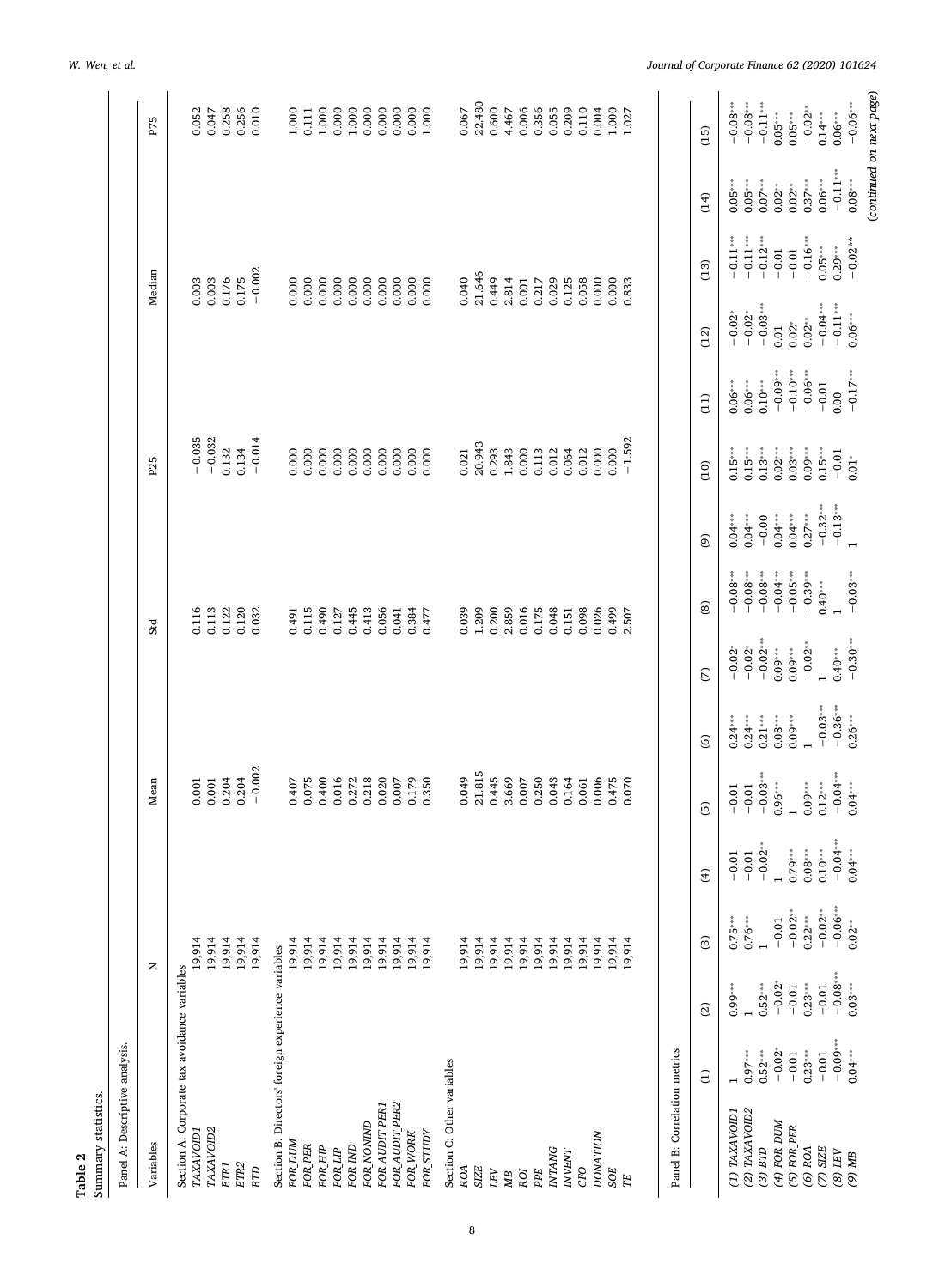**Table 2**
Summary statistics.

Panel A: Descriptive analysis.

| Variables | N | Mean | Std | P25 | Median | P75 |
|---|---|---|---|---|---|---|
| Section A: Corporate tax avoidance variables | | | | | | |
| *TAXAVOID1* | 19,914 | 0.001 | 0.116 | −0.035 | 0.003 | 0.052 |
| *TAXAVOID2* | 19,914 | 0.001 | 0.113 | −0.032 | 0.003 | 0.047 |
| *ETR1* | 19,914 | 0.204 | 0.122 | 0.132 | 0.176 | 0.258 |
| *ETR2* | 19,914 | 0.204 | 0.120 | 0.134 | 0.175 | 0.256 |
| *BTD* | 19,914 | −0.002 | 0.032 | −0.014 | −0.002 | 0.010 |
| Section B: Directors' foreign experience variables | | | | | | |
| *FOR_DUM* | 19,914 | 0.407 | 0.491 | 0.000 | 0.000 | 1.000 |
| *FOR_PER* | 19,914 | 0.075 | 0.115 | 0.000 | 0.000 | 0.111 |
| *FOR_HIP* | 19,914 | 0.400 | 0.490 | 0.000 | 0.000 | 1.000 |
| *FOR_LIP* | 19,914 | 0.016 | 0.127 | 0.000 | 0.000 | 0.000 |
| *FOR_IND* | 19,914 | 0.272 | 0.445 | 0.000 | 0.000 | 1.000 |
| *FOR_NONIND* | 19,914 | 0.218 | 0.413 | 0.000 | 0.000 | 0.000 |
| *FOR_AUDIT_PER1* | 19,914 | 0.020 | 0.056 | 0.000 | 0.000 | 0.000 |
| *FOR_AUDIT_PER2* | 19,914 | 0.007 | 0.041 | 0.000 | 0.000 | 0.000 |
| *FOR_WORK* | 19,914 | 0.179 | 0.384 | 0.000 | 0.000 | 0.000 |
| *FOR_STUDY* | 19,914 | 0.350 | 0.477 | 0.000 | 0.000 | 1.000 |
| Section C: Other variables | | | | | | |
| *ROA* | 19,914 | 0.049 | 0.039 | 0.021 | 0.040 | 0.067 |
| *SIZE* | 19,914 | 21.815 | 1.209 | 20.943 | 21.646 | 22.480 |
| *LEV* | 19,914 | 0.445 | 0.200 | 0.293 | 0.449 | 0.600 |
| *MB* | 19,914 | 3.669 | 2.859 | 1.843 | 2.814 | 4.467 |
| *ROI* | 19,914 | 0.007 | 0.016 | 0.000 | 0.001 | 0.006 |
| *PPE* | 19,914 | 0.250 | 0.175 | 0.113 | 0.217 | 0.356 |
| *INTANG* | 19,914 | 0.043 | 0.048 | 0.012 | 0.029 | 0.055 |
| *INVENT* | 19,914 | 0.164 | 0.151 | 0.064 | 0.125 | 0.209 |
| *CFO* | 19,914 | 0.061 | 0.098 | 0.012 | 0.058 | 0.110 |
| *DONATION* | 19,914 | 0.006 | 0.026 | 0.000 | 0.000 | 0.004 |
| *SOE* | 19,914 | 0.475 | 0.499 | 0.000 | 0.000 | 1.000 |
| *TE* | 19,914 | 0.070 | 2.507 | −1.592 | 0.833 | 1.027 |

Panel B: Correlation metrics

| | (1) | (2) | (3) | (4) | (5) | (6) | (7) | (8) | (9) | (10) | (11) | (12) | (13) | (14) | (15) |
|---|---|---|---|---|---|---|---|---|---|---|---|---|---|---|---|
| *(1) TAXAVOID1* | 1 | 0.99*** | 0.75*** | −0.01 | −0.01 | 0.24*** | −0.02* | −0.08*** | 0.04*** | 0.15*** | 0.06*** | −0.02* | −0.11*** | 0.05*** | −0.08*** |
| *(2) TAXAVOID2* | 0.97*** | 1 | 0.76*** | −0.01 | −0.01 | 0.24*** | −0.02* | −0.08*** | 0.04*** | 0.15*** | 0.06*** | −0.02* | −0.11*** | 0.05*** | −0.08*** |
| *(3) BTD* | 0.52*** | 0.52*** | 1 | −0.02** | −0.03*** | 0.21*** | −0.02*** | −0.08*** | −0.00 | 0.13*** | 0.10*** | −0.03*** | −0.12*** | 0.07*** | −0.11*** |
| *(4) FOR_DUM* | −0.02* | −0.02* | −0.01 | 1 | 0.96*** | 0.08*** | 0.09*** | −0.04*** | 0.04*** | 0.02*** | −0.09*** | 0.01 | −0.01 | 0.02** | 0.05*** |
| *(5) FOR_PER* | −0.01 | −0.01 | −0.02** | 0.79*** | 1 | 0.09*** | 0.09*** | −0.05*** | 0.04*** | 0.03*** | −0.10*** | 0.02* | −0.01 | 0.02** | 0.05*** |
| *(6) ROA* | 0.23*** | 0.23*** | 0.22*** | 0.08*** | 0.09*** | 1 | −0.02** | −0.39*** | 0.27*** | 0.09*** | −0.06*** | 0.02** | −0.16*** | 0.37*** | −0.02** |
| *(7) SIZE* | −0.01 | −0.01 | −0.02** | 0.10*** | 0.12*** | −0.03*** | 1 | 0.40*** | −0.32*** | 0.15*** | −0.01 | −0.04*** | 0.05*** | 0.06*** | 0.14*** |
| *(8) LEV* | −0.09*** | −0.08*** | −0.06*** | −0.04*** | −0.04*** | −0.36*** | 0.40*** | 1 | −0.13*** | −0.01 | 0.00 | −0.11*** | 0.29*** | −0.11*** | 0.06*** |
| *(9) MB* | 0.04*** | 0.03*** | 0.02** | 0.04*** | 0.04*** | 0.26*** | −0.30*** | −0.03*** | 1 | 0.01* | −0.17*** | 0.06*** | −0.02** | 0.08*** | −0.06*** |

(continued on next page)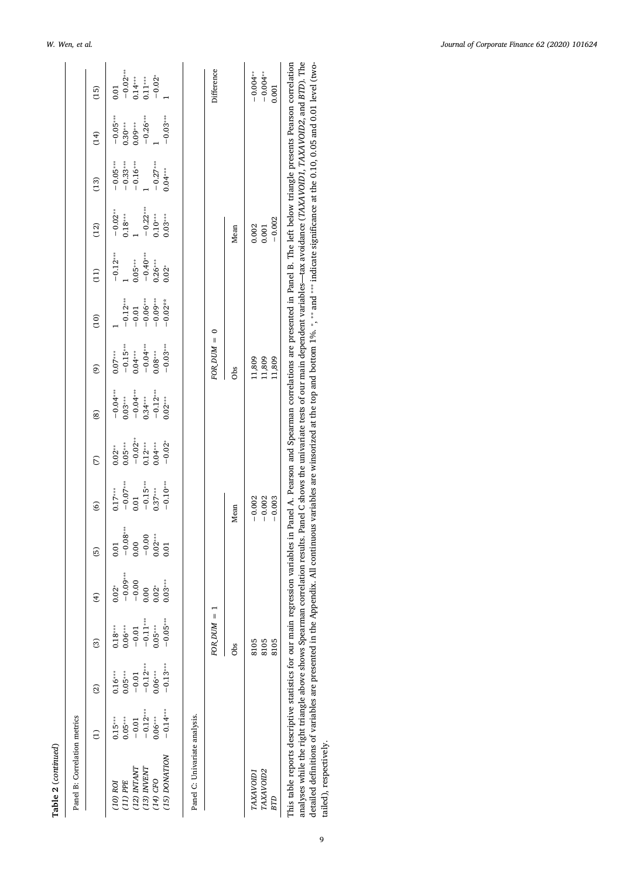**Table 2** (*continued*)

Panel B: Correlation metrics

| | (1) | (2) | (3) | (4) | (5) | (6) | (7) | (8) | (9) | (10) | (11) | (12) | (13) | (14) | (15) |
|---|---|---|---|---|---|---|---|---|---|---|---|---|---|---|---|
| *(10) ROI* | 0.15*** | 0.16*** | 0.18*** | 0.02* | 0.01 | 0.17*** | 0.02** | −0.04*** | 0.07*** | 1 | −0.12*** | −0.02** | −0.05*** | −0.05*** | 0.01 |
| *(11) PPE* | 0.05*** | 0.05*** | 0.06*** | −0.09*** | −0.08*** | −0.07*** | 0.05*** | 0.03*** | −0.15*** | −0.12*** | 1 | 0.18*** | −0.33*** | 0.30*** | −0.02*** |
| *(12) INTANT* | −0.01 | −0.01 | −0.01 | −0.00 | 0.00 | 0.01 | −0.02** | −0.04*** | 0.04*** | −0.01 | 0.05*** | 1 | −0.16*** | 0.09*** | 0.14*** |
| *(13) INVENT* | −0.12*** | −0.12*** | −0.11*** | 0.00 | −0.00 | −0.15*** | 0.12*** | 0.34*** | −0.04*** | −0.06*** | −0.40*** | −0.22*** | 1 | −0.26*** | 0.11*** |
| *(14) CFO* | 0.06*** | 0.06*** | 0.05*** | 0.02* | 0.02*** | 0.37*** | 0.04*** | −0.12*** | 0.08*** | −0.09*** | 0.26*** | 0.10*** | −0.27*** | 1 | −0.02* |
| *(15) DONATION* | −0.14*** | −0.13*** | −0.05*** | 0.03*** | 0.01 | −0.10*** | −0.02* | 0.02*** | −0.03*** | −0.02** | 0.02* | 0.03*** | 0.04*** | −0.03*** | 1 |

Panel C: Univariate analysis.

| | *FOR_DUM* = 1 | | *FOR_DUM* = 0 | | Difference |
|---|---|---|---|---|---|
| | Obs | Mean | Obs | Mean | |
| *TAXAVOID1* | 8105 | −0.002 | 11,809 | 0.002 | −0.004** |
| *TAXAVOID2* | 8105 | −0.002 | 11,809 | 0.001 | −0.004** |
| *BTD* | 8105 | −0.003 | 11,809 | −0.002 | 0.001 |

This table reports descriptive statistics for our main regression variables in Panel A. Pearson and Spearman correlations are presented in Panel B. The left below triangle presents Pearson correlation analyses while the right triangle above shows Spearman correlation results. Panel C shows the univariate tests of our main dependent variables—tax avoidance (*TAXAVOID1*, *TAXAVOID2*, and *BTD*). The detailed definitions of variables are presented in the Appendix. All continuous variables are winsorized at the top and bottom 1%. *, ** and *** indicate significance at the 0.10, 0.05 and 0.01 level (two-tailed), respectively.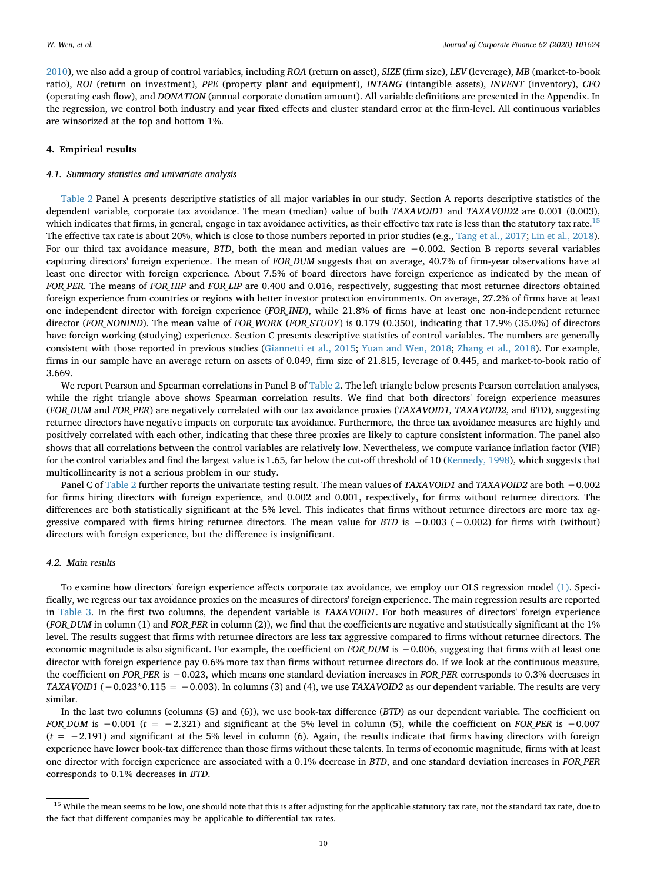2010), we also add a group of control variables, including *ROA* (return on asset), *SIZE* (firm size), *LEV* (leverage), *MB* (market-to-book ratio), *ROI* (return on investment), *PPE* (property plant and equipment), *INTANG* (intangible assets), *INVENT* (inventory), *CFO* (operating cash flow), and *DONATION* (annual corporate donation amount). All variable definitions are presented in the Appendix. In the regression, we control both industry and year fixed effects and cluster standard error at the firm-level. All continuous variables are winsorized at the top and bottom 1%.

## 4. Empirical results

### 4.1. Summary statistics and univariate analysis

Table 2 Panel A presents descriptive statistics of all major variables in our study. Section A reports descriptive statistics of the dependent variable, corporate tax avoidance. The mean (median) value of both *TAXAVOID1* and *TAXAVOID2* are 0.001 (0.003), which indicates that firms, in general, engage in tax avoidance activities, as their effective tax rate is less than the statutory tax rate.[15] The effective tax rate is about 20%, which is close to those numbers reported in prior studies (e.g., Tang et al., 2017; Lin et al., 2018). For our third tax avoidance measure, *BTD*, both the mean and median values are −0.002. Section B reports several variables capturing directors' foreign experience. The mean of *FOR_DUM* suggests that on average, 40.7% of firm-year observations have at least one director with foreign experience. About 7.5% of board directors have foreign experience as indicated by the mean of *FOR_PER*. The means of *FOR_HIP* and *FOR_LIP* are 0.400 and 0.016, respectively, suggesting that most returnee directors obtained foreign experience from countries or regions with better investor protection environments. On average, 27.2% of firms have at least one independent director with foreign experience (*FOR_IND*), while 21.8% of firms have at least one non-independent returnee director (*FOR_NONIND*). The mean value of *FOR_WORK* (*FOR_STUDY*) is 0.179 (0.350), indicating that 17.9% (35.0%) of directors have foreign working (studying) experience. Section C presents descriptive statistics of control variables. The numbers are generally consistent with those reported in previous studies (Giannetti et al., 2015; Yuan and Wen, 2018; Zhang et al., 2018). For example, firms in our sample have an average return on assets of 0.049, firm size of 21.815, leverage of 0.445, and market-to-book ratio of 3.669.

We report Pearson and Spearman correlations in Panel B of Table 2. The left triangle below presents Pearson correlation analyses, while the right triangle above shows Spearman correlation results. We find that both directors' foreign experience measures (*FOR_DUM* and *FOR_PER*) are negatively correlated with our tax avoidance proxies (*TAXAVOID1, TAXAVOID2*, and *BTD*), suggesting returnee directors have negative impacts on corporate tax avoidance. Furthermore, the three tax avoidance measures are highly and positively correlated with each other, indicating that these three proxies are likely to capture consistent information. The panel also shows that all correlations between the control variables are relatively low. Nevertheless, we compute variance inflation factor (VIF) for the control variables and find the largest value is 1.65, far below the cut-off threshold of 10 (Kennedy, 1998), which suggests that multicollinearity is not a serious problem in our study.

Panel C of Table 2 further reports the univariate testing result. The mean values of *TAXAVOID1* and *TAXAVOID2* are both −0.002 for firms hiring directors with foreign experience, and 0.002 and 0.001, respectively, for firms without returnee directors. The differences are both statistically significant at the 5% level. This indicates that firms without returnee directors are more tax aggressive compared with firms hiring returnee directors. The mean value for *BTD* is −0.003 (−0.002) for firms with (without) directors with foreign experience, but the difference is insignificant.

### 4.2. Main results

To examine how directors' foreign experience affects corporate tax avoidance, we employ our OLS regression model (1). Specifically, we regress our tax avoidance proxies on the measures of directors' foreign experience. The main regression results are reported in Table 3. In the first two columns, the dependent variable is *TAXAVOID1*. For both measures of directors' foreign experience (*FOR_DUM* in column (1) and *FOR_PER* in column (2)), we find that the coefficients are negative and statistically significant at the 1% level. The results suggest that firms with returnee directors are less tax aggressive compared to firms without returnee directors. The economic magnitude is also significant. For example, the coefficient on *FOR_DUM* is −0.006, suggesting that firms with at least one director with foreign experience pay 0.6% more tax than firms without returnee directors do. If we look at the continuous measure, the coefficient on *FOR_PER* is −0.023, which means one standard deviation increases in *FOR_PER* corresponds to 0.3% decreases in *TAXAVOID1* ($-0.023*0.115 = -0.003$). In columns (3) and (4), we use *TAXAVOID2* as our dependent variable. The results are very similar.

In the last two columns (columns (5) and (6)), we use book-tax difference (*BTD*) as our dependent variable. The coefficient on *FOR_DUM* is −0.001 ($t = -2.321$) and significant at the 5% level in column (5), while the coefficient on *FOR_PER* is −0.007 ($t = -2.191$) and significant at the 5% level in column (6). Again, the results indicate that firms having directors with foreign experience have lower book-tax difference than those firms without these talents. In terms of economic magnitude, firms with at least one director with foreign experience are associated with a 0.1% decrease in *BTD*, and one standard deviation increases in *FOR_PER* corresponds to 0.1% decreases in *BTD*.

[15] While the mean seems to be low, one should note that this is after adjusting for the applicable statutory tax rate, not the standard tax rate, due to the fact that different companies may be applicable to differential tax rates.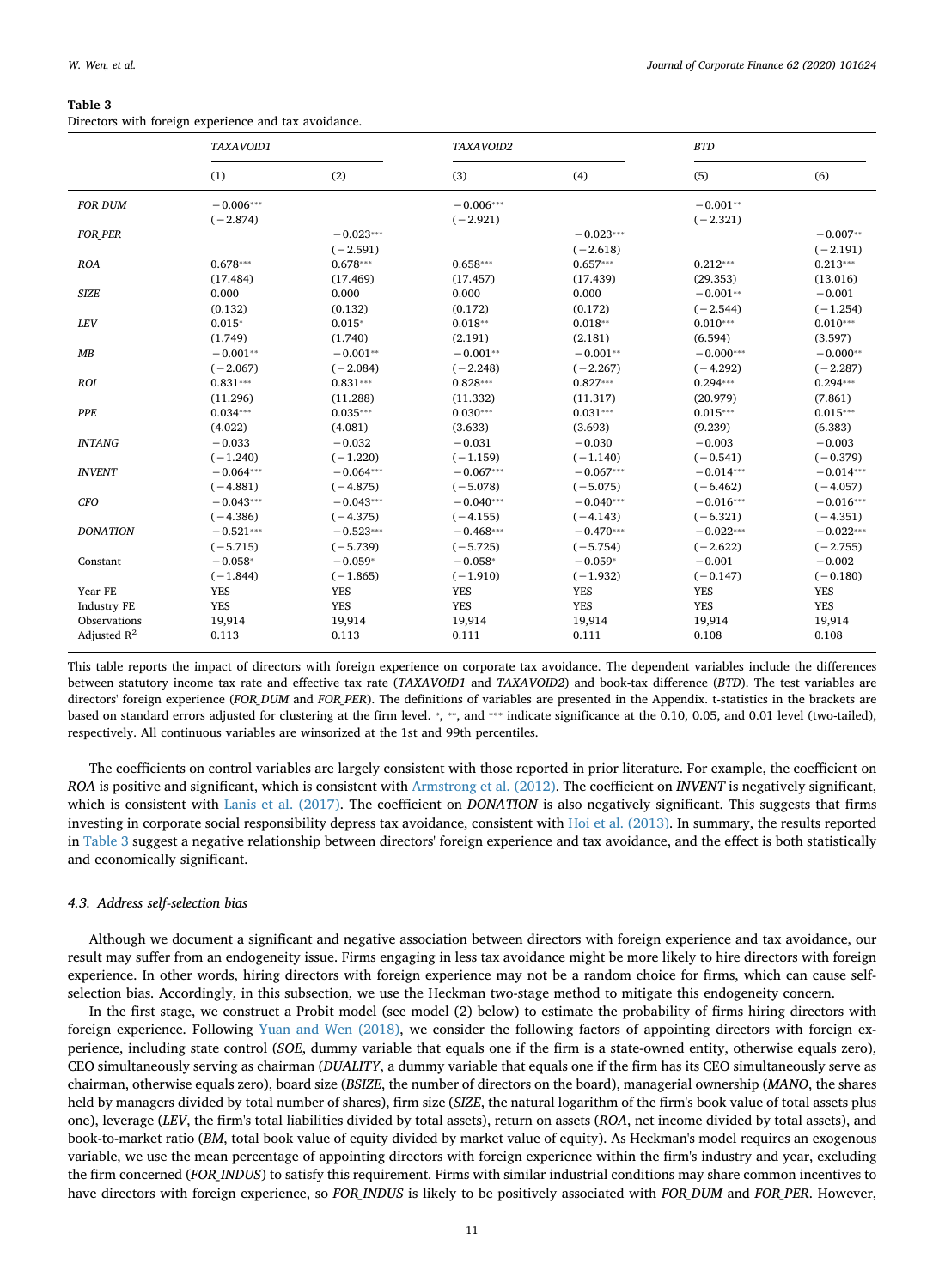**Table 3**

Directors with foreign experience and tax avoidance.

| | *TAXAVOID1* | | *TAXAVOID2* | | *BTD* | |
|---|---|---|---|---|---|---|
| | (1) | (2) | (3) | (4) | (5) | (6) |
| *FOR_DUM* | −0.006*** | | −0.006*** | | −0.001** | |
| | (−2.874) | | (−2.921) | | (−2.321) | |
| *FOR_PER* | | −0.023*** | | −0.023*** | | −0.007** |
| | | (−2.591) | | (−2.618) | | (−2.191) |
| *ROA* | 0.678*** | 0.678*** | 0.658*** | 0.657*** | 0.212*** | 0.213*** |
| | (17.484) | (17.469) | (17.457) | (17.439) | (29.353) | (13.016) |
| *SIZE* | 0.000 | 0.000 | 0.000 | 0.000 | −0.001** | −0.001 |
| | (0.132) | (0.132) | (0.172) | (0.172) | (−2.544) | (−1.254) |
| *LEV* | 0.015* | 0.015* | 0.018** | 0.018** | 0.010*** | 0.010*** |
| | (1.749) | (1.740) | (2.191) | (2.181) | (6.594) | (3.597) |
| *MB* | −0.001** | −0.001** | −0.001** | −0.001** | −0.000*** | −0.000** |
| | (−2.067) | (−2.084) | (−2.248) | (−2.267) | (−4.292) | (−2.287) |
| *ROI* | 0.831*** | 0.831*** | 0.828*** | 0.827*** | 0.294*** | 0.294*** |
| | (11.296) | (11.288) | (11.332) | (11.317) | (20.979) | (7.861) |
| *PPE* | 0.034*** | 0.035*** | 0.030*** | 0.031*** | 0.015*** | 0.015*** |
| | (4.022) | (4.081) | (3.633) | (3.693) | (9.239) | (6.383) |
| *INTANG* | −0.033 | −0.032 | −0.031 | −0.030 | −0.003 | −0.003 |
| | (−1.240) | (−1.220) | (−1.159) | (−1.140) | (−0.541) | (−0.379) |
| *INVENT* | −0.064*** | −0.064*** | −0.067*** | −0.067*** | −0.014*** | −0.014*** |
| | (−4.881) | (−4.875) | (−5.078) | (−5.075) | (−6.462) | (−4.057) |
| *CFO* | −0.043*** | −0.043*** | −0.040*** | −0.040*** | −0.016*** | −0.016*** |
| | (−4.386) | (−4.375) | (−4.155) | (−4.143) | (−6.321) | (−4.351) |
| *DONATION* | −0.521*** | −0.523*** | −0.468*** | −0.470*** | −0.022*** | −0.022*** |
| | (−5.715) | (−5.739) | (−5.725) | (−5.754) | (−2.622) | (−2.755) |
| Constant | −0.058* | −0.059* | −0.058* | −0.059* | −0.001 | −0.002 |
| | (−1.844) | (−1.865) | (−1.910) | (−1.932) | (−0.147) | (−0.180) |
| Year FE | YES | YES | YES | YES | YES | YES |
| Industry FE | YES | YES | YES | YES | YES | YES |
| Observations | 19,914 | 19,914 | 19,914 | 19,914 | 19,914 | 19,914 |
| Adjusted $R^2$ | 0.113 | 0.113 | 0.111 | 0.111 | 0.108 | 0.108 |

This table reports the impact of directors with foreign experience on corporate tax avoidance. The dependent variables include the differences between statutory income tax rate and effective tax rate (*TAXAVOID1* and *TAXAVOID2*) and book-tax difference (*BTD*). The test variables are directors' foreign experience (*FOR_DUM* and *FOR_PER*). The definitions of variables are presented in the Appendix. t-statistics in the brackets are based on standard errors adjusted for clustering at the firm level. *, **, and *** indicate significance at the 0.10, 0.05, and 0.01 level (two-tailed), respectively. All continuous variables are winsorized at the 1st and 99th percentiles.

The coefficients on control variables are largely consistent with those reported in prior literature. For example, the coefficient on *ROA* is positive and significant, which is consistent with Armstrong et al. (2012). The coefficient on *INVENT* is negatively significant, which is consistent with Lanis et al. (2017). The coefficient on *DONATION* is also negatively significant. This suggests that firms investing in corporate social responsibility depress tax avoidance, consistent with Hoi et al. (2013). In summary, the results reported in Table 3 suggest a negative relationship between directors' foreign experience and tax avoidance, and the effect is both statistically and economically significant.

### 4.3. Address self-selection bias

Although we document a significant and negative association between directors with foreign experience and tax avoidance, our result may suffer from an endogeneity issue. Firms engaging in less tax avoidance might be more likely to hire directors with foreign experience. In other words, hiring directors with foreign experience may not be a random choice for firms, which can cause self-selection bias. Accordingly, in this subsection, we use the Heckman two-stage method to mitigate this endogeneity concern.

In the first stage, we construct a Probit model (see model (2) below) to estimate the probability of firms hiring directors with foreign experience. Following Yuan and Wen (2018), we consider the following factors of appointing directors with foreign experience, including state control (*SOE*, dummy variable that equals one if the firm is a state-owned entity, otherwise equals zero), CEO simultaneously serving as chairman (*DUALITY*, a dummy variable that equals one if the firm has its CEO simultaneously serve as chairman, otherwise equals zero), board size (*BSIZE*, the number of directors on the board), managerial ownership (*MANO*, the shares held by managers divided by total number of shares), firm size (*SIZE*, the natural logarithm of the firm's book value of total assets plus one), leverage (*LEV*, the firm's total liabilities divided by total assets), return on assets (*ROA*, net income divided by total assets), and book-to-market ratio (*BM*, total book value of equity divided by market value of equity). As Heckman's model requires an exogenous variable, we use the mean percentage of appointing directors with foreign experience within the firm's industry and year, excluding the firm concerned (*FOR_INDUS*) to satisfy this requirement. Firms with similar industrial conditions may share common incentives to have directors with foreign experience, so *FOR_INDUS* is likely to be positively associated with *FOR_DUM* and *FOR_PER*. However,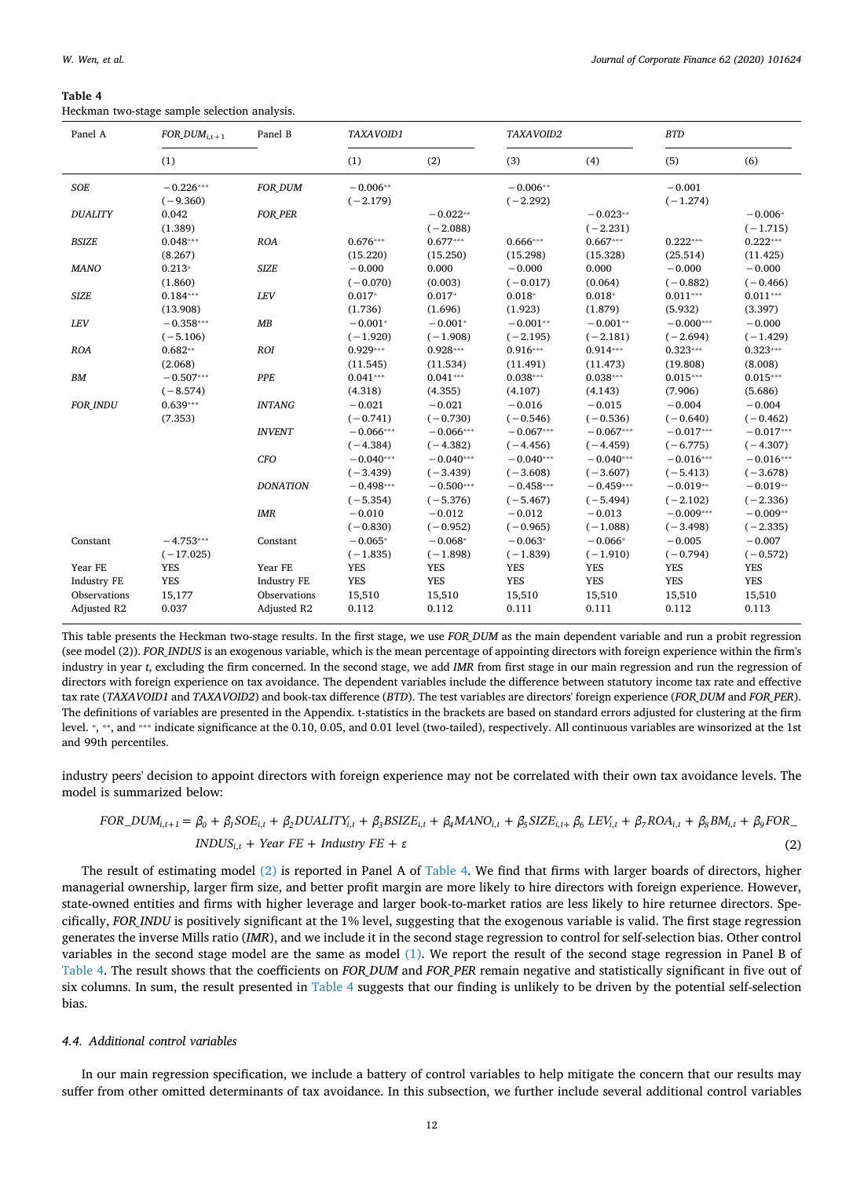**Table 4**
Heckman two-stage sample selection analysis.

| Panel A | $FOR\_DUM_{i,t+1}$ | Panel B | TAXAVOID1 | | TAXAVOID2 | | BTD | |
|---|---|---|---|---|---|---|---|---|
| | (1) | | (1) | (2) | (3) | (4) | (5) | (6) |
| *SOE* | −0.226*** | *FOR_DUM* | −0.006** | | −0.006** | | −0.001 | |
| | (−9.360) | | (−2.179) | | (−2.292) | | (−1.274) | |
| *DUALITY* | 0.042 | *FOR_PER* | | −0.022** | | −0.023** | | −0.006* |
| | (1.389) | | | (−2.088) | | (−2.231) | | (−1.715) |
| *BSIZE* | 0.048*** | *ROA* | 0.676*** | 0.677*** | 0.666*** | 0.667*** | 0.222*** | 0.222*** |
| | (8.267) | | (15.220) | (15.250) | (15.298) | (15.328) | (25.514) | (11.425) |
| *MANO* | 0.213* | *SIZE* | −0.000 | 0.000 | −0.000 | 0.000 | −0.000 | −0.000 |
| | (1.860) | | (−0.070) | (0.003) | (−0.017) | (0.064) | (−0.882) | (−0.466) |
| *SIZE* | 0.184*** | *LEV* | 0.017* | 0.017* | 0.018* | 0.018* | 0.011*** | 0.011*** |
| | (13.908) | | (1.736) | (1.696) | (1.923) | (1.879) | (5.932) | (3.397) |
| *LEV* | −0.358*** | *MB* | −0.001* | −0.001* | −0.001** | −0.001** | −0.000*** | −0.000 |
| | (−5.106) | | (−1.920) | (−1.908) | (−2.195) | (−2.181) | (−2.694) | (−1.429) |
| *ROA* | 0.682** | *ROI* | 0.929*** | 0.928*** | 0.916*** | 0.914*** | 0.323*** | 0.323*** |
| | (2.068) | | (11.545) | (11.534) | (11.491) | (11.473) | (19.808) | (8.008) |
| *BM* | −0.507*** | *PPE* | 0.041*** | 0.041*** | 0.038*** | 0.038*** | 0.015*** | 0.015*** |
| | (−8.574) | | (4.318) | (4.355) | (4.107) | (4.143) | (7.906) | (5.686) |
| *FOR_INDU* | 0.639*** | *INTANG* | −0.021 | −0.021 | −0.016 | −0.015 | −0.004 | −0.004 |
| | (7.353) | | (−0.741) | (−0.730) | (−0.546) | (−0.536) | (−0.640) | (−0.462) |
| | | *INVENT* | −0.066*** | −0.066*** | −0.067*** | −0.067*** | −0.017*** | −0.017*** |
| | | | (−4.384) | (−4.382) | (−4.456) | (−4.459) | (−6.775) | (−4.307) |
| | | *CFO* | −0.040*** | −0.040*** | −0.040*** | −0.040*** | −0.016*** | −0.016*** |
| | | | (−3.439) | (−3.439) | (−3.608) | (−3.607) | (−5.413) | (−3.678) |
| | | *DONATION* | −0.498*** | −0.500*** | −0.458*** | −0.459*** | −0.019** | −0.019** |
| | | | (−5.354) | (−5.376) | (−5.467) | (−5.494) | (−2.102) | (−2.336) |
| | | *IMR* | −0.010 | −0.012 | −0.012 | −0.013 | −0.009*** | −0.009** |
| | | | (−0.830) | (−0.952) | (−0.965) | (−1.088) | (−3.498) | (−2.335) |
| Constant | −4.753*** | Constant | −0.065* | −0.068* | −0.063* | −0.066* | −0.005 | −0.007 |
| | (−17.025) | | (−1.835) | (−1.898) | (−1.839) | (−1.910) | (−0.794) | (−0.572) |
| Year FE | YES | Year FE | YES | YES | YES | YES | YES | YES |
| Industry FE | YES | Industry FE | YES | YES | YES | YES | YES | YES |
| Observations | 15,177 | Observations | 15,510 | 15,510 | 15,510 | 15,510 | 15,510 | 15,510 |
| Adjusted R2 | 0.037 | Adjusted R2 | 0.112 | 0.112 | 0.111 | 0.111 | 0.112 | 0.113 |

This table presents the Heckman two-stage results. In the first stage, we use *FOR_DUM* as the main dependent variable and run a probit regression (see model (2)). *FOR_INDUS* is an exogenous variable, which is the mean percentage of appointing directors with foreign experience within the firm's industry in year *t*, excluding the firm concerned. In the second stage, we add *IMR* from first stage in our main regression and run the regression of directors with foreign experience on tax avoidance. The dependent variables include the difference between statutory income tax rate and effective tax rate (*TAXAVOID1* and *TAXAVOID2*) and book-tax difference (*BTD*). The test variables are directors' foreign experience (*FOR_DUM* and *FOR_PER*). The definitions of variables are presented in the Appendix. t-statistics in the brackets are based on standard errors adjusted for clustering at the firm level. *, **, and *** indicate significance at the 0.10, 0.05, and 0.01 level (two-tailed), respectively. All continuous variables are winsorized at the 1st and 99th percentiles.

industry peers' decision to appoint directors with foreign experience may not be correlated with their own tax avoidance levels. The model is summarized below:

$$FOR\_DUM_{i,t+1} = \beta_0 + \beta_1 SOE_{i,t} + \beta_2 DUALITY_{i,t} + \beta_3 BSIZE_{i,t} + \beta_4 MANO_{i,t} + \beta_5 SIZE_{i,t+} \beta_6\ LEV_{i,t} + \beta_7 ROA_{i,t} + \beta_8 BM_{i,t} + \beta_9 FOR\_INDUS_{i,t} + Year\ FE + Industry\ FE + \varepsilon \tag{2}$$

The result of estimating model (2) is reported in Panel A of Table 4. We find that firms with larger boards of directors, higher managerial ownership, larger firm size, and better profit margin are more likely to hire directors with foreign experience. However, state-owned entities and firms with higher leverage and larger book-to-market ratios are less likely to hire returnee directors. Specifically, *FOR_INDU* is positively significant at the 1% level, suggesting that the exogenous variable is valid. The first stage regression generates the inverse Mills ratio (*IMR*), and we include it in the second stage regression to control for self-selection bias. Other control variables in the second stage model are the same as model (1). We report the result of the second stage regression in Panel B of Table 4. The result shows that the coefficients on *FOR_DUM* and *FOR_PER* remain negative and statistically significant in five out of six columns. In sum, the result presented in Table 4 suggests that our finding is unlikely to be driven by the potential self-selection bias.

### 4.4. Additional control variables

In our main regression specification, we include a battery of control variables to help mitigate the concern that our results may suffer from other omitted determinants of tax avoidance. In this subsection, we further include several additional control variables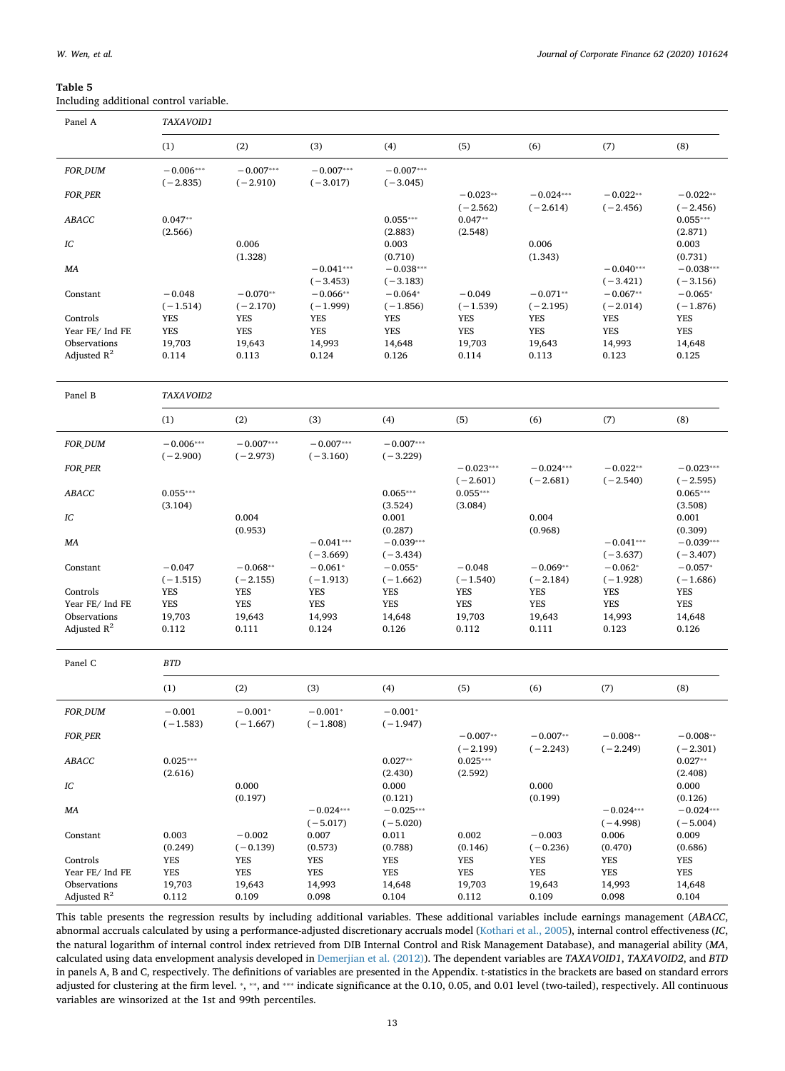**Table 5**

Including additional control variable.

| Panel A | *TAXAVOID1* | | | | | | | |
|---|---|---|---|---|---|---|---|---|
| | (1) | (2) | (3) | (4) | (5) | (6) | (7) | (8) |
| *FOR_DUM* | −0.006*** | −0.007*** | −0.007*** | −0.007*** | | | | |
| | (−2.835) | (−2.910) | (−3.017) | (−3.045) | | | | |
| *FOR_PER* | | | | | −0.023** | −0.024*** | −0.022** | −0.022** |
| | | | | | (−2.562) | (−2.614) | (−2.456) | (−2.456) |
| *ABACC* | 0.047** | | | 0.055*** | 0.047** | | | 0.055*** |
| | (2.566) | | | (2.883) | (2.548) | | | (2.871) |
| *IC* | | 0.006 | | 0.003 | | 0.006 | | 0.003 |
| | | (1.328) | | (0.710) | | (1.343) | | (0.731) |
| *MA* | | | −0.041*** | −0.038*** | | | −0.040*** | −0.038*** |
| | | | (−3.453) | (−3.183) | | | (−3.421) | (−3.156) |
| Constant | −0.048 | −0.070** | −0.066** | −0.064* | −0.049 | −0.071** | −0.067** | −0.065* |
| | (−1.514) | (−2.170) | (−1.999) | (−1.856) | (−1.539) | (−2.195) | (−2.014) | (−1.876) |
| Controls | YES | YES | YES | YES | YES | YES | YES | YES |
| Year FE/ Ind FE | YES | YES | YES | YES | YES | YES | YES | YES |
| Observations | 19,703 | 19,643 | 14,993 | 14,648 | 19,703 | 19,643 | 14,993 | 14,648 |
| Adjusted $R^2$ | 0.114 | 0.113 | 0.124 | 0.126 | 0.114 | 0.113 | 0.123 | 0.125 |

| Panel B | *TAXAVOID2* | | | | | | | |
|---|---|---|---|---|---|---|---|---|
| | (1) | (2) | (3) | (4) | (5) | (6) | (7) | (8) |
| *FOR_DUM* | −0.006*** | −0.007*** | −0.007*** | −0.007*** | | | | |
| | (−2.900) | (−2.973) | (−3.160) | (−3.229) | | | | |
| *FOR_PER* | | | | | −0.023*** | −0.024*** | −0.022** | −0.023*** |
| | | | | | (−2.601) | (−2.681) | (−2.540) | (−2.595) |
| *ABACC* | 0.055*** | | | 0.065*** | 0.055*** | | | 0.065*** |
| | (3.104) | | | (3.524) | (3.084) | | | (3.508) |
| *IC* | | 0.004 | | 0.001 | | 0.004 | | 0.001 |
| | | (0.953) | | (0.287) | | (0.968) | | (0.309) |
| *MA* | | | −0.041*** | −0.039*** | | | −0.041*** | −0.039*** |
| | | | (−3.669) | (−3.434) | | | (−3.637) | (−3.407) |
| Constant | −0.047 | −0.068** | −0.061* | −0.055* | −0.048 | −0.069** | −0.062* | −0.057* |
| | (−1.515) | (−2.155) | (−1.913) | (−1.662) | (−1.540) | (−2.184) | (−1.928) | (−1.686) |
| Controls | YES | YES | YES | YES | YES | YES | YES | YES |
| Year FE/ Ind FE | YES | YES | YES | YES | YES | YES | YES | YES |
| Observations | 19,703 | 19,643 | 14,993 | 14,648 | 19,703 | 19,643 | 14,993 | 14,648 |
| Adjusted $R^2$ | 0.112 | 0.111 | 0.124 | 0.126 | 0.112 | 0.111 | 0.123 | 0.126 |

| Panel C | *BTD* | | | | | | | |
|---|---|---|---|---|---|---|---|---|
| | (1) | (2) | (3) | (4) | (5) | (6) | (7) | (8) |
| *FOR_DUM* | −0.001 | −0.001* | −0.001* | −0.001* | | | | |
| | (−1.583) | (−1.667) | (−1.808) | (−1.947) | | | | |
| *FOR_PER* | | | | | −0.007** | −0.007** | −0.008** | −0.008** |
| | | | | | (−2.199) | (−2.243) | (−2.249) | (−2.301) |
| *ABACC* | 0.025*** | | | 0.027** | 0.025*** | | | 0.027** |
| | (2.616) | | | (2.430) | (2.592) | | | (2.408) |
| *IC* | | 0.000 | | 0.000 | | 0.000 | | 0.000 |
| | | (0.197) | | (0.121) | | (0.199) | | (0.126) |
| *MA* | | | −0.024*** | −0.025*** | | | −0.024*** | −0.024*** |
| | | | (−5.017) | (−5.020) | | | (−4.998) | (−5.004) |
| Constant | 0.003 | −0.002 | 0.007 | 0.011 | 0.002 | −0.003 | 0.006 | 0.009 |
| | (0.249) | (−0.139) | (0.573) | (0.788) | (0.146) | (−0.236) | (0.470) | (0.686) |
| Controls | YES | YES | YES | YES | YES | YES | YES | YES |
| Year FE/ Ind FE | YES | YES | YES | YES | YES | YES | YES | YES |
| Observations | 19,703 | 19,643 | 14,993 | 14,648 | 19,703 | 19,643 | 14,993 | 14,648 |
| Adjusted $R^2$ | 0.112 | 0.109 | 0.098 | 0.104 | 0.112 | 0.109 | 0.098 | 0.104 |

This table presents the regression results by including additional variables. These additional variables include earnings management (*ABACC*, abnormal accruals calculated by using a performance-adjusted discretionary accruals model (Kothari et al., 2005), internal control effectiveness (*IC*, the natural logarithm of internal control index retrieved from DIB Internal Control and Risk Management Database), and managerial ability (*MA*, calculated using data envelopment analysis developed in Demerjian et al. (2012)). The dependent variables are *TAXAVOID1*, *TAXAVOID2*, and *BTD* in panels A, B and C, respectively. The definitions of variables are presented in the Appendix. t-statistics in the brackets are based on standard errors adjusted for clustering at the firm level. *, **, and *** indicate significance at the 0.10, 0.05, and 0.01 level (two-tailed), respectively. All continuous variables are winsorized at the 1st and 99th percentiles.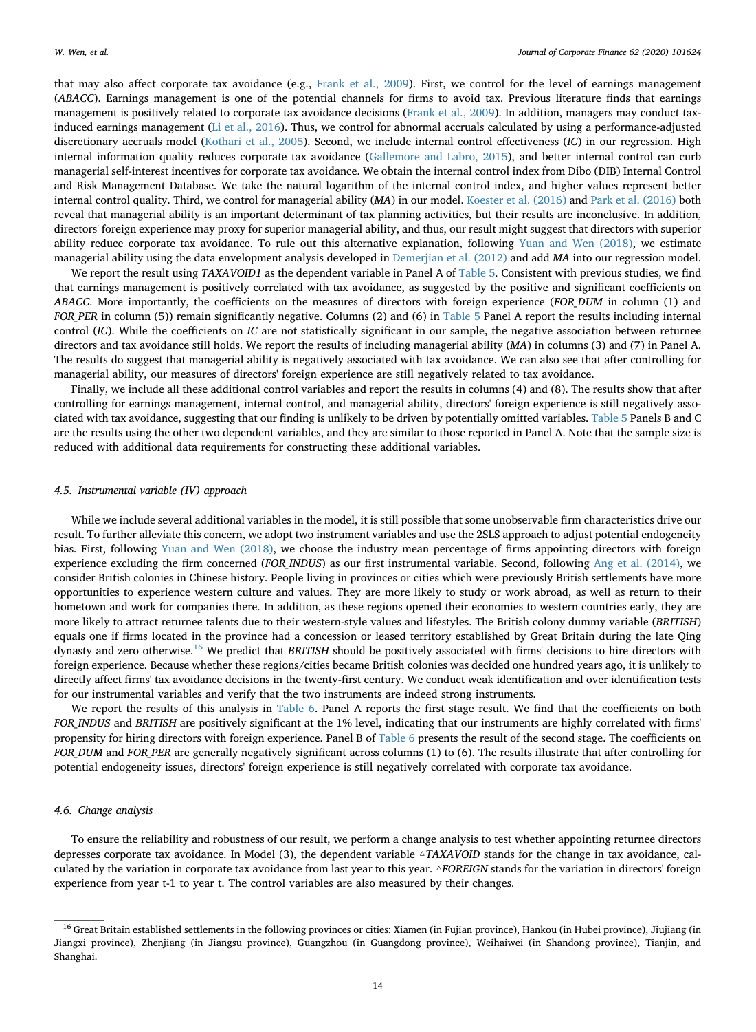that may also affect corporate tax avoidance (e.g., Frank et al., 2009). First, we control for the level of earnings management (*ABACC*). Earnings management is one of the potential channels for firms to avoid tax. Previous literature finds that earnings management is positively related to corporate tax avoidance decisions (Frank et al., 2009). In addition, managers may conduct tax-induced earnings management (Li et al., 2016). Thus, we control for abnormal accruals calculated by using a performance-adjusted discretionary accruals model (Kothari et al., 2005). Second, we include internal control effectiveness (*IC*) in our regression. High internal information quality reduces corporate tax avoidance (Gallemore and Labro, 2015), and better internal control can curb managerial self-interest incentives for corporate tax avoidance. We obtain the internal control index from Dibo (DIB) Internal Control and Risk Management Database. We take the natural logarithm of the internal control index, and higher values represent better internal control quality. Third, we control for managerial ability (*MA*) in our model. Koester et al. (2016) and Park et al. (2016) both reveal that managerial ability is an important determinant of tax planning activities, but their results are inconclusive. In addition, directors' foreign experience may proxy for superior managerial ability, and thus, our result might suggest that directors with superior ability reduce corporate tax avoidance. To rule out this alternative explanation, following Yuan and Wen (2018), we estimate managerial ability using the data envelopment analysis developed in Demerjian et al. (2012) and add *MA* into our regression model.

We report the result using *TAXAVOID1* as the dependent variable in Panel A of Table 5. Consistent with previous studies, we find that earnings management is positively correlated with tax avoidance, as suggested by the positive and significant coefficients on *ABACC*. More importantly, the coefficients on the measures of directors with foreign experience (*FOR_DUM* in column (1) and *FOR_PER* in column (5)) remain significantly negative. Columns (2) and (6) in Table 5 Panel A report the results including internal control (*IC*). While the coefficients on *IC* are not statistically significant in our sample, the negative association between returnee directors and tax avoidance still holds. We report the results of including managerial ability (*MA*) in columns (3) and (7) in Panel A. The results do suggest that managerial ability is negatively associated with tax avoidance. We can also see that after controlling for managerial ability, our measures of directors' foreign experience are still negatively related to tax avoidance.

Finally, we include all these additional control variables and report the results in columns (4) and (8). The results show that after controlling for earnings management, internal control, and managerial ability, directors' foreign experience is still negatively associated with tax avoidance, suggesting that our finding is unlikely to be driven by potentially omitted variables. Table 5 Panels B and C are the results using the other two dependent variables, and they are similar to those reported in Panel A. Note that the sample size is reduced with additional data requirements for constructing these additional variables.

### 4.5. Instrumental variable (IV) approach

While we include several additional variables in the model, it is still possible that some unobservable firm characteristics drive our result. To further alleviate this concern, we adopt two instrument variables and use the 2SLS approach to adjust potential endogeneity bias. First, following Yuan and Wen (2018), we choose the industry mean percentage of firms appointing directors with foreign experience excluding the firm concerned (*FOR_INDUS*) as our first instrumental variable. Second, following Ang et al. (2014), we consider British colonies in Chinese history. People living in provinces or cities which were previously British settlements have more opportunities to experience western culture and values. They are more likely to study or work abroad, as well as return to their hometown and work for companies there. In addition, as these regions opened their economies to western countries early, they are more likely to attract returnee talents due to their western-style values and lifestyles. The British colony dummy variable (*BRITISH*) equals one if firms located in the province had a concession or leased territory established by Great Britain during the late Qing dynasty and zero otherwise.[16] We predict that *BRITISH* should be positively associated with firms' decisions to hire directors with foreign experience. Because whether these regions/cities became British colonies was decided one hundred years ago, it is unlikely to directly affect firms' tax avoidance decisions in the twenty-first century. We conduct weak identification and over identification tests for our instrumental variables and verify that the two instruments are indeed strong instruments.

We report the results of this analysis in Table 6. Panel A reports the first stage result. We find that the coefficients on both *FOR_INDUS* and *BRITISH* are positively significant at the 1% level, indicating that our instruments are highly correlated with firms' propensity for hiring directors with foreign experience. Panel B of Table 6 presents the result of the second stage. The coefficients on *FOR_DUM* and *FOR_PER* are generally negatively significant across columns (1) to (6). The results illustrate that after controlling for potential endogeneity issues, directors' foreign experience is still negatively correlated with corporate tax avoidance.

### 4.6. Change analysis

To ensure the reliability and robustness of our result, we perform a change analysis to test whether appointing returnee directors depresses corporate tax avoidance. In Model (3), the dependent variable $\triangle$*TAXAVOID* stands for the change in tax avoidance, calculated by the variation in corporate tax avoidance from last year to this year. $\triangle$*FOREIGN* stands for the variation in directors' foreign experience from year t-1 to year t. The control variables are also measured by their changes.

---

[16] Great Britain established settlements in the following provinces or cities: Xiamen (in Fujian province), Hankou (in Hubei province), Jiujiang (in Jiangxi province), Zhenjiang (in Jiangsu province), Guangzhou (in Guangdong province), Weihaiwei (in Shandong province), Tianjin, and Shanghai.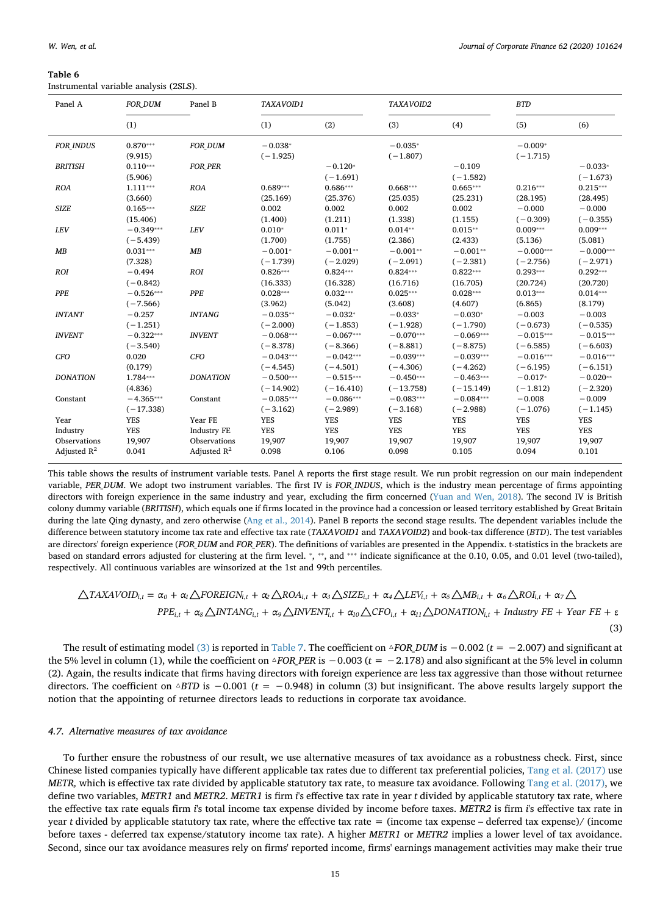**Table 6**
Instrumental variable analysis (2SLS).

| Panel A | *FOR_DUM* | Panel B | *TAXAVOID1* | | *TAXAVOID2* | | *BTD* | |
|---|---|---|---|---|---|---|---|---|
| | (1) | | (1) | (2) | (3) | (4) | (5) | (6) |
| *FOR_INDUS* | 0.870*** | *FOR_DUM* | −0.038* | | −0.035* | | −0.009* | |
| | (9.915) | | (−1.925) | | (−1.807) | | (−1.715) | |
| *BRITISH* | 0.110*** | *FOR_PER* | | −0.120* | | −0.109 | | −0.033* |
| | (5.906) | | | (−1.691) | | (−1.582) | | (−1.673) |
| *ROA* | 1.111*** | *ROA* | 0.689*** | 0.686*** | 0.668*** | 0.665*** | 0.216*** | 0.215*** |
| | (3.660) | | (25.169) | (25.376) | (25.035) | (25.231) | (28.195) | (28.495) |
| *SIZE* | 0.165*** | *SIZE* | 0.002 | 0.002 | 0.002 | 0.002 | −0.000 | −0.000 |
| | (15.406) | | (1.400) | (1.211) | (1.338) | (1.155) | (−0.309) | (−0.355) |
| *LEV* | −0.349*** | *LEV* | 0.010* | 0.011* | 0.014** | 0.015** | 0.009*** | 0.009*** |
| | (−5.439) | | (1.700) | (1.755) | (2.386) | (2.433) | (5.136) | (5.081) |
| *MB* | 0.031*** | *MB* | −0.001* | −0.001** | −0.001** | −0.001** | −0.000*** | −0.000*** |
| | (7.328) | | (−1.739) | (−2.029) | (−2.091) | (−2.381) | (−2.756) | (−2.971) |
| *ROI* | −0.494 | *ROI* | 0.826*** | 0.824*** | 0.824*** | 0.822*** | 0.293*** | 0.292*** |
| | (−0.842) | | (16.333) | (16.328) | (16.716) | (16.705) | (20.724) | (20.720) |
| *PPE* | −0.526*** | *PPE* | 0.028*** | 0.032*** | 0.025*** | 0.028*** | 0.013*** | 0.014*** |
| | (−7.566) | | (3.962) | (5.042) | (3.608) | (4.607) | (6.865) | (8.179) |
| *INTANT* | −0.257 | *INTANG* | −0.035** | −0.032* | −0.033* | −0.030* | −0.003 | −0.003 |
| | (−1.251) | | (−2.000) | (−1.853) | (−1.928) | (−1.790) | (−0.673) | (−0.535) |
| *INVENT* | −0.322*** | *INVENT* | −0.068*** | −0.067*** | −0.070*** | −0.069*** | −0.015*** | −0.015*** |
| | (−3.540) | | (−8.378) | (−8.366) | (−8.881) | (−8.875) | (−6.585) | (−6.603) |
| *CFO* | 0.020 | *CFO* | −0.043*** | −0.042*** | −0.039*** | −0.039*** | −0.016*** | −0.016*** |
| | (0.179) | | (−4.545) | (−4.501) | (−4.306) | (−4.262) | (−6.195) | (−6.151) |
| *DONATION* | 1.784*** | *DONATION* | −0.500*** | −0.515*** | −0.450*** | −0.463*** | −0.017* | −0.020** |
| | (4.836) | | (−14.902) | (−16.410) | (−13.758) | (−15.149) | (−1.812) | (−2.320) |
| Constant | −4.365*** | Constant | −0.085*** | −0.086*** | −0.083*** | −0.084*** | −0.008 | −0.009 |
| | (−17.338) | | (−3.162) | (−2.989) | (−3.168) | (−2.988) | (−1.076) | (−1.145) |
| Year | YES | Year FE | YES | YES | YES | YES | YES | YES |
| Industry | YES | Industry FE | YES | YES | YES | YES | YES | YES |
| Observations | 19,907 | Observations | 19,907 | 19,907 | 19,907 | 19,907 | 19,907 | 19,907 |
| Adjusted $R^2$ | 0.041 | Adjusted $R^2$ | 0.098 | 0.106 | 0.098 | 0.105 | 0.094 | 0.101 |

This table shows the results of instrument variable tests. Panel A reports the first stage result. We run probit regression on our main independent variable, *PER_DUM*. We adopt two instrument variables. The first IV is *FOR_INDUS*, which is the industry mean percentage of firms appointing directors with foreign experience in the same industry and year, excluding the firm concerned (Yuan and Wen, 2018). The second IV is British colony dummy variable (*BRITISH*), which equals one if firms located in the province had a concession or leased territory established by Great Britain during the late Qing dynasty, and zero otherwise (Ang et al., 2014). Panel B reports the second stage results. The dependent variables include the difference between statutory income tax rate and effective tax rate (*TAXAVOID1* and *TAXAVOID2*) and book-tax difference (*BTD*). The test variables are directors' foreign experience (*FOR_DUM* and *FOR_PER*). The definitions of variables are presented in the Appendix. t-statistics in the brackets are based on standard errors adjusted for clustering at the firm level. *, **, and *** indicate significance at the 0.10, 0.05, and 0.01 level (two-tailed), respectively. All continuous variables are winsorized at the 1st and 99th percentiles.

$$\triangle TAXAVOID_{i,t} = \alpha_0 + \alpha_1 \triangle FOREIGN_{i,t} + \alpha_2 \triangle ROA_{i,t} + \alpha_3 \triangle SIZE_{i,t} + \alpha_4 \triangle LEV_{i,t} + \alpha_5 \triangle MB_{i,t} + \alpha_6 \triangle ROI_{i,t} + \alpha_7 \triangle PPE_{i,t} + \alpha_8 \triangle INTANG_{i,t} + \alpha_9 \triangle INVENT_{i,t} + \alpha_{10} \triangle CFO_{i,t} + \alpha_{11} \triangle DONATION_{i,t} + Industry\ FE + Year\ FE + \varepsilon \tag{3}$$

The result of estimating model (3) is reported in Table 7. The coefficient on $\triangle FOR\_DUM$ is −0.002 ($t$ = −2.007) and significant at the 5% level in column (1), while the coefficient on $\triangle FOR\_PER$ is −0.003 ($t$ = −2.178) and also significant at the 5% level in column (2). Again, the results indicate that firms having directors with foreign experience are less tax aggressive than those without returnee directors. The coefficient on $\triangle BTD$ is −0.001 ($t$ = −0.948) in column (3) but insignificant. The above results largely support the notion that the appointing of returnee directors leads to reductions in corporate tax avoidance.

### 4.7. Alternative measures of tax avoidance

To further ensure the robustness of our result, we use alternative measures of tax avoidance as a robustness check. First, since Chinese listed companies typically have different applicable tax rates due to different tax preferential policies, Tang et al. (2017) use *METR,* which is effective tax rate divided by applicable statutory tax rate, to measure tax avoidance. Following Tang et al. (2017), we define two variables, *METR1* and *METR2*. *METR1* is firm *i*'s effective tax rate in year *t* divided by applicable statutory tax rate, where the effective tax rate equals firm *i*'s total income tax expense divided by income before taxes. *METR2* is firm *i*'s effective tax rate in year *t* divided by applicable statutory tax rate, where the effective tax rate = (income tax expense – deferred tax expense)/ (income before taxes - deferred tax expense/statutory income tax rate). A higher *METR1* or *METR2* implies a lower level of tax avoidance. Second, since our tax avoidance measures rely on firms' reported income, firms' earnings management activities may make their true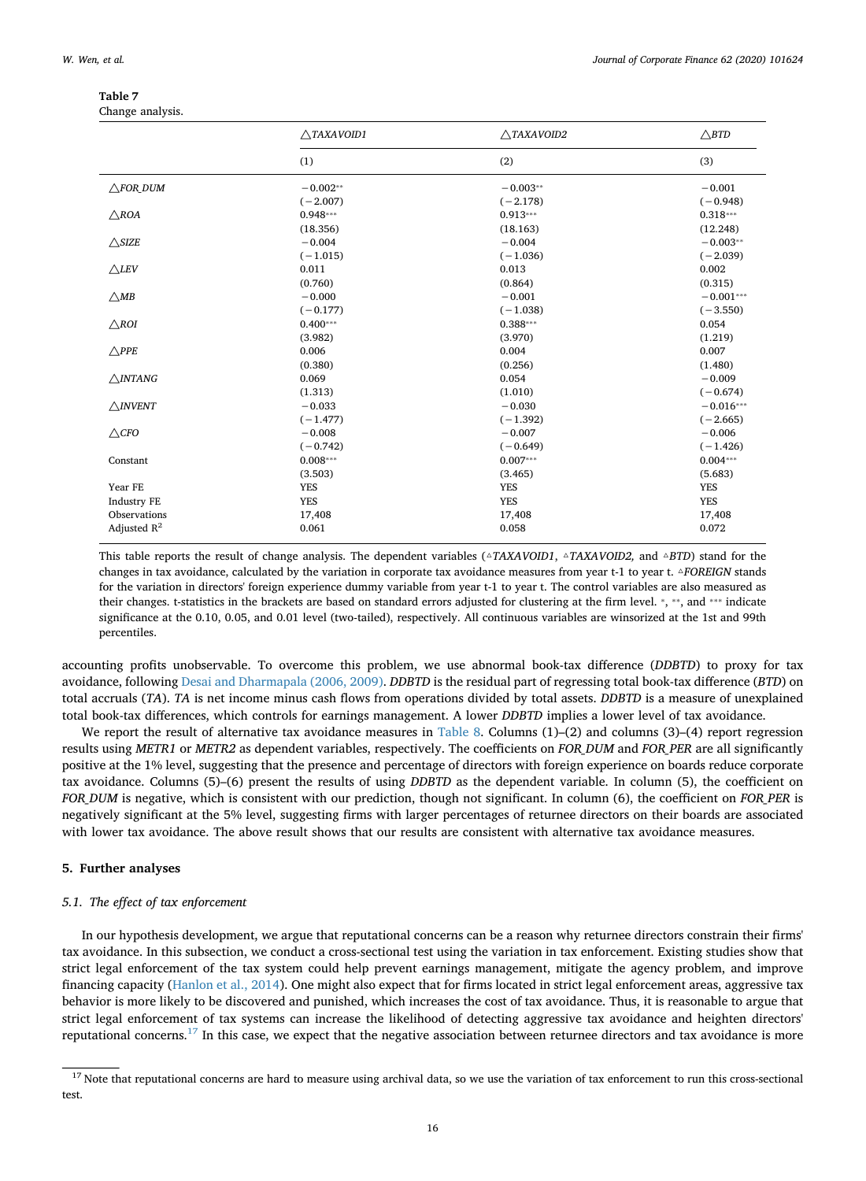**Table 7**
Change analysis.

| | $\triangle$*TAXAVOID1* | $\triangle$*TAXAVOID2* | $\triangle$*BTD* |
|---|---|---|---|
| | (1) | (2) | (3) |
| $\triangle$*FOR_DUM* | −0.002** | −0.003** | −0.001 |
| | (−2.007) | (−2.178) | (−0.948) |
| $\triangle$*ROA* | 0.948*** | 0.913*** | 0.318*** |
| | (18.356) | (18.163) | (12.248) |
| $\triangle$*SIZE* | −0.004 | −0.004 | −0.003** |
| | (−1.015) | (−1.036) | (−2.039) |
| $\triangle$*LEV* | 0.011 | 0.013 | 0.002 |
| | (0.760) | (0.864) | (0.315) |
| $\triangle$*MB* | −0.000 | −0.001 | −0.001*** |
| | (−0.177) | (−1.038) | (−3.550) |
| $\triangle$*ROI* | 0.400*** | 0.388*** | 0.054 |
| | (3.982) | (3.970) | (1.219) |
| $\triangle$*PPE* | 0.006 | 0.004 | 0.007 |
| | (0.380) | (0.256) | (1.480) |
| $\triangle$*INTANG* | 0.069 | 0.054 | −0.009 |
| | (1.313) | (1.010) | (−0.674) |
| $\triangle$*INVENT* | −0.033 | −0.030 | −0.016*** |
| | (−1.477) | (−1.392) | (−2.665) |
| $\triangle$*CFO* | −0.008 | −0.007 | −0.006 |
| | (−0.742) | (−0.649) | (−1.426) |
| Constant | 0.008*** | 0.007*** | 0.004*** |
| | (3.503) | (3.465) | (5.683) |
| Year FE | YES | YES | YES |
| Industry FE | YES | YES | YES |
| Observations | 17,408 | 17,408 | 17,408 |
| Adjusted $R^2$ | 0.061 | 0.058 | 0.072 |

This table reports the result of change analysis. The dependent variables ($\triangle$*TAXAVOID1*, $\triangle$*TAXAVOID2,* and $\triangle$*BTD*) stand for the changes in tax avoidance, calculated by the variation in corporate tax avoidance measures from year t-1 to year t. $\triangle$*FOREIGN* stands for the variation in directors' foreign experience dummy variable from year t-1 to year t. The control variables are also measured as their changes. t-statistics in the brackets are based on standard errors adjusted for clustering at the firm level. *, **, and *** indicate significance at the 0.10, 0.05, and 0.01 level (two-tailed), respectively. All continuous variables are winsorized at the 1st and 99th percentiles.

accounting profits unobservable. To overcome this problem, we use abnormal book-tax difference (*DDBTD*) to proxy for tax avoidance, following Desai and Dharmapala (2006, 2009). *DDBTD* is the residual part of regressing total book-tax difference (*BTD*) on total accruals (*TA*). *TA* is net income minus cash flows from operations divided by total assets. *DDBTD* is a measure of unexplained total book-tax differences, which controls for earnings management. A lower *DDBTD* implies a lower level of tax avoidance.

We report the result of alternative tax avoidance measures in Table 8. Columns (1)–(2) and columns (3)–(4) report regression results using *METR1* or *METR2* as dependent variables, respectively. The coefficients on *FOR_DUM* and *FOR_PER* are all significantly positive at the 1% level, suggesting that the presence and percentage of directors with foreign experience on boards reduce corporate tax avoidance. Columns (5)–(6) present the results of using *DDBTD* as the dependent variable. In column (5), the coefficient on *FOR_DUM* is negative, which is consistent with our prediction, though not significant. In column (6), the coefficient on *FOR_PER* is negatively significant at the 5% level, suggesting firms with larger percentages of returnee directors on their boards are associated with lower tax avoidance. The above result shows that our results are consistent with alternative tax avoidance measures.

## 5. Further analyses

### 5.1. The effect of tax enforcement

In our hypothesis development, we argue that reputational concerns can be a reason why returnee directors constrain their firms' tax avoidance. In this subsection, we conduct a cross-sectional test using the variation in tax enforcement. Existing studies show that strict legal enforcement of the tax system could help prevent earnings management, mitigate the agency problem, and improve financing capacity (Hanlon et al., 2014). One might also expect that for firms located in strict legal enforcement areas, aggressive tax behavior is more likely to be discovered and punished, which increases the cost of tax avoidance. Thus, it is reasonable to argue that strict legal enforcement of tax systems can increase the likelihood of detecting aggressive tax avoidance and heighten directors' reputational concerns.[17] In this case, we expect that the negative association between returnee directors and tax avoidance is more

[17] Note that reputational concerns are hard to measure using archival data, so we use the variation of tax enforcement to run this cross-sectional test.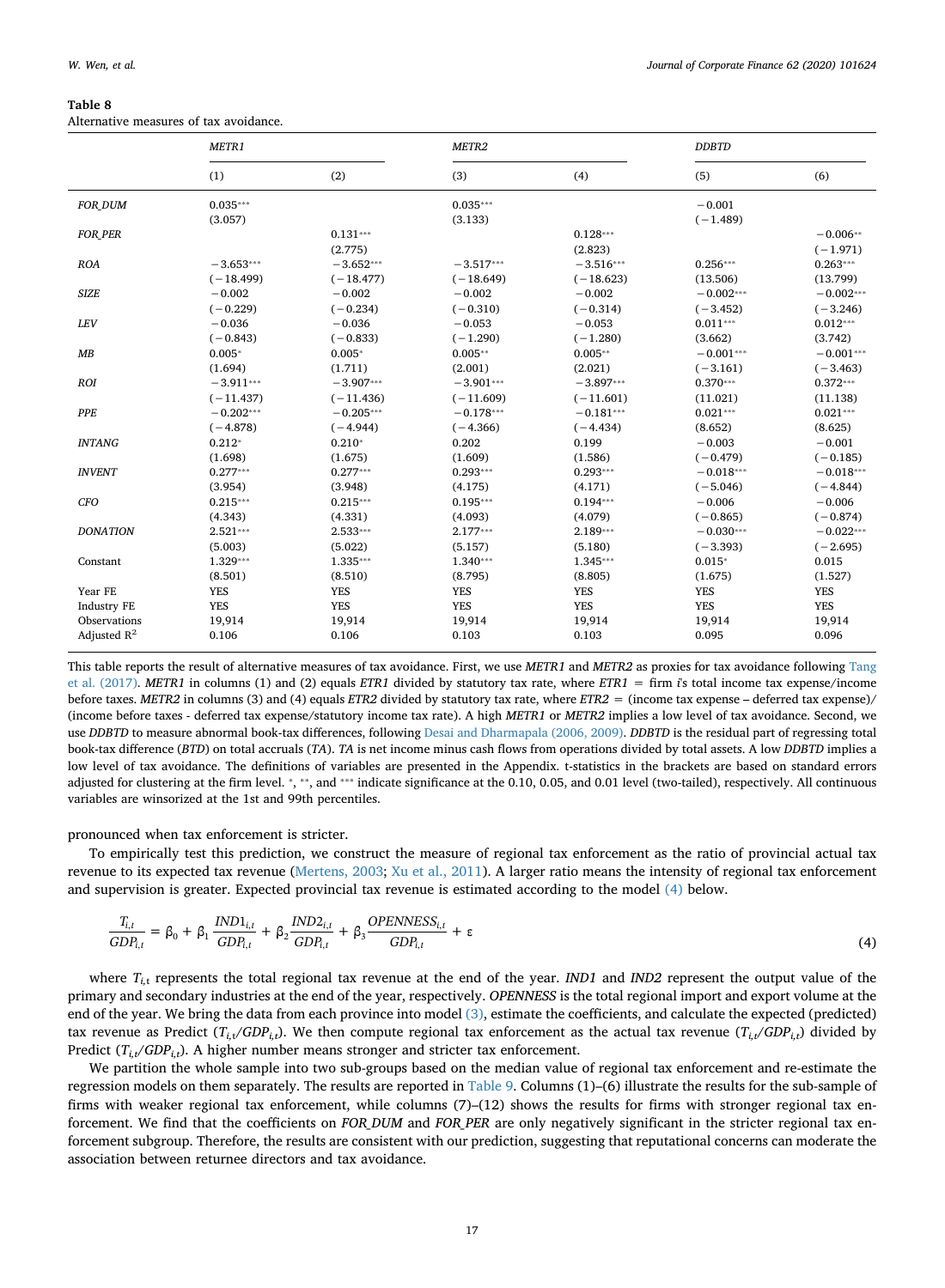**Table 8**
Alternative measures of tax avoidance.

| | *METR1* | | *METR2* | | *DDBTD* | |
|---|---|---|---|---|---|---|
| | (1) | (2) | (3) | (4) | (5) | (6) |
| *FOR_DUM* | 0.035*** | | 0.035*** | | −0.001 | |
| | (3.057) | | (3.133) | | (−1.489) | |
| *FOR_PER* | | 0.131*** | | 0.128*** | | −0.006** |
| | | (2.775) | | (2.823) | | (−1.971) |
| *ROA* | −3.653*** | −3.652*** | −3.517*** | −3.516*** | 0.256*** | 0.263*** |
| | (−18.499) | (−18.477) | (−18.649) | (−18.623) | (13.506) | (13.799) |
| *SIZE* | −0.002 | −0.002 | −0.002 | −0.002 | −0.002*** | −0.002*** |
| | (−0.229) | (−0.234) | (−0.310) | (−0.314) | (−3.452) | (−3.246) |
| *LEV* | −0.036 | −0.036 | −0.053 | −0.053 | 0.011*** | 0.012*** |
| | (−0.843) | (−0.833) | (−1.290) | (−1.280) | (3.662) | (3.742) |
| *MB* | 0.005* | 0.005* | 0.005** | 0.005** | −0.001*** | −0.001*** |
| | (1.694) | (1.711) | (2.001) | (2.021) | (−3.161) | (−3.463) |
| *ROI* | −3.911*** | −3.907*** | −3.901*** | −3.897*** | 0.370*** | 0.372*** |
| | (−11.437) | (−11.436) | (−11.609) | (−11.601) | (11.021) | (11.138) |
| *PPE* | −0.202*** | −0.205*** | −0.178*** | −0.181*** | 0.021*** | 0.021*** |
| | (−4.878) | (−4.944) | (−4.366) | (−4.434) | (8.652) | (8.625) |
| *INTANG* | 0.212* | 0.210* | 0.202 | 0.199 | −0.003 | −0.001 |
| | (1.698) | (1.675) | (1.609) | (1.586) | (−0.479) | (−0.185) |
| *INVENT* | 0.277*** | 0.277*** | 0.293*** | 0.293*** | −0.018*** | −0.018*** |
| | (3.954) | (3.948) | (4.175) | (4.171) | (−5.046) | (−4.844) |
| *CFO* | 0.215*** | 0.215*** | 0.195*** | 0.194*** | −0.006 | −0.006 |
| | (4.343) | (4.331) | (4.093) | (4.079) | (−0.865) | (−0.874) |
| *DONATION* | 2.521*** | 2.533*** | 2.177*** | 2.189*** | −0.030*** | −0.022*** |
| | (5.003) | (5.022) | (5.157) | (5.180) | (−3.393) | (−2.695) |
| Constant | 1.329*** | 1.335*** | 1.340*** | 1.345*** | 0.015* | 0.015 |
| | (8.501) | (8.510) | (8.795) | (8.805) | (1.675) | (1.527) |
| Year FE | YES | YES | YES | YES | YES | YES |
| Industry FE | YES | YES | YES | YES | YES | YES |
| Observations | 19,914 | 19,914 | 19,914 | 19,914 | 19,914 | 19,914 |
| Adjusted $R^2$ | 0.106 | 0.106 | 0.103 | 0.103 | 0.095 | 0.096 |

This table reports the result of alternative measures of tax avoidance. First, we use *METR1* and *METR2* as proxies for tax avoidance following Tang et al. (2017). *METR1* in columns (1) and (2) equals *ETR1* divided by statutory tax rate, where *ETR1* = firm *i*'s total income tax expense/income before taxes. *METR2* in columns (3) and (4) equals *ETR2* divided by statutory tax rate, where *ETR2* = (income tax expense – deferred tax expense)/(income before taxes - deferred tax expense/statutory income tax rate). A high *METR1* or *METR2* implies a low level of tax avoidance. Second, we use *DDBTD* to measure abnormal book-tax differences, following Desai and Dharmapala (2006, 2009). *DDBTD* is the residual part of regressing total book-tax difference (*BTD*) on total accruals (*TA*). *TA* is net income minus cash flows from operations divided by total assets. A low *DDBTD* implies a low level of tax avoidance. The definitions of variables are presented in the Appendix. t-statistics in the brackets are based on standard errors adjusted for clustering at the firm level. *, **, and *** indicate significance at the 0.10, 0.05, and 0.01 level (two-tailed), respectively. All continuous variables are winsorized at the 1st and 99th percentiles.

pronounced when tax enforcement is stricter.

To empirically test this prediction, we construct the measure of regional tax enforcement as the ratio of provincial actual tax revenue to its expected tax revenue (Mertens, 2003; Xu et al., 2011). A larger ratio means the intensity of regional tax enforcement and supervision is greater. Expected provincial tax revenue is estimated according to the model (4) below.

$$\frac{T_{i,t}}{GDP_{i,t}} = \beta_0 + \beta_1 \frac{IND1_{i,t}}{GDP_{i,t}} + \beta_2 \frac{IND2_{i,t}}{GDP_{i,t}} + \beta_3 \frac{OPENNESS_{i,t}}{GDP_{i,t}} + \varepsilon \tag{4}$$

where $T_{i,t}$ represents the total regional tax revenue at the end of the year. *IND1* and *IND2* represent the output value of the primary and secondary industries at the end of the year, respectively. *OPENNESS* is the total regional import and export volume at the end of the year. We bring the data from each province into model (3), estimate the coefficients, and calculate the expected (predicted) tax revenue as Predict ($T_{i,t}/GDP_{i,t}$). We then compute regional tax enforcement as the actual tax revenue ($T_{i,t}/GDP_{i,t}$) divided by Predict ($T_{i,t}/GDP_{i,t}$). A higher number means stronger and stricter tax enforcement.

We partition the whole sample into two sub-groups based on the median value of regional tax enforcement and re-estimate the regression models on them separately. The results are reported in Table 9. Columns (1)–(6) illustrate the results for the sub-sample of firms with weaker regional tax enforcement, while columns (7)–(12) shows the results for firms with stronger regional tax enforcement. We find that the coefficients on *FOR_DUM* and *FOR_PER* are only negatively significant in the stricter regional tax enforcement subgroup. Therefore, the results are consistent with our prediction, suggesting that reputational concerns can moderate the association between returnee directors and tax avoidance.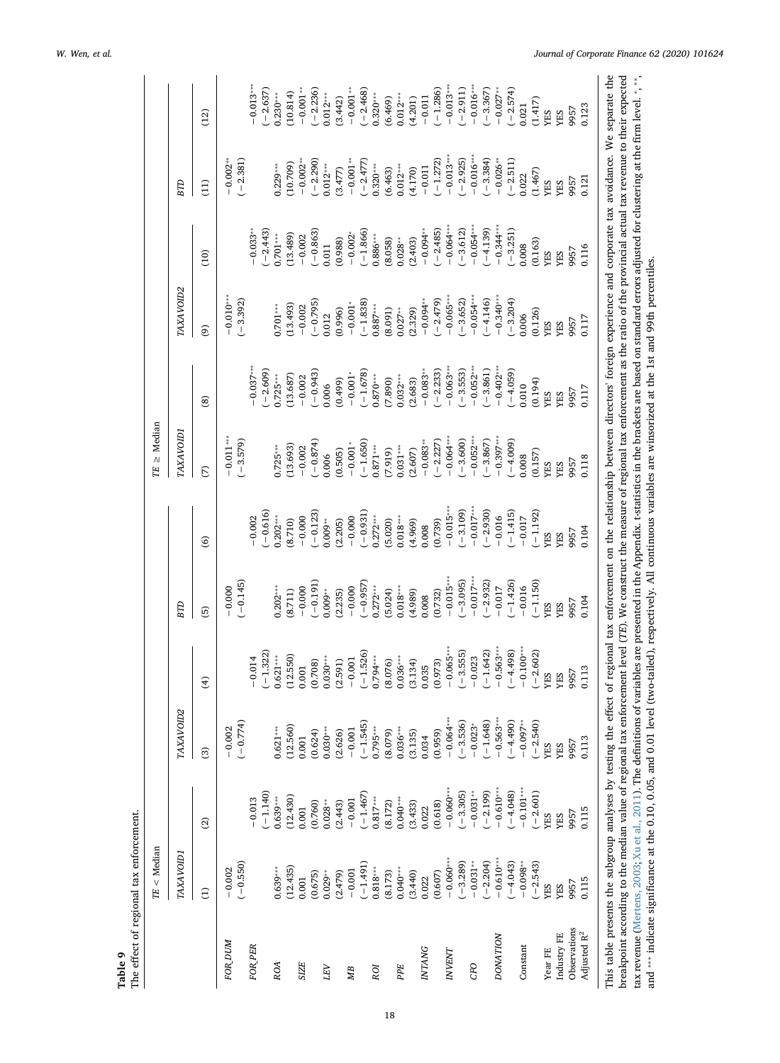**Table 9**

The effect of regional tax enforcement.

| | TE < Median | | | | | | TE ≥ Median | | | | | |
|---|---|---|---|---|---|---|---|---|---|---|---|---|
| | *TAXAVOID1* | | *TAXAVOID2* | | *BTD* | | *TAXAVOID1* | | *TAXAVOID2* | | *BTD* | |
| | (1) | (2) | (3) | (4) | (5) | (6) | (7) | (8) | (9) | (10) | (11) | (12) |
| *FOR_DUM* | −0.002 | | −0.002 | | −0.000 | | −0.011*** | | −0.010*** | | −0.002** | |
| | (−0.550) | | (−0.774) | | (−0.145) | | (−3.579) | | (−3.392) | | (−2.381) | |
| *FOR_PER* | | −0.013 | | −0.014 | | −0.002 | | −0.037*** | | −0.033*** | | −0.013*** |
| | | (−1.140) | | (−1.322) | | (−0.616) | | (−2.609) | | (−2.443) | | (−2.637) |
| *ROA* | 0.639*** | 0.639*** | 0.621*** | 0.621*** | 0.202*** | 0.202*** | 0.725*** | 0.725*** | 0.701*** | 0.701*** | 0.229*** | 0.230*** |
| | (12.435) | (12.430) | (12.560) | (12.550) | (8.711) | (8.710) | (13.693) | (13.687) | (13.493) | (13.489) | (10.709) | (10.814) |
| *SIZE* | 0.001 | 0.001 | 0.001 | 0.001 | −0.000 | −0.000 | −0.002 | −0.002 | −0.002 | −0.002 | −0.002** | −0.001** |
| | (0.675) | (0.760) | (0.624) | (0.708) | (−0.191) | (−0.123) | (−0.874) | (−0.943) | (−0.795) | (−0.863) | (−2.290) | (−2.236) |
| *LEV* | 0.029** | 0.028** | 0.030*** | 0.030*** | 0.009** | 0.009** | 0.006 | 0.006 | 0.012 | 0.011 | 0.012*** | 0.012*** |
| | (2.479) | (2.443) | (2.626) | (2.591) | (2.235) | (2.205) | (0.505) | (0.499) | (0.996) | (0.988) | (3.477) | (3.442) |
| *MB* | −0.001 | −0.001 | −0.001 | −0.001 | −0.000 | −0.000 | −0.001* | −0.001* | −0.001* | −0.002* | −0.001** | −0.001** |
| | (−1.491) | (−1.467) | (−1.545) | (−1.526) | (−0.957) | (−0.931) | (−1.650) | (−1.678) | (−1.838) | (−1.866) | (−2.477) | (−2.468) |
| *ROI* | 0.818*** | 0.817*** | 0.795*** | 0.794*** | 0.272*** | 0.272*** | 0.871*** | 0.870*** | 0.887*** | 0.886*** | 0.320*** | 0.320*** |
| | (8.173) | (8.172) | (8.079) | (8.076) | (5.024) | (5.020) | (7.919) | (7.890) | (8.091) | (8.058) | (6.463) | (6.469) |
| *PPE* | 0.040*** | 0.040*** | 0.036*** | 0.036*** | 0.018*** | 0.018*** | 0.031*** | 0.032*** | 0.027** | 0.028** | 0.012*** | 0.012*** |
| | (3.440) | (3.433) | (3.135) | (3.134) | (4.989) | (4.969) | (2.607) | (2.683) | (2.329) | (2.403) | (4.170) | (4.201) |
| *INTANG* | 0.022 | 0.022 | 0.034 | 0.035 | 0.008 | 0.008 | −0.083** | −0.083** | −0.094** | −0.094** | −0.011 | −0.011 |
| | (0.607) | (0.618) | (0.959) | (0.973) | (0.732) | (0.739) | (−2.227) | (−2.233) | (−2.479) | (−2.485) | (−1.272) | (−1.286) |
| *INVENT* | −0.060*** | −0.060*** | −0.064*** | −0.065*** | −0.015*** | −0.015*** | −0.064*** | −0.063*** | −0.065*** | −0.064*** | −0.013*** | −0.013*** |
| | (−3.289) | (−3.305) | (−3.536) | (−3.555) | (−3.095) | (−3.109) | (−3.600) | (−3.553) | (−3.652) | (−3.612) | (−2.925) | (−2.911) |
| *CFO* | −0.031** | −0.031** | −0.023* | −0.023 | −0.017*** | −0.017*** | −0.052*** | −0.052*** | −0.054*** | −0.054*** | −0.016*** | −0.016*** |
| | (−2.204) | (−2.199) | (−1.648) | (−1.642) | (−2.932) | (−2.930) | (−3.867) | (−3.861) | (−4.146) | (−4.139) | (−3.384) | (−3.367) |
| *DONATION* | −0.610*** | −0.610*** | −0.563*** | −0.563*** | −0.017 | −0.016 | −0.397*** | −0.402*** | −0.340*** | −0.344*** | −0.026** | −0.027** |
| | (−4.043) | (−4.048) | (−4.490) | (−4.498) | (−1.426) | (−1.415) | (−4.009) | (−4.059) | (−3.204) | (−3.251) | (−2.511) | (−2.574) |
| Constant | −0.098** | −0.101*** | −0.097** | −0.100*** | −0.016 | −0.017 | 0.008 | 0.010 | 0.006 | 0.008 | 0.022 | 0.021 |
| | (−2.543) | (−2.601) | (−2.540) | (−2.602) | (−1.150) | (−1.192) | (0.157) | (0.194) | (0.126) | (0.163) | (1.467) | (1.417) |
| Year FE | YES | YES | YES | YES | YES | YES | YES | YES | YES | YES | YES | YES |
| Industry FE | YES | YES | YES | YES | YES | YES | YES | YES | YES | YES | YES | YES |
| Observations | 9957 | 9957 | 9957 | 9957 | 9957 | 9957 | 9957 | 9957 | 9957 | 9957 | 9957 | 9957 |
| Adjusted $R^2$ | 0.115 | 0.115 | 0.113 | 0.113 | 0.104 | 0.104 | 0.118 | 0.117 | 0.117 | 0.116 | 0.121 | 0.123 |

This table presents the subgroup analyses by testing the effect of regional tax enforcement on the relationship between directors' foreign experience and corporate tax avoidance. We separate the breakpoint according to the median value of regional tax enforcement level (*TE*). We construct the measure of regional tax enforcement as the ratio of the provincial actual tax revenue to their expected tax revenue (Mertens, 2003; Xu et al., 2011). The definitions of variables are presented in the Appendix. t-statistics in the brackets are based on standard errors adjusted for clustering at the firm level. *, **, and *** indicate significance at the 0.10, 0.05, and 0.01 level (two-tailed), respectively. All continuous variables are winsorized at the 1st and 99th percentiles.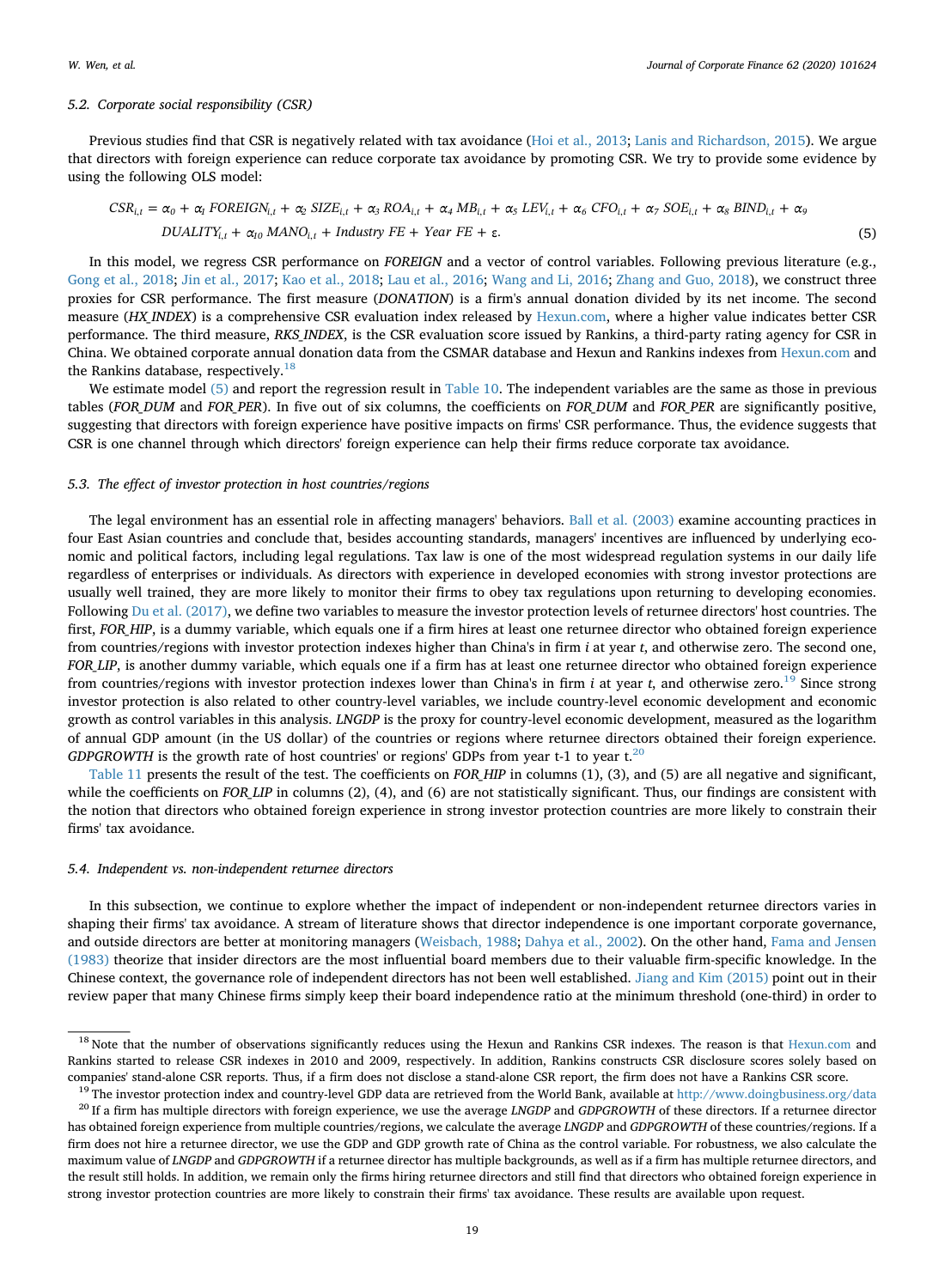### 5.2. Corporate social responsibility (CSR)

Previous studies find that CSR is negatively related with tax avoidance (Hoi et al., 2013; Lanis and Richardson, 2015). We argue that directors with foreign experience can reduce corporate tax avoidance by promoting CSR. We try to provide some evidence by using the following OLS model:

$$CSR_{i,t} = \alpha_0 + \alpha_1\, FOREIGN_{i,t} + \alpha_2\, SIZE_{i,t} + \alpha_3\, ROA_{i,t} + \alpha_4\, MB_{i,t} + \alpha_5\, LEV_{i,t} + \alpha_6\, CFO_{i,t} + \alpha_7\, SOE_{i,t} + \alpha_8\, BIND_{i,t} + \alpha_9\, DUALITY_{i,t} + \alpha_{10}\, MANO_{i,t} + Industry\ FE + Year\ FE + \varepsilon. \tag{5}$$

In this model, we regress CSR performance on *FOREIGN* and a vector of control variables. Following previous literature (e.g., Gong et al., 2018; Jin et al., 2017; Kao et al., 2018; Lau et al., 2016; Wang and Li, 2016; Zhang and Guo, 2018), we construct three proxies for CSR performance. The first measure (*DONATION*) is a firm's annual donation divided by its net income. The second measure (*HX_INDEX*) is a comprehensive CSR evaluation index released by Hexun.com, where a higher value indicates better CSR performance. The third measure, *RKS_INDEX*, is the CSR evaluation score issued by Rankins, a third-party rating agency for CSR in China. We obtained corporate annual donation data from the CSMAR database and Hexun and Rankins indexes from Hexun.com and the Rankins database, respectively.[18]

We estimate model (5) and report the regression result in Table 10. The independent variables are the same as those in previous tables (*FOR_DUM* and *FOR_PER*). In five out of six columns, the coefficients on *FOR_DUM* and *FOR_PER* are significantly positive, suggesting that directors with foreign experience have positive impacts on firms' CSR performance. Thus, the evidence suggests that CSR is one channel through which directors' foreign experience can help their firms reduce corporate tax avoidance.

### 5.3. The effect of investor protection in host countries/regions

The legal environment has an essential role in affecting managers' behaviors. Ball et al. (2003) examine accounting practices in four East Asian countries and conclude that, besides accounting standards, managers' incentives are influenced by underlying economic and political factors, including legal regulations. Tax law is one of the most widespread regulation systems in our daily life regardless of enterprises or individuals. As directors with experience in developed economies with strong investor protections are usually well trained, they are more likely to monitor their firms to obey tax regulations upon returning to developing economies. Following Du et al. (2017), we define two variables to measure the investor protection levels of returnee directors' host countries. The first, *FOR_HIP*, is a dummy variable, which equals one if a firm hires at least one returnee director who obtained foreign experience from countries/regions with investor protection indexes higher than China's in firm *i* at year *t*, and otherwise zero. The second one, *FOR_LIP*, is another dummy variable, which equals one if a firm has at least one returnee director who obtained foreign experience from countries/regions with investor protection indexes lower than China's in firm *i* at year *t*, and otherwise zero.[19] Since strong investor protection is also related to other country-level variables, we include country-level economic development and economic growth as control variables in this analysis. *LNGDP* is the proxy for country-level economic development, measured as the logarithm of annual GDP amount (in the US dollar) of the countries or regions where returnee directors obtained their foreign experience. *GDPGROWTH* is the growth rate of host countries' or regions' GDPs from year t-1 to year t.[20]

Table 11 presents the result of the test. The coefficients on *FOR_HIP* in columns (1), (3), and (5) are all negative and significant, while the coefficients on *FOR_LIP* in columns (2), (4), and (6) are not statistically significant. Thus, our findings are consistent with the notion that directors who obtained foreign experience in strong investor protection countries are more likely to constrain their firms' tax avoidance.

### 5.4. Independent vs. non-independent returnee directors

In this subsection, we continue to explore whether the impact of independent or non-independent returnee directors varies in shaping their firms' tax avoidance. A stream of literature shows that director independence is one important corporate governance, and outside directors are better at monitoring managers (Weisbach, 1988; Dahya et al., 2002). On the other hand, Fama and Jensen (1983) theorize that insider directors are the most influential board members due to their valuable firm-specific knowledge. In the Chinese context, the governance role of independent directors has not been well established. Jiang and Kim (2015) point out in their review paper that many Chinese firms simply keep their board independence ratio at the minimum threshold (one-third) in order to

---

[18] Note that the number of observations significantly reduces using the Hexun and Rankins CSR indexes. The reason is that Hexun.com and Rankins started to release CSR indexes in 2010 and 2009, respectively. In addition, Rankins constructs CSR disclosure scores solely based on companies' stand-alone CSR reports. Thus, if a firm does not disclose a stand-alone CSR report, the firm does not have a Rankins CSR score.

[19] The investor protection index and country-level GDP data are retrieved from the World Bank, available at http://www.doingbusiness.org/data

[20] If a firm has multiple directors with foreign experience, we use the average *LNGDP* and *GDPGROWTH* of these directors. If a returnee director has obtained foreign experience from multiple countries/regions, we calculate the average *LNGDP* and *GDPGROWTH* of these countries/regions. If a firm does not hire a returnee director, we use the GDP and GDP growth rate of China as the control variable. For robustness, we also calculate the maximum value of *LNGDP* and *GDPGROWTH* if a returnee director has multiple backgrounds, as well as if a firm has multiple returnee directors, and the result still holds. In addition, we remain only the firms hiring returnee directors and still find that directors who obtained foreign experience in strong investor protection countries are more likely to constrain their firms' tax avoidance. These results are available upon request.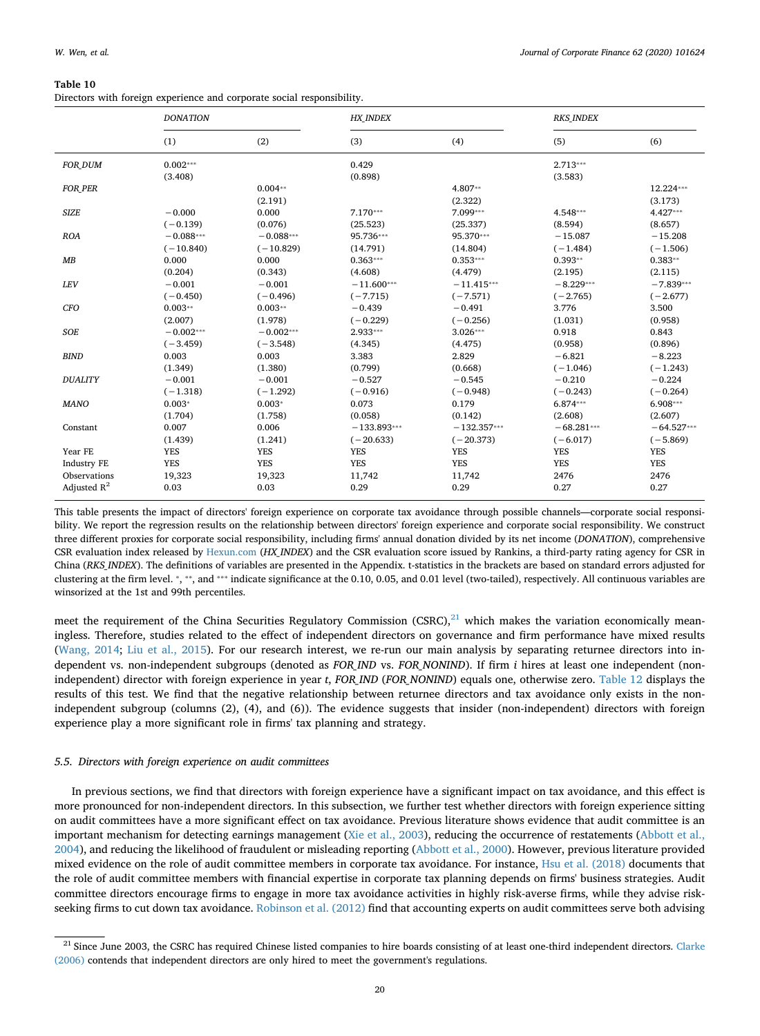**Table 10**
Directors with foreign experience and corporate social responsibility.

| | *DONATION* | | *HX_INDEX* | | *RKS_INDEX* | |
|---|---|---|---|---|---|---|
| | (1) | (2) | (3) | (4) | (5) | (6) |
| *FOR_DUM* | 0.002*** | | 0.429 | | 2.713*** | |
| | (3.408) | | (0.898) | | (3.583) | |
| *FOR_PER* | | 0.004** | | 4.807** | | 12.224*** |
| | | (2.191) | | (2.322) | | (3.173) |
| *SIZE* | −0.000 | 0.000 | 7.170*** | 7.099*** | 4.548*** | 4.427*** |
| | (−0.139) | (0.076) | (25.523) | (25.337) | (8.594) | (8.657) |
| *ROA* | −0.088*** | −0.088*** | 95.736*** | 95.370*** | −15.087 | −15.208 |
| | (−10.840) | (−10.829) | (14.791) | (14.804) | (−1.484) | (−1.506) |
| *MB* | 0.000 | 0.000 | 0.363*** | 0.353*** | 0.393** | 0.383** |
| | (0.204) | (0.343) | (4.608) | (4.479) | (2.195) | (2.115) |
| *LEV* | −0.001 | −0.001 | −11.600*** | −11.415*** | −8.229*** | −7.839*** |
| | (−0.450) | (−0.496) | (−7.715) | (−7.571) | (−2.765) | (−2.677) |
| *CFO* | 0.003** | 0.003** | −0.439 | −0.491 | 3.776 | 3.500 |
| | (2.007) | (1.978) | (−0.229) | (−0.256) | (1.031) | (0.958) |
| *SOE* | −0.002*** | −0.002*** | 2.933*** | 3.026*** | 0.918 | 0.843 |
| | (−3.459) | (−3.548) | (4.345) | (4.475) | (0.958) | (0.896) |
| *BIND* | 0.003 | 0.003 | 3.383 | 2.829 | −6.821 | −8.223 |
| | (1.349) | (1.380) | (0.799) | (0.668) | (−1.046) | (−1.243) |
| *DUALITY* | −0.001 | −0.001 | −0.527 | −0.545 | −0.210 | −0.224 |
| | (−1.318) | (−1.292) | (−0.916) | (−0.948) | (−0.243) | (−0.264) |
| *MANO* | 0.003* | 0.003* | 0.073 | 0.179 | 6.874*** | 6.908*** |
| | (1.704) | (1.758) | (0.058) | (0.142) | (2.608) | (2.607) |
| Constant | 0.007 | 0.006 | −133.893*** | −132.357*** | −68.281*** | −64.527*** |
| | (1.439) | (1.241) | (−20.633) | (−20.373) | (−6.017) | (−5.869) |
| Year FE | YES | YES | YES | YES | YES | YES |
| Industry FE | YES | YES | YES | YES | YES | YES |
| Observations | 19,323 | 19,323 | 11,742 | 11,742 | 2476 | 2476 |
| Adjusted $R^2$ | 0.03 | 0.03 | 0.29 | 0.29 | 0.27 | 0.27 |

This table presents the impact of directors' foreign experience on corporate tax avoidance through possible channels—corporate social responsibility. We report the regression results on the relationship between directors' foreign experience and corporate social responsibility. We construct three different proxies for corporate social responsibility, including firms' annual donation divided by its net income (*DONATION*), comprehensive CSR evaluation index released by Hexun.com (*HX_INDEX*) and the CSR evaluation score issued by Rankins, a third-party rating agency for CSR in China (*RKS_INDEX*). The definitions of variables are presented in the Appendix. t-statistics in the brackets are based on standard errors adjusted for clustering at the firm level. *, **, and *** indicate significance at the 0.10, 0.05, and 0.01 level (two-tailed), respectively. All continuous variables are winsorized at the 1st and 99th percentiles.

meet the requirement of the China Securities Regulatory Commission (CSRC),[21] which makes the variation economically meaningless. Therefore, studies related to the effect of independent directors on governance and firm performance have mixed results (Wang, 2014; Liu et al., 2015). For our research interest, we re-run our main analysis by separating returnee directors into independent vs. non-independent subgroups (denoted as *FOR_IND* vs. *FOR_NONIND*). If firm *i* hires at least one independent (non-independent) director with foreign experience in year *t*, *FOR_IND* (*FOR_NONIND*) equals one, otherwise zero. Table 12 displays the results of this test. We find that the negative relationship between returnee directors and tax avoidance only exists in the non-independent subgroup (columns (2), (4), and (6)). The evidence suggests that insider (non-independent) directors with foreign experience play a more significant role in firms' tax planning and strategy.

### 5.5. Directors with foreign experience on audit committees

In previous sections, we find that directors with foreign experience have a significant impact on tax avoidance, and this effect is more pronounced for non-independent directors. In this subsection, we further test whether directors with foreign experience sitting on audit committees have a more significant effect on tax avoidance. Previous literature shows evidence that audit committee is an important mechanism for detecting earnings management (Xie et al., 2003), reducing the occurrence of restatements (Abbott et al., 2004), and reducing the likelihood of fraudulent or misleading reporting (Abbott et al., 2000). However, previous literature provided mixed evidence on the role of audit committee members in corporate tax avoidance. For instance, Hsu et al. (2018) documents that the role of audit committee members with financial expertise in corporate tax planning depends on firms' business strategies. Audit committee directors encourage firms to engage in more tax avoidance activities in highly risk-averse firms, while they advise risk-seeking firms to cut down tax avoidance. Robinson et al. (2012) find that accounting experts on audit committees serve both advising

[21] Since June 2003, the CSRC has required Chinese listed companies to hire boards consisting of at least one-third independent directors. Clarke (2006) contends that independent directors are only hired to meet the government's regulations.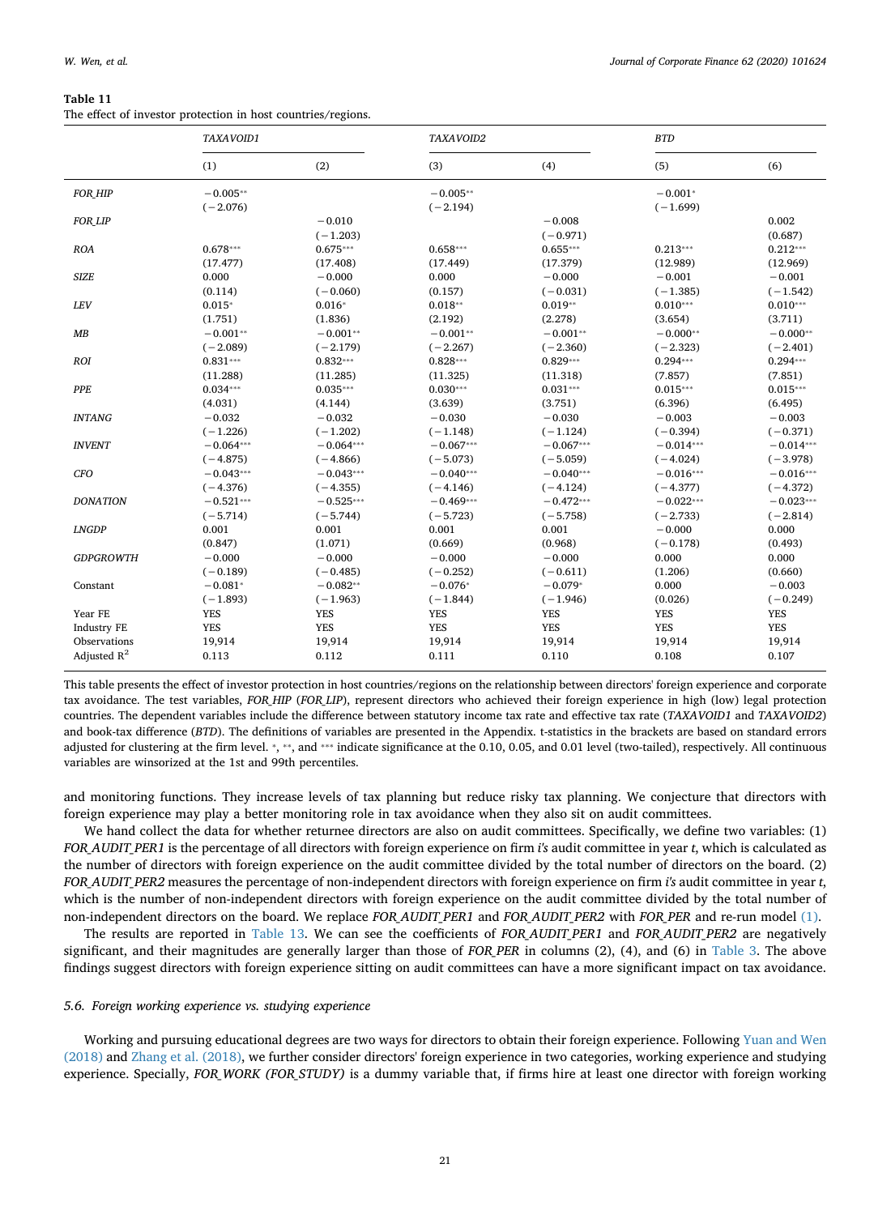**Table 11**
The effect of investor protection in host countries/regions.

| | *TAXAVOID1* | | *TAXAVOID2* | | *BTD* | |
|---|---|---|---|---|---|---|
| | (1) | (2) | (3) | (4) | (5) | (6) |
| *FOR_HIP* | −0.005** | | −0.005** | | −0.001* | |
| | (−2.076) | | (−2.194) | | (−1.699) | |
| *FOR_LIP* | | −0.010 | | −0.008 | | 0.002 |
| | | (−1.203) | | (−0.971) | | (0.687) |
| *ROA* | 0.678*** | 0.675*** | 0.658*** | 0.655*** | 0.213*** | 0.212*** |
| | (17.477) | (17.408) | (17.449) | (17.379) | (12.989) | (12.969) |
| *SIZE* | 0.000 | −0.000 | 0.000 | −0.000 | −0.001 | −0.001 |
| | (0.114) | (−0.060) | (0.157) | (−0.031) | (−1.385) | (−1.542) |
| *LEV* | 0.015* | 0.016* | 0.018** | 0.019** | 0.010*** | 0.010*** |
| | (1.751) | (1.836) | (2.192) | (2.278) | (3.654) | (3.711) |
| *MB* | −0.001** | −0.001** | −0.001** | −0.001** | −0.000** | −0.000** |
| | (−2.089) | (−2.179) | (−2.267) | (−2.360) | (−2.323) | (−2.401) |
| *ROI* | 0.831*** | 0.832*** | 0.828*** | 0.829*** | 0.294*** | 0.294*** |
| | (11.288) | (11.285) | (11.325) | (11.318) | (7.857) | (7.851) |
| *PPE* | 0.034*** | 0.035*** | 0.030*** | 0.031*** | 0.015*** | 0.015*** |
| | (4.031) | (4.144) | (3.639) | (3.751) | (6.396) | (6.495) |
| *INTANG* | −0.032 | −0.032 | −0.030 | −0.030 | −0.003 | −0.003 |
| | (−1.226) | (−1.202) | (−1.148) | (−1.124) | (−0.394) | (−0.371) |
| *INVENT* | −0.064*** | −0.064*** | −0.067*** | −0.067*** | −0.014*** | −0.014*** |
| | (−4.875) | (−4.866) | (−5.073) | (−5.059) | (−4.024) | (−3.978) |
| *CFO* | −0.043*** | −0.043*** | −0.040*** | −0.040*** | −0.016*** | −0.016*** |
| | (−4.376) | (−4.355) | (−4.146) | (−4.124) | (−4.377) | (−4.372) |
| *DONATION* | −0.521*** | −0.525*** | −0.469*** | −0.472*** | −0.022*** | −0.023*** |
| | (−5.714) | (−5.744) | (−5.723) | (−5.758) | (−2.733) | (−2.814) |
| *LNGDP* | 0.001 | 0.001 | 0.001 | 0.001 | −0.000 | 0.000 |
| | (0.847) | (1.071) | (0.669) | (0.968) | (−0.178) | (0.493) |
| *GDPGROWTH* | −0.000 | −0.000 | −0.000 | −0.000 | 0.000 | 0.000 |
| | (−0.189) | (−0.485) | (−0.252) | (−0.611) | (1.206) | (0.660) |
| Constant | −0.081* | −0.082** | −0.076* | −0.079* | 0.000 | −0.003 |
| | (−1.893) | (−1.963) | (−1.844) | (−1.946) | (0.026) | (−0.249) |
| Year FE | YES | YES | YES | YES | YES | YES |
| Industry FE | YES | YES | YES | YES | YES | YES |
| Observations | 19,914 | 19,914 | 19,914 | 19,914 | 19,914 | 19,914 |
| Adjusted $R^2$ | 0.113 | 0.112 | 0.111 | 0.110 | 0.108 | 0.107 |

This table presents the effect of investor protection in host countries/regions on the relationship between directors' foreign experience and corporate tax avoidance. The test variables, *FOR_HIP* (*FOR_LIP*), represent directors who achieved their foreign experience in high (low) legal protection countries. The dependent variables include the difference between statutory income tax rate and effective tax rate (*TAXAVOID1* and *TAXAVOID2*) and book-tax difference (*BTD*). The definitions of variables are presented in the Appendix. t-statistics in the brackets are based on standard errors adjusted for clustering at the firm level. *, **, and *** indicate significance at the 0.10, 0.05, and 0.01 level (two-tailed), respectively. All continuous variables are winsorized at the 1st and 99th percentiles.

and monitoring functions. They increase levels of tax planning but reduce risky tax planning. We conjecture that directors with foreign experience may play a better monitoring role in tax avoidance when they also sit on audit committees.

We hand collect the data for whether returnee directors are also on audit committees. Specifically, we define two variables: (1) *FOR_AUDIT_PER1* is the percentage of all directors with foreign experience on firm *i's* audit committee in year *t*, which is calculated as the number of directors with foreign experience on the audit committee divided by the total number of directors on the board. (2) *FOR_AUDIT_PER2* measures the percentage of non-independent directors with foreign experience on firm *i's* audit committee in year *t*, which is the number of non-independent directors with foreign experience on the audit committee divided by the total number of non-independent directors on the board. We replace *FOR_AUDIT_PER1* and *FOR_AUDIT_PER2* with *FOR_PER* and re-run model (1).

The results are reported in Table 13. We can see the coefficients of *FOR_AUDIT_PER1* and *FOR_AUDIT_PER2* are negatively significant, and their magnitudes are generally larger than those of *FOR_PER* in columns (2), (4), and (6) in Table 3. The above findings suggest directors with foreign experience sitting on audit committees can have a more significant impact on tax avoidance.

### *5.6. Foreign working experience vs. studying experience*

Working and pursuing educational degrees are two ways for directors to obtain their foreign experience. Following Yuan and Wen (2018) and Zhang et al. (2018), we further consider directors' foreign experience in two categories, working experience and studying experience. Specially, *FOR_WORK (FOR_STUDY)* is a dummy variable that, if firms hire at least one director with foreign working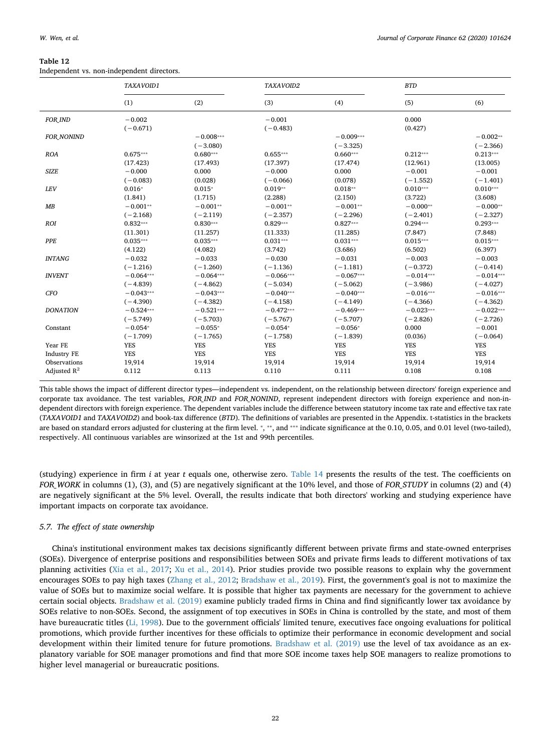**Table 12**
Independent vs. non-independent directors.

| | *TAXAVOID1* | | *TAXAVOID2* | | *BTD* | |
|---|---|---|---|---|---|---|
| | (1) | (2) | (3) | (4) | (5) | (6) |
| *FOR_IND* | −0.002 | | −0.001 | | 0.000 | |
| | (−0.671) | | (−0.483) | | (0.427) | |
| *FOR_NONIND* | | −0.008*** | | −0.009*** | | −0.002** |
| | | (−3.080) | | (−3.325) | | (−2.366) |
| *ROA* | 0.675*** | 0.680*** | 0.655*** | 0.660*** | 0.212*** | 0.213*** |
| | (17.423) | (17.493) | (17.397) | (17.474) | (12.961) | (13.005) |
| *SIZE* | −0.000 | 0.000 | −0.000 | 0.000 | −0.001 | −0.001 |
| | (−0.083) | (0.028) | (−0.066) | (0.078) | (−1.552) | (−1.401) |
| *LEV* | 0.016* | 0.015* | 0.019** | 0.018** | 0.010*** | 0.010*** |
| | (1.841) | (1.715) | (2.288) | (2.150) | (3.722) | (3.608) |
| *MB* | −0.001** | −0.001** | −0.001** | −0.001** | −0.000** | −0.000** |
| | (−2.168) | (−2.119) | (−2.357) | (−2.296) | (−2.401) | (−2.327) |
| *ROI* | 0.832*** | 0.830*** | 0.829*** | 0.827*** | 0.294*** | 0.293*** |
| | (11.301) | (11.257) | (11.333) | (11.285) | (7.847) | (7.848) |
| *PPE* | 0.035*** | 0.035*** | 0.031*** | 0.031*** | 0.015*** | 0.015*** |
| | (4.122) | (4.082) | (3.742) | (3.686) | (6.502) | (6.397) |
| *INTANG* | −0.032 | −0.033 | −0.030 | −0.031 | −0.003 | −0.003 |
| | (−1.216) | (−1.260) | (−1.136) | (−1.181) | (−0.372) | (−0.414) |
| *INVENT* | −0.064*** | −0.064*** | −0.066*** | −0.067*** | −0.014*** | −0.014*** |
| | (−4.839) | (−4.862) | (−5.034) | (−5.062) | (−3.986) | (−4.027) |
| *CFO* | −0.043*** | −0.043*** | −0.040*** | −0.040*** | −0.016*** | −0.016*** |
| | (−4.390) | (−4.382) | (−4.158) | (−4.149) | (−4.366) | (−4.362) |
| *DONATION* | −0.524*** | −0.521*** | −0.472*** | −0.469*** | −0.023*** | −0.022*** |
| | (−5.749) | (−5.703) | (−5.767) | (−5.707) | (−2.826) | (−2.726) |
| Constant | −0.054* | −0.055* | −0.054* | −0.056* | 0.000 | −0.001 |
| | (−1.709) | (−1.765) | (−1.758) | (−1.839) | (0.036) | (−0.064) |
| Year FE | YES | YES | YES | YES | YES | YES |
| Industry FE | YES | YES | YES | YES | YES | YES |
| Observations | 19,914 | 19,914 | 19,914 | 19,914 | 19,914 | 19,914 |
| Adjusted $R^2$ | 0.112 | 0.113 | 0.110 | 0.111 | 0.108 | 0.108 |

This table shows the impact of different director types—independent vs. independent, on the relationship between directors' foreign experience and corporate tax avoidance. The test variables, *FOR_IND* and *FOR_NONIND*, represent independent directors with foreign experience and non-independent directors with foreign experience. The dependent variables include the difference between statutory income tax rate and effective tax rate (*TAXAVOID1* and *TAXAVOID2*) and book-tax difference (*BTD*). The definitions of variables are presented in the Appendix. t-statistics in the brackets are based on standard errors adjusted for clustering at the firm level. *, **, and *** indicate significance at the 0.10, 0.05, and 0.01 level (two-tailed), respectively. All continuous variables are winsorized at the 1st and 99th percentiles.

(studying) experience in firm *i* at year *t* equals one, otherwise zero. Table 14 presents the results of the test. The coefficients on *FOR_WORK* in columns (1), (3), and (5) are negatively significant at the 10% level, and those of *FOR_STUDY* in columns (2) and (4) are negatively significant at the 5% level. Overall, the results indicate that both directors' working and studying experience have important impacts on corporate tax avoidance.

### 5.7. The effect of state ownership

China's institutional environment makes tax decisions significantly different between private firms and state-owned enterprises (SOEs). Divergence of enterprise positions and responsibilities between SOEs and private firms leads to different motivations of tax planning activities (Xia et al., 2017; Xu et al., 2014). Prior studies provide two possible reasons to explain why the government encourages SOEs to pay high taxes (Zhang et al., 2012; Bradshaw et al., 2019). First, the government's goal is not to maximize the value of SOEs but to maximize social welfare. It is possible that higher tax payments are necessary for the government to achieve certain social objects. Bradshaw et al. (2019) examine publicly traded firms in China and find significantly lower tax avoidance by SOEs relative to non-SOEs. Second, the assignment of top executives in SOEs in China is controlled by the state, and most of them have bureaucratic titles (Li, 1998). Due to the government officials' limited tenure, executives face ongoing evaluations for political promotions, which provide further incentives for these officials to optimize their performance in economic development and social development within their limited tenure for future promotions. Bradshaw et al. (2019) use the level of tax avoidance as an explanatory variable for SOE manager promotions and find that more SOE income taxes help SOE managers to realize promotions to higher level managerial or bureaucratic positions.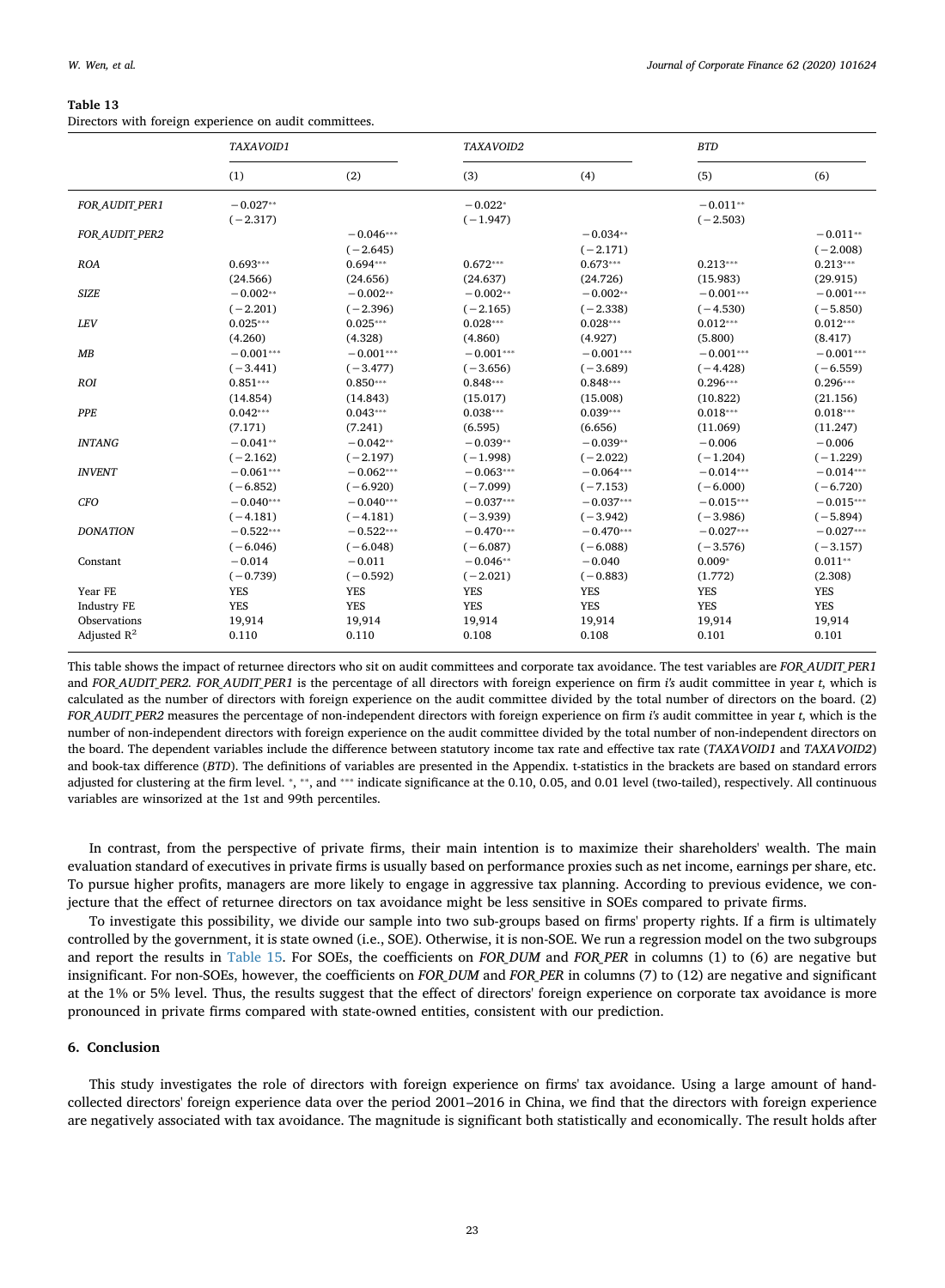**Table 13**
Directors with foreign experience on audit committees.

| | *TAXAVOID1* | | *TAXAVOID2* | | *BTD* | |
|---|---|---|---|---|---|---|
| | (1) | (2) | (3) | (4) | (5) | (6) |
| *FOR_AUDIT_PER1* | −0.027** | | −0.022* | | −0.011** | |
| | (−2.317) | | (−1.947) | | (−2.503) | |
| *FOR_AUDIT_PER2* | | −0.046*** | | −0.034** | | −0.011** |
| | | (−2.645) | | (−2.171) | | (−2.008) |
| *ROA* | 0.693*** | 0.694*** | 0.672*** | 0.673*** | 0.213*** | 0.213*** |
| | (24.566) | (24.656) | (24.637) | (24.726) | (15.983) | (29.915) |
| *SIZE* | −0.002** | −0.002** | −0.002** | −0.002** | −0.001*** | −0.001*** |
| | (−2.201) | (−2.396) | (−2.165) | (−2.338) | (−4.530) | (−5.850) |
| *LEV* | 0.025*** | 0.025*** | 0.028*** | 0.028*** | 0.012*** | 0.012*** |
| | (4.260) | (4.328) | (4.860) | (4.927) | (5.800) | (8.417) |
| *MB* | −0.001*** | −0.001*** | −0.001*** | −0.001*** | −0.001*** | −0.001*** |
| | (−3.441) | (−3.477) | (−3.656) | (−3.689) | (−4.428) | (−6.559) |
| *ROI* | 0.851*** | 0.850*** | 0.848*** | 0.848*** | 0.296*** | 0.296*** |
| | (14.854) | (14.843) | (15.017) | (15.008) | (10.822) | (21.156) |
| *PPE* | 0.042*** | 0.043*** | 0.038*** | 0.039*** | 0.018*** | 0.018*** |
| | (7.171) | (7.241) | (6.595) | (6.656) | (11.069) | (11.247) |
| *INTANG* | −0.041** | −0.042** | −0.039** | −0.039** | −0.006 | −0.006 |
| | (−2.162) | (−2.197) | (−1.998) | (−2.022) | (−1.204) | (−1.229) |
| *INVENT* | −0.061*** | −0.062*** | −0.063*** | −0.064*** | −0.014*** | −0.014*** |
| | (−6.852) | (−6.920) | (−7.099) | (−7.153) | (−6.000) | (−6.720) |
| *CFO* | −0.040*** | −0.040*** | −0.037*** | −0.037*** | −0.015*** | −0.015*** |
| | (−4.181) | (−4.181) | (−3.939) | (−3.942) | (−3.986) | (−5.894) |
| *DONATION* | −0.522*** | −0.522*** | −0.470*** | −0.470*** | −0.027*** | −0.027*** |
| | (−6.046) | (−6.048) | (−6.087) | (−6.088) | (−3.576) | (−3.157) |
| Constant | −0.014 | −0.011 | −0.046** | −0.040 | 0.009* | 0.011** |
| | (−0.739) | (−0.592) | (−2.021) | (−0.883) | (1.772) | (2.308) |
| Year FE | YES | YES | YES | YES | YES | YES |
| Industry FE | YES | YES | YES | YES | YES | YES |
| Observations | 19,914 | 19,914 | 19,914 | 19,914 | 19,914 | 19,914 |
| Adjusted $R^2$ | 0.110 | 0.110 | 0.108 | 0.108 | 0.101 | 0.101 |

This table shows the impact of returnee directors who sit on audit committees and corporate tax avoidance. The test variables are *FOR_AUDIT_PER1* and *FOR_AUDIT_PER2*. *FOR_AUDIT_PER1* is the percentage of all directors with foreign experience on firm *i's* audit committee in year *t*, which is calculated as the number of directors with foreign experience on the audit committee divided by the total number of directors on the board. (2) *FOR_AUDIT_PER2* measures the percentage of non-independent directors with foreign experience on firm *i's* audit committee in year *t*, which is the number of non-independent directors with foreign experience on the audit committee divided by the total number of non-independent directors on the board. The dependent variables include the difference between statutory income tax rate and effective tax rate (*TAXAVOID1* and *TAXAVOID2*) and book-tax difference (*BTD*). The definitions of variables are presented in the Appendix. t-statistics in the brackets are based on standard errors adjusted for clustering at the firm level. *, **, and *** indicate significance at the 0.10, 0.05, and 0.01 level (two-tailed), respectively. All continuous variables are winsorized at the 1st and 99th percentiles.

In contrast, from the perspective of private firms, their main intention is to maximize their shareholders' wealth. The main evaluation standard of executives in private firms is usually based on performance proxies such as net income, earnings per share, etc. To pursue higher profits, managers are more likely to engage in aggressive tax planning. According to previous evidence, we conjecture that the effect of returnee directors on tax avoidance might be less sensitive in SOEs compared to private firms.

To investigate this possibility, we divide our sample into two sub-groups based on firms' property rights. If a firm is ultimately controlled by the government, it is state owned (i.e., SOE). Otherwise, it is non-SOE. We run a regression model on the two subgroups and report the results in Table 15. For SOEs, the coefficients on *FOR_DUM* and *FOR_PER* in columns (1) to (6) are negative but insignificant. For non-SOEs, however, the coefficients on *FOR_DUM* and *FOR_PER* in columns (7) to (12) are negative and significant at the 1% or 5% level. Thus, the results suggest that the effect of directors' foreign experience on corporate tax avoidance is more pronounced in private firms compared with state-owned entities, consistent with our prediction.

## 6. Conclusion

This study investigates the role of directors with foreign experience on firms' tax avoidance. Using a large amount of hand-collected directors' foreign experience data over the period 2001–2016 in China, we find that the directors with foreign experience are negatively associated with tax avoidance. The magnitude is significant both statistically and economically. The result holds after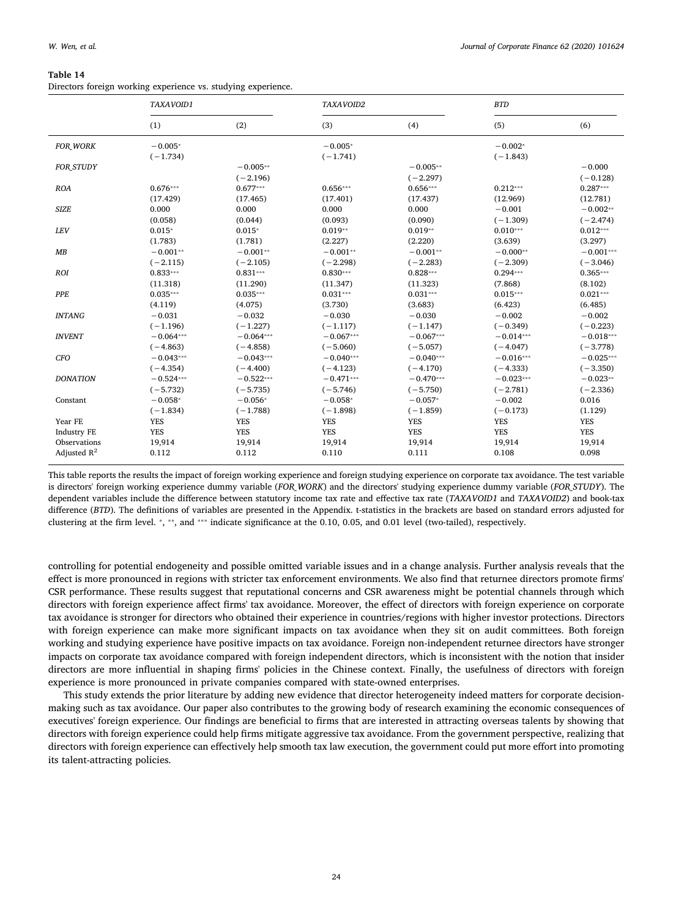**Table 14**

Directors foreign working experience vs. studying experience.

| | *TAXAVOID1* | | *TAXAVOID2* | | *BTD* | |
|---|---|---|---|---|---|---|
| | (1) | (2) | (3) | (4) | (5) | (6) |
| *FOR_WORK* | −0.005* | | −0.005* | | −0.002* | |
| | (−1.734) | | (−1.741) | | (−1.843) | |
| *FOR_STUDY* | | −0.005** | | −0.005** | | −0.000 |
| | | (−2.196) | | (−2.297) | | (−0.128) |
| *ROA* | 0.676*** | 0.677*** | 0.656*** | 0.656*** | 0.212*** | 0.287*** |
| | (17.429) | (17.465) | (17.401) | (17.437) | (12.969) | (12.781) |
| *SIZE* | 0.000 | 0.000 | 0.000 | 0.000 | −0.001 | −0.002** |
| | (0.058) | (0.044) | (0.093) | (0.090) | (−1.309) | (−2.474) |
| *LEV* | 0.015* | 0.015* | 0.019** | 0.019** | 0.010*** | 0.012*** |
| | (1.783) | (1.781) | (2.227) | (2.220) | (3.639) | (3.297) |
| *MB* | −0.001** | −0.001** | −0.001** | −0.001** | −0.000** | −0.001*** |
| | (−2.115) | (−2.105) | (−2.298) | (−2.283) | (−2.309) | (−3.046) |
| *ROI* | 0.833*** | 0.831*** | 0.830*** | 0.828*** | 0.294*** | 0.365*** |
| | (11.318) | (11.290) | (11.347) | (11.323) | (7.868) | (8.102) |
| *PPE* | 0.035*** | 0.035*** | 0.031*** | 0.031*** | 0.015*** | 0.021*** |
| | (4.119) | (4.075) | (3.730) | (3.683) | (6.423) | (6.485) |
| *INTANG* | −0.031 | −0.032 | −0.030 | −0.030 | −0.002 | −0.002 |
| | (−1.196) | (−1.227) | (−1.117) | (−1.147) | (−0.349) | (−0.223) |
| *INVENT* | −0.064*** | −0.064*** | −0.067*** | −0.067*** | −0.014*** | −0.018*** |
| | (−4.863) | (−4.858) | (−5.060) | (−5.057) | (−4.047) | (−3.778) |
| *CFO* | −0.043*** | −0.043*** | −0.040*** | −0.040*** | −0.016*** | −0.025*** |
| | (−4.354) | (−4.400) | (−4.123) | (−4.170) | (−4.333) | (−3.350) |
| *DONATION* | −0.524*** | −0.522*** | −0.471*** | −0.470*** | −0.023*** | −0.023** |
| | (−5.732) | (−5.735) | (−5.746) | (−5.750) | (−2.781) | (−2.336) |
| Constant | −0.058* | −0.056* | −0.058* | −0.057* | −0.002 | 0.016 |
| | (−1.834) | (−1.788) | (−1.898) | (−1.859) | (−0.173) | (1.129) |
| Year FE | YES | YES | YES | YES | YES | YES |
| Industry FE | YES | YES | YES | YES | YES | YES |
| Observations | 19,914 | 19,914 | 19,914 | 19,914 | 19,914 | 19,914 |
| Adjusted $R^2$ | 0.112 | 0.112 | 0.110 | 0.111 | 0.108 | 0.098 |

This table reports the results the impact of foreign working experience and foreign studying experience on corporate tax avoidance. The test variable is directors' foreign working experience dummy variable (*FOR_WORK*) and the directors' studying experience dummy variable (*FOR_STUDY*). The dependent variables include the difference between statutory income tax rate and effective tax rate (*TAXAVOID1* and *TAXAVOID2*) and book-tax difference (*BTD*). The definitions of variables are presented in the Appendix. t-statistics in the brackets are based on standard errors adjusted for clustering at the firm level. *, **, and *** indicate significance at the 0.10, 0.05, and 0.01 level (two-tailed), respectively.

controlling for potential endogeneity and possible omitted variable issues and in a change analysis. Further analysis reveals that the effect is more pronounced in regions with stricter tax enforcement environments. We also find that returnee directors promote firms' CSR performance. These results suggest that reputational concerns and CSR awareness might be potential channels through which directors with foreign experience affect firms' tax avoidance. Moreover, the effect of directors with foreign experience on corporate tax avoidance is stronger for directors who obtained their experience in countries/regions with higher investor protections. Directors with foreign experience can make more significant impacts on tax avoidance when they sit on audit committees. Both foreign working and studying experience have positive impacts on tax avoidance. Foreign non-independent returnee directors have stronger impacts on corporate tax avoidance compared with foreign independent directors, which is inconsistent with the notion that insider directors are more influential in shaping firms' policies in the Chinese context. Finally, the usefulness of directors with foreign experience is more pronounced in private companies compared with state-owned enterprises.

This study extends the prior literature by adding new evidence that director heterogeneity indeed matters for corporate decision-making such as tax avoidance. Our paper also contributes to the growing body of research examining the economic consequences of executives' foreign experience. Our findings are beneficial to firms that are interested in attracting overseas talents by showing that directors with foreign experience could help firms mitigate aggressive tax avoidance. From the government perspective, realizing that directors with foreign experience can effectively help smooth tax law execution, the government could put more effort into promoting its talent-attracting policies.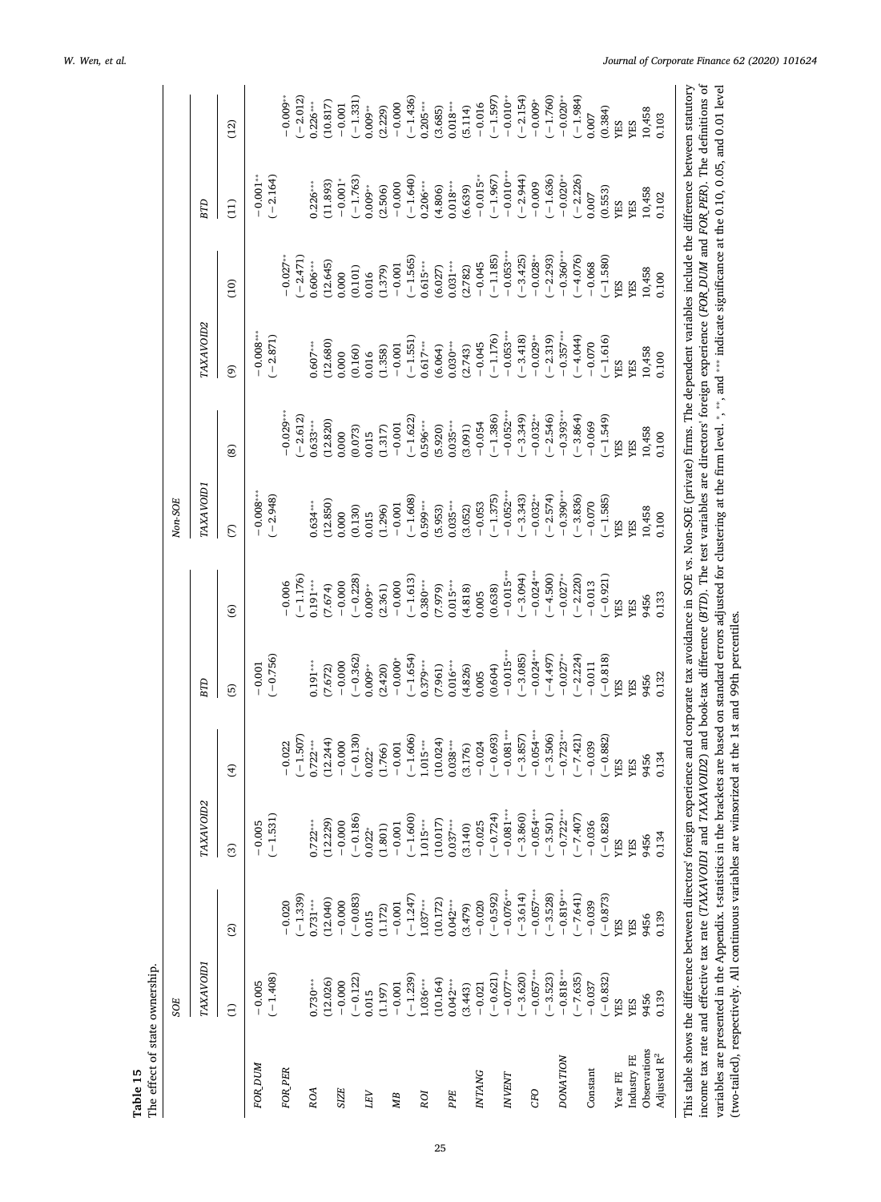**Table 15**

The effect of state ownership.

| | SOE | | | | | | Non-SOE | | | | | |
|---|---|---|---|---|---|---|---|---|---|---|---|---|
| | *TAXAVOID1* | | *TAXAVOID2* | | *BTD* | | *TAXAVOID1* | | *TAXAVOID2* | | *BTD* | |
| | (1) | (2) | (3) | (4) | (5) | (6) | (7) | (8) | (9) | (10) | (11) | (12) |
| *FOR_DUM* | −0.005 | | −0.005 | | −0.001 | | −0.008*** | | −0.008*** | | −0.001** | |
| | (−1.408) | | (−1.531) | | (−0.756) | | (−2.948) | | (−2.871) | | (−2.164) | |
| *FOR_PER* | | −0.020 | | −0.022 | | −0.006 | | −0.029*** | | −0.027** | | −0.009** |
| | | (−1.339) | | (−1.507) | | (−1.176) | | (−2.612) | | (−2.471) | | (−2.012) |
| *ROA* | 0.730*** | 0.731*** | 0.722*** | 0.722*** | 0.191*** | 0.191*** | 0.634*** | 0.633*** | 0.607*** | 0.606*** | 0.226*** | 0.226*** |
| | (12.026) | (12.040) | (12.229) | (12.244) | (7.672) | (7.674) | (12.850) | (12.820) | (12.680) | (12.645) | (11.893) | (10.817) |
| *SIZE* | −0.000 | −0.000 | −0.000 | −0.000 | −0.000 | −0.000 | 0.000 | 0.000 | 0.000 | 0.000 | −0.001* | −0.001 |
| | (−0.122) | (−0.083) | (−0.186) | (−0.130) | (−0.362) | (−0.228) | (0.130) | (0.073) | (0.160) | (0.101) | (−1.763) | (−1.331) |
| *LEV* | 0.015 | 0.015 | 0.022* | 0.022* | 0.009** | 0.009** | 0.015 | 0.015 | 0.016 | 0.016 | 0.009** | 0.009** |
| | (1.197) | (1.172) | (1.801) | (1.766) | (2.420) | (2.361) | (1.296) | (1.317) | (1.358) | (1.379) | (2.506) | (2.229) |
| *MB* | −0.001 | −0.001 | −0.001 | −0.001 | −0.000* | −0.000 | −0.001 | −0.001 | −0.001 | −0.001 | −0.000 | −0.000 |
| | (−1.239) | (−1.247) | (−1.600) | (−1.606) | (−1.654) | (−1.613) | (−1.608) | (−1.622) | (−1.551) | (−1.565) | (−1.640) | (−1.436) |
| *ROI* | 1.036*** | 1.037*** | 1.015*** | 1.015*** | 0.379*** | 0.380*** | 0.599*** | 0.596*** | 0.617*** | 0.615*** | 0.206*** | 0.205*** |
| | (10.164) | (10.172) | (10.017) | (10.024) | (7.961) | (7.979) | (5.953) | (5.920) | (6.064) | (6.027) | (4.806) | (3.685) |
| *PPE* | 0.042*** | 0.042*** | 0.037*** | 0.038*** | 0.016*** | 0.015*** | 0.035*** | 0.035*** | 0.030*** | 0.031*** | 0.018*** | 0.018*** |
| | (3.443) | (3.479) | (3.140) | (3.176) | (4.826) | (4.818) | (3.052) | (3.091) | (2.743) | (2.782) | (6.639) | (5.114) |
| *INTANG* | −0.021 | −0.020 | −0.025 | −0.024 | 0.005 | 0.005 | −0.053 | −0.054 | −0.045 | −0.045 | −0.015** | −0.016 |
| | (−0.621) | (−0.592) | (−0.724) | (−0.693) | (0.604) | (0.638) | (−1.375) | (−1.386) | (−1.176) | (−1.185) | (−1.967) | (−1.597) |
| *INVENT* | −0.077*** | −0.076*** | −0.081*** | −0.081*** | −0.015*** | −0.015*** | −0.052*** | −0.052*** | −0.053*** | −0.053*** | −0.010*** | −0.010** |
| | (−3.620) | (−3.614) | (−3.860) | (−3.857) | (−3.085) | (−3.094) | (−3.343) | (−3.349) | (−3.418) | (−3.425) | (−2.944) | (−2.154) |
| *CFO* | −0.057*** | −0.057*** | −0.054*** | −0.054*** | −0.024*** | −0.024*** | −0.032** | −0.032** | −0.029** | −0.028** | −0.009 | −0.009* |
| | (−3.523) | (−3.528) | (−3.501) | (−3.506) | (−4.497) | (−4.500) | (−2.574) | (−2.546) | (−2.319) | (−2.293) | (−1.636) | (−1.760) |
| *DONATION* | −0.818*** | −0.819*** | −0.722*** | −0.723*** | −0.027** | −0.027** | −0.390*** | −0.393*** | −0.357*** | −0.360*** | −0.020** | −0.020** |
| | (−7.635) | (−7.641) | (−7.407) | (−7.421) | (−2.224) | (−2.220) | (−3.836) | (−3.864) | (−4.044) | (−4.076) | (−2.226) | (−1.984) |
| Constant | −0.037 | −0.039 | −0.036 | −0.039 | −0.011 | −0.013 | −0.070 | −0.069 | −0.070 | −0.068 | 0.007 | 0.007 |
| | (−0.832) | (−0.873) | (−0.828) | (−0.882) | (−0.818) | (−0.921) | (−1.585) | (−1.549) | (−1.616) | (−1.580) | (0.553) | (0.384) |
| Year FE | YES | YES | YES | YES | YES | YES | YES | YES | YES | YES | YES | YES |
| Industry FE | YES | YES | YES | YES | YES | YES | YES | YES | YES | YES | YES | YES |
| Observations | 9456 | 9456 | 9456 | 9456 | 9456 | 9456 | 10,458 | 10,458 | 10,458 | 10,458 | 10,458 | 10,458 |
| Adjusted $R^2$ | 0.139 | 0.139 | 0.134 | 0.134 | 0.132 | 0.133 | 0.100 | 0.100 | 0.100 | 0.100 | 0.102 | 0.103 |

This table shows the difference between directors' foreign experience and corporate tax avoidance in SOE vs. Non-SOE (private) firms. The dependent variables include the difference between statutory income tax rate and effective tax rate (*TAXAVOID1* and *TAXAVOID2*) and book-tax difference (*BTD*). The test variables are directors' foreign experience (*FOR_DUM* and *FOR_PER*). The definitions of variables are presented in the Appendix. t-statistics in the brackets are based on standard errors adjusted for clustering at the firm level. *, **, and *** indicate significance at the 0.10, 0.05, and 0.01 level (two-tailed), respectively. All continuous variables are winsorized at the 1st and 99th percentiles.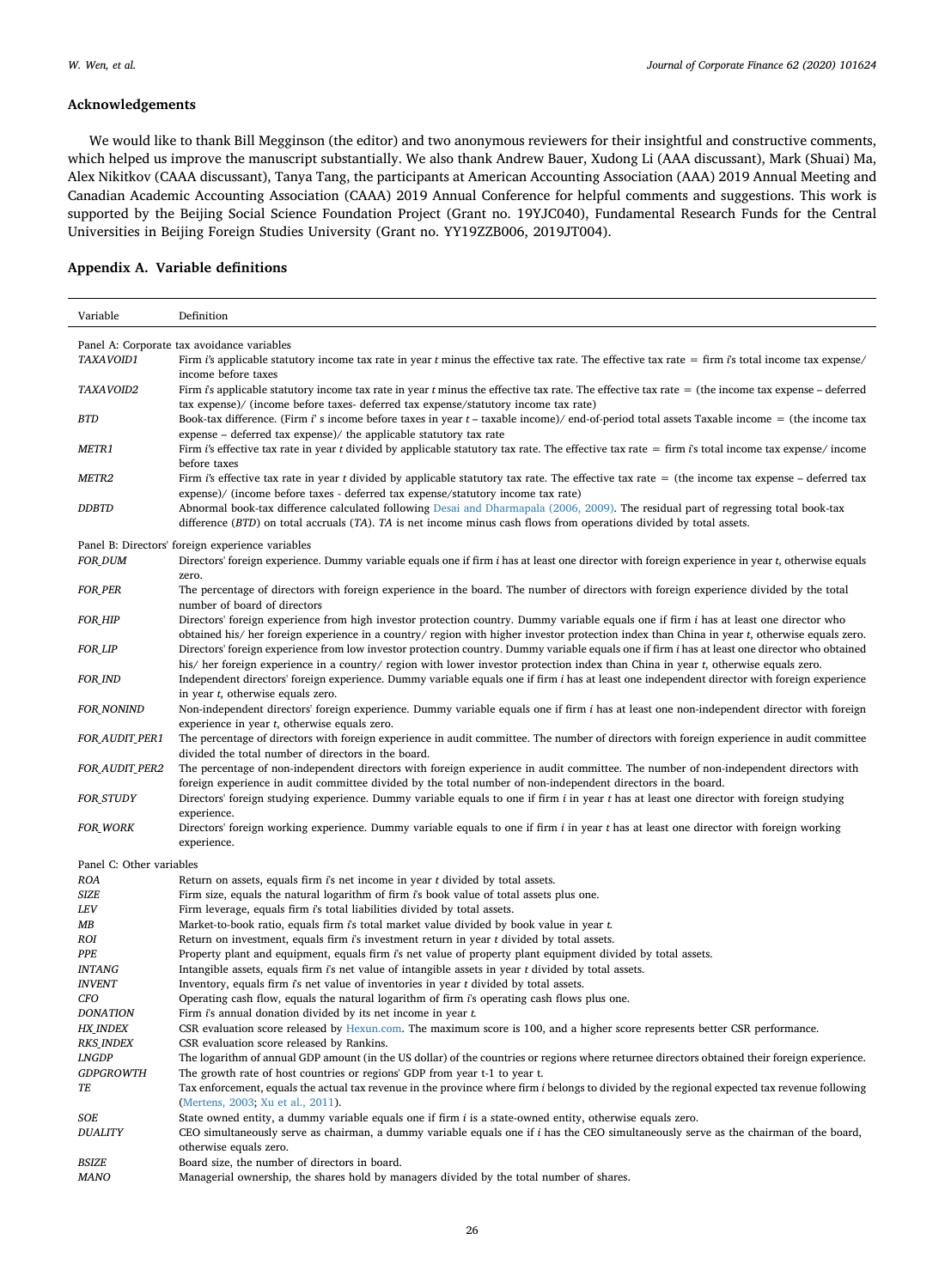## Acknowledgements

We would like to thank Bill Megginson (the editor) and two anonymous reviewers for their insightful and constructive comments, which helped us improve the manuscript substantially. We also thank Andrew Bauer, Xudong Li (AAA discussant), Mark (Shuai) Ma, Alex Nikitkov (CAAA discussant), Tanya Tang, the participants at American Accounting Association (AAA) 2019 Annual Meeting and Canadian Academic Accounting Association (CAAA) 2019 Annual Conference for helpful comments and suggestions. This work is supported by the Beijing Social Science Foundation Project (Grant no. 19YJC040), Fundamental Research Funds for the Central Universities in Beijing Foreign Studies University (Grant no. YY19ZZB006, 2019JT004).

## Appendix A. Variable definitions

| Variable | Definition |
|---|---|
| Panel A: Corporate tax avoidance variables | |
| *TAXAVOID1* | Firm *i*'s applicable statutory income tax rate in year *t* minus the effective tax rate. The effective tax rate = firm *i*'s total income tax expense/ income before taxes |
| *TAXAVOID2* | Firm *i*'s applicable statutory income tax rate in year *t* minus the effective tax rate. The effective tax rate = (the income tax expense – deferred tax expense)/ (income before taxes- deferred tax expense/statutory income tax rate) |
| *BTD* | Book-tax difference. (Firm *i*' s income before taxes in year *t* – taxable income)/ end-of-period total assets Taxable income = (the income tax expense – deferred tax expense)/ the applicable statutory tax rate |
| *METR1* | Firm *i*'s effective tax rate in year *t* divided by applicable statutory tax rate. The effective tax rate = firm *i*'s total income tax expense/ income before taxes |
| *METR2* | Firm *i*'s effective tax rate in year *t* divided by applicable statutory tax rate. The effective tax rate = (the income tax expense – deferred tax expense)/ (income before taxes - deferred tax expense/statutory income tax rate) |
| *DDBTD* | Abnormal book-tax difference calculated following Desai and Dharmapala (2006, 2009). The residual part of regressing total book-tax difference (*BTD*) on total accruals (*TA*). *TA* is net income minus cash flows from operations divided by total assets. |
| Panel B: Directors' foreign experience variables | |
| *FOR_DUM* | Directors' foreign experience. Dummy variable equals one if firm *i* has at least one director with foreign experience in year *t*, otherwise equals zero. |
| *FOR_PER* | The percentage of directors with foreign experience in the board. The number of directors with foreign experience divided by the total number of board of directors |
| *FOR_HIP* | Directors' foreign experience from high investor protection country. Dummy variable equals one if firm *i* has at least one director who obtained his/ her foreign experience in a country/ region with higher investor protection index than China in year *t*, otherwise equals zero. |
| *FOR_LIP* | Directors' foreign experience from low investor protection country. Dummy variable equals one if firm *i* has at least one director who obtained his/ her foreign experience in a country/ region with lower investor protection index than China in year *t*, otherwise equals zero. |
| *FOR_IND* | Independent directors' foreign experience. Dummy variable equals one if firm *i* has at least one independent director with foreign experience in year *t*, otherwise equals zero. |
| *FOR_NONIND* | Non-independent directors' foreign experience. Dummy variable equals one if firm *i* has at least one non-independent director with foreign experience in year *t*, otherwise equals zero. |
| *FOR_AUDIT_PER1* | The percentage of directors with foreign experience in audit committee. The number of directors with foreign experience in audit committee divided the total number of directors in the board. |
| *FOR_AUDIT_PER2* | The percentage of non-independent directors with foreign experience in audit committee. The number of non-independent directors with foreign experience in audit committee divided by the total number of non-independent directors in the board. |
| *FOR_STUDY* | Directors' foreign studying experience. Dummy variable equals to one if firm *i* in year *t* has at least one director with foreign studying experience. |
| *FOR_WORK* | Directors' foreign working experience. Dummy variable equals to one if firm *i* in year *t* has at least one director with foreign working experience. |
| Panel C: Other variables | |
| *ROA* | Return on assets, equals firm *i*'s net income in year *t* divided by total assets. |
| *SIZE* | Firm size, equals the natural logarithm of firm *i*'s book value of total assets plus one. |
| *LEV* | Firm leverage, equals firm *i*'s total liabilities divided by total assets. |
| *MB* | Market-to-book ratio, equals firm *i*'s total market value divided by book value in year *t*. |
| *ROI* | Return on investment, equals firm *i*'s investment return in year *t* divided by total assets. |
| *PPE* | Property plant and equipment, equals firm *i*'s net value of property plant equipment divided by total assets. |
| *INTANG* | Intangible assets, equals firm *i*'s net value of intangible assets in year *t* divided by total assets. |
| *INVENT* | Inventory, equals firm *i*'s net value of inventories in year *t* divided by total assets. |
| *CFO* | Operating cash flow, equals the natural logarithm of firm *i*'s operating cash flows plus one. |
| *DONATION* | Firm *i*'s annual donation divided by its net income in year *t*. |
| *HX_INDEX* | CSR evaluation score released by Hexun.com. The maximum score is 100, and a higher score represents better CSR performance. |
| *RKS_INDEX* | CSR evaluation score released by Rankins. |
| *LNGDP* | The logarithm of annual GDP amount (in the US dollar) of the countries or regions where returnee directors obtained their foreign experience. |
| *GDPGROWTH* | The growth rate of host countries or regions' GDP from year t-1 to year t. |
| *TE* | Tax enforcement, equals the actual tax revenue in the province where firm *i* belongs to divided by the regional expected tax revenue following (Mertens, 2003; Xu et al., 2011). |
| *SOE* | State owned entity, a dummy variable equals one if firm *i* is a state-owned entity, otherwise equals zero. |
| *DUALITY* | CEO simultaneously serve as chairman, a dummy variable equals one if *i* has the CEO simultaneously serve as the chairman of the board, otherwise equals zero. |
| *BSIZE* | Board size, the number of directors in board. |
| *MANO* | Managerial ownership, the shares hold by managers divided by the total number of shares. |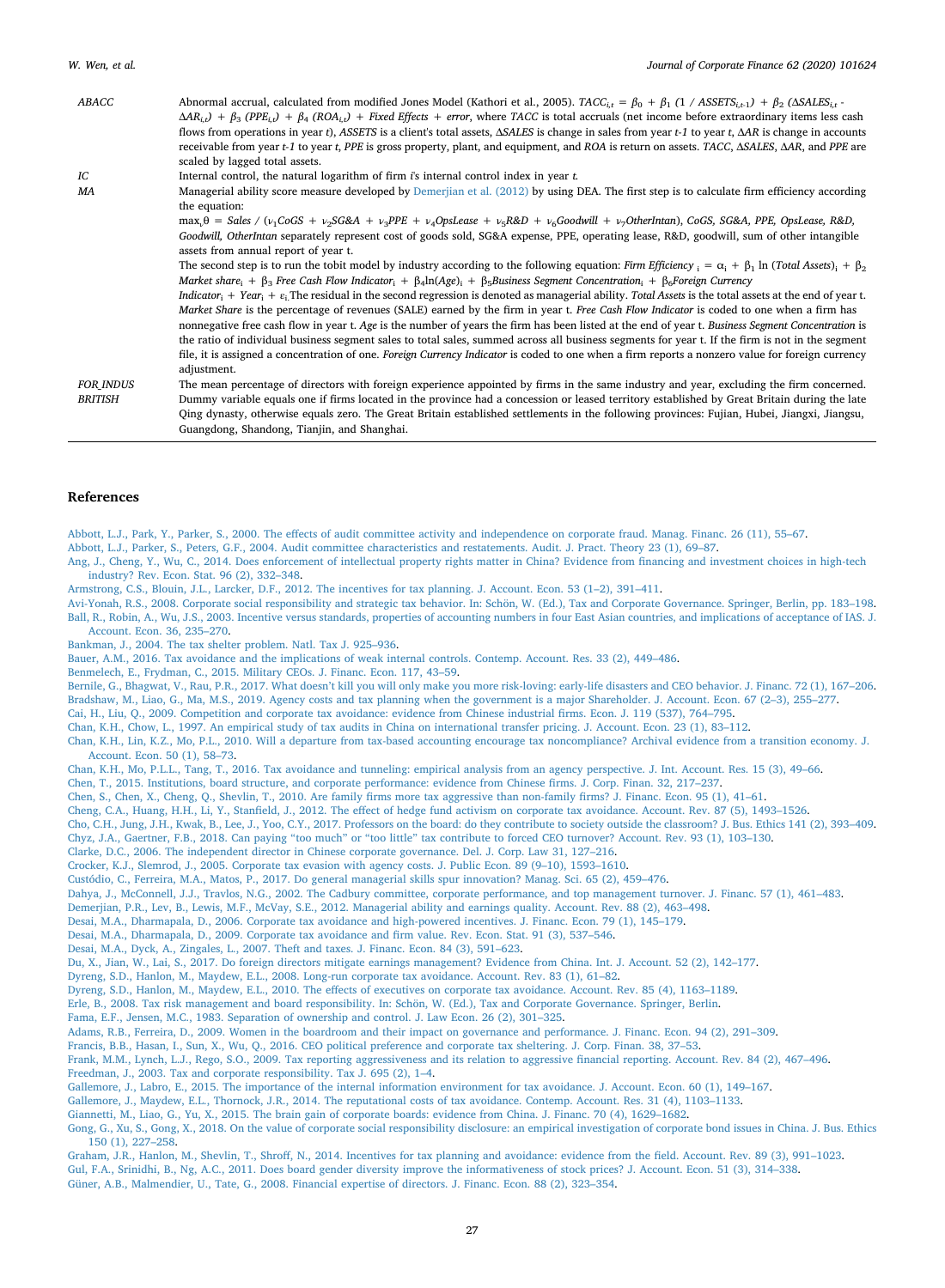| | |
|---|---|
| ABACC | Abnormal accrual, calculated from modified Jones Model (Kathori et al., 2005). $TACC_{i,t} = \beta_0 + \beta_1 (1 / ASSETS_{i,t-1}) + \beta_2 (\Delta SALES_{i,t} - \Delta AR_{i,t}) + \beta_3 (PPE_{i,t}) + \beta_4 (ROA_{i,t}) + Fixed\ Effects + error$, where *TACC* is total accruals (net income before extraordinary items less cash flows from operations in year *t*), *ASSETS* is a client's total assets, *ΔSALES* is change in sales from year *t-1* to year *t*, *ΔAR* is change in accounts receivable from year *t-1* to year *t*, *PPE* is gross property, plant, and equipment, and *ROA* is return on assets. *TACC*, *ΔSALES*, *ΔAR*, and *PPE* are scaled by lagged total assets. |
| IC | Internal control, the natural logarithm of firm *i*'s internal control index in year *t*. |
| MA | Managerial ability score measure developed by Demerjian et al. (2012) by using DEA. The first step is to calculate firm efficiency according the equation:<br>$\max_{v} \theta = Sales / (v_1 CoGS + v_2 SG\&A + v_3 PPE + v_4 OpsLease + v_5 R\&D + v_6 Goodwill + v_7 OtherIntan)$, *CoGS, SG&A, PPE, OpsLease, R&D, Goodwill, OtherIntan* separately represent cost of goods sold, SG&A expense, PPE, operating lease, R&D, goodwill, sum of other intangible assets from annual report of year t.<br>The second step is to run the tobit model by industry according to the following equation: $Firm\ Efficiency_i = \alpha_i + \beta_1 \ln(Total\ Assets)_i + \beta_2 Market\ share_i + \beta_3 Free\ Cash\ Flow\ Indicator_i + \beta_4 \ln(Age)_i + \beta_5 Business\ Segment\ Concentration_i + \beta_6 Foreign\ Currency\ Indicator_i + Year_i + \varepsilon_i$. The residual in the second regression is denoted as managerial ability. *Total Assets* is the total assets at the end of year t. *Market Share* is the percentage of revenues (SALE) earned by the firm in year t. *Free Cash Flow Indicator* is coded to one when a firm has nonnegative free cash flow in year t. *Age* is the number of years the firm has been listed at the end of year t. *Business Segment Concentration* is the ratio of individual business segment sales to total sales, summed across all business segments for year t. If the firm is not in the segment file, it is assigned a concentration of one. *Foreign Currency Indicator* is coded to one when a firm reports a nonzero value for foreign currency adjustment. |
| FOR_INDUS | The mean percentage of directors with foreign experience appointed by firms in the same industry and year, excluding the firm concerned. |
| BRITISH | Dummy variable equals one if firms located in the province had a concession or leased territory established by Great Britain during the late Qing dynasty, otherwise equals zero. The Great Britain established settlements in the following provinces: Fujian, Hubei, Jiangxi, Jiangsu, Guangdong, Shandong, Tianjin, and Shanghai. |

## References

Abbott, L.J., Park, Y., Parker, S., 2000. The effects of audit committee activity and independence on corporate fraud. Manag. Financ. 26 (11), 55–67.

Abbott, L.J., Parker, S., Peters, G.F., 2004. Audit committee characteristics and restatements. Audit. J. Pract. Theory 23 (1), 69–87.

Ang, J., Cheng, Y., Wu, C., 2014. Does enforcement of intellectual property rights matter in China? Evidence from financing and investment choices in high-tech industry? Rev. Econ. Stat. 96 (2), 332–348.

Armstrong, C.S., Blouin, J.L., Larcker, D.F., 2012. The incentives for tax planning. J. Account. Econ. 53 (1–2), 391–411.

Avi-Yonah, R.S., 2008. Corporate social responsibility and strategic tax behavior. In: Schön, W. (Ed.), Tax and Corporate Governance. Springer, Berlin, pp. 183–198.

Ball, R., Robin, A., Wu, J.S., 2003. Incentive versus standards, properties of accounting numbers in four East Asian countries, and implications of acceptance of IAS. J. Account. Econ. 36, 235–270.

Bankman, J., 2004. The tax shelter problem. Natl. Tax J. 925–936.

Bauer, A.M., 2016. Tax avoidance and the implications of weak internal controls. Contemp. Account. Res. 33 (2), 449–486.

Benmelech, E., Frydman, C., 2015. Military CEOs. J. Financ. Econ. 117, 43–59.

Bernile, G., Bhagwat, V., Rau, P.R., 2017. What doesn't kill you will only make you more risk-loving: early-life disasters and CEO behavior. J. Financ. 72 (1), 167–206.

Bradshaw, M., Liao, G., Ma, M.S., 2019. Agency costs and tax planning when the government is a major Shareholder. J. Account. Econ. 67 (2–3), 255–277.

Cai, H., Liu, Q., 2009. Competition and corporate tax avoidance: evidence from Chinese industrial firms. Econ. J. 119 (537), 764–795.

Chan, K.H., Chow, L., 1997. An empirical study of tax audits in China on international transfer pricing. J. Account. Econ. 23 (1), 83–112.

Chan, K.H., Lin, K.Z., Mo, P.L., 2010. Will a departure from tax-based accounting encourage tax noncompliance? Archival evidence from a transition economy. J. Account. Econ. 50 (1), 58–73.

Chan, K.H., Mo, P.L.L., Tang, T., 2016. Tax avoidance and tunneling: empirical analysis from an agency perspective. J. Int. Account. Res. 15 (3), 49–66.

Chen, T., 2015. Institutions, board structure, and corporate performance: evidence from Chinese firms. J. Corp. Finan. 32, 217–237.

Chen, S., Chen, X., Cheng, Q., Shevlin, T., 2010. Are family firms more tax aggressive than non-family firms? J. Financ. Econ. 95 (1), 41–61.

Cheng, C.A., Huang, H.H., Li, Y., Stanfield, J., 2012. The effect of hedge fund activism on corporate tax avoidance. Account. Rev. 87 (5), 1493–1526.

Cho, C.H., Jung, J.H., Kwak, B., Lee, J., Yoo, C.Y., 2017. Professors on the board: do they contribute to society outside the classroom? J. Bus. Ethics 141 (2), 393–409.

Chyz, J.A., Gaertner, F.B., 2018. Can paying "too much" or "too little" tax contribute to forced CEO turnover? Account. Rev. 93 (1), 103–130.

Clarke, D.C., 2006. The independent director in Chinese corporate governance. Del. J. Corp. Law 31, 127–216.

Crocker, K.J., Slemrod, J., 2005. Corporate tax evasion with agency costs. J. Public Econ. 89 (9–10), 1593–1610.

Custódio, C., Ferreira, M.A., Matos, P., 2017. Do general managerial skills spur innovation? Manag. Sci. 65 (2), 459–476.

Dahya, J., McConnell, J.J., Travlos, N.G., 2002. The Cadbury committee, corporate performance, and top management turnover. J. Financ. 57 (1), 461–483.

Demerjian, P.R., Lev, B., Lewis, M.F., McVay, S.E., 2012. Managerial ability and earnings quality. Account. Rev. 88 (2), 463–498.

Desai, M.A., Dharmapala, D., 2006. Corporate tax avoidance and high-powered incentives. J. Financ. Econ. 79 (1), 145–179.

Desai, M.A., Dharmapala, D., 2009. Corporate tax avoidance and firm value. Rev. Econ. Stat. 91 (3), 537–546.

Desai, M.A., Dyck, A., Zingales, L., 2007. Theft and taxes. J. Financ. Econ. 84 (3), 591–623.

Du, X., Jian, W., Lai, S., 2017. Do foreign directors mitigate earnings management? Evidence from China. Int. J. Account. 52 (2), 142–177.

Dyreng, S.D., Hanlon, M., Maydew, E.L., 2008. Long-run corporate tax avoidance. Account. Rev. 83 (1), 61–82.

Dyreng, S.D., Hanlon, M., Maydew, E.L., 2010. The effects of executives on corporate tax avoidance. Account. Rev. 85 (4), 1163–1189.

Erle, B., 2008. Tax risk management and board responsibility. In: Schön, W. (Ed.), Tax and Corporate Governance. Springer, Berlin.

Fama, E.F., Jensen, M.C., 1983. Separation of ownership and control. J. Law Econ. 26 (2), 301–325.

Adams, R.B., Ferreira, D., 2009. Women in the boardroom and their impact on governance and performance. J. Financ. Econ. 94 (2), 291–309.

Francis, B.B., Hasan, I., Sun, X., Wu, Q., 2016. CEO political preference and corporate tax sheltering. J. Corp. Finan. 38, 37–53.

Frank, M.M., Lynch, L.J., Rego, S.O., 2009. Tax reporting aggressiveness and its relation to aggressive financial reporting. Account. Rev. 84 (2), 467–496.

Freedman, J., 2003. Tax and corporate responsibility. Tax J. 695 (2), 1–4.

Gallemore, J., Labro, E., 2015. The importance of the internal information environment for tax avoidance. J. Account. Econ. 60 (1), 149–167.

Gallemore, J., Maydew, E.L., Thornock, J.R., 2014. The reputational costs of tax avoidance. Contemp. Account. Res. 31 (4), 1103–1133.

Giannetti, M., Liao, G., Yu, X., 2015. The brain gain of corporate boards: evidence from China. J. Financ. 70 (4), 1629–1682.

Gong, G., Xu, S., Gong, X., 2018. On the value of corporate social responsibility disclosure: an empirical investigation of corporate bond issues in China. J. Bus. Ethics 150 (1), 227–258.

Graham, J.R., Hanlon, M., Shevlin, T., Shroff, N., 2014. Incentives for tax planning and avoidance: evidence from the field. Account. Rev. 89 (3), 991–1023.

Gul, F.A., Srinidhi, B., Ng, A.C., 2011. Does board gender diversity improve the informativeness of stock prices? J. Account. Econ. 51 (3), 314–338.

Güner, A.B., Malmendier, U., Tate, G., 2008. Financial expertise of directors. J. Financ. Econ. 88 (2), 323–354.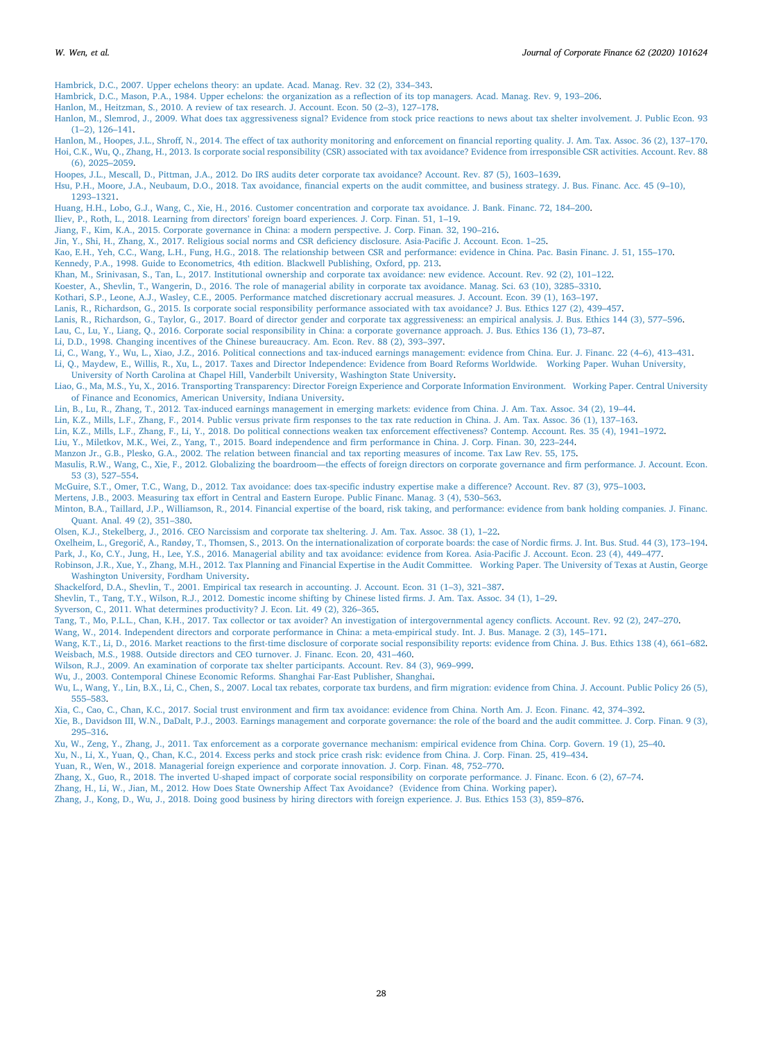Hambrick, D.C., 2007. Upper echelons theory: an update. Acad. Manag. Rev. 32 (2), 334–343.

Hambrick, D.C., Mason, P.A., 1984. Upper echelons: the organization as a reflection of its top managers. Acad. Manag. Rev. 9, 193–206.

Hanlon, M., Heitzman, S., 2010. A review of tax research. J. Account. Econ. 50 (2–3), 127–178.

Hanlon, M., Slemrod, J., 2009. What does tax aggressiveness signal? Evidence from stock price reactions to news about tax shelter involvement. J. Public Econ. 93 (1–2), 126–141.

Hanlon, M., Hoopes, J.L., Shroff, N., 2014. The effect of tax authority monitoring and enforcement on financial reporting quality. J. Am. Tax. Assoc. 36 (2), 137–170.

Hoi, C.K., Wu, Q., Zhang, H., 2013. Is corporate social responsibility (CSR) associated with tax avoidance? Evidence from irresponsible CSR activities. Account. Rev. 88 (6), 2025–2059.

Hoopes, J.L., Mescall, D., Pittman, J.A., 2012. Do IRS audits deter corporate tax avoidance? Account. Rev. 87 (5), 1603–1639.

Hsu, P.H., Moore, J.A., Neubaum, D.O., 2018. Tax avoidance, financial experts on the audit committee, and business strategy. J. Bus. Financ. Acc. 45 (9–10), 1293–1321.

Huang, H.H., Lobo, G.J., Wang, C., Xie, H., 2016. Customer concentration and corporate tax avoidance. J. Bank. Financ. 72, 184–200.

Iliev, P., Roth, L., 2018. Learning from directors' foreign board experiences. J. Corp. Finan. 51, 1–19.

Jiang, F., Kim, K.A., 2015. Corporate governance in China: a modern perspective. J. Corp. Finan. 32, 190–216.

Jin, Y., Shi, H., Zhang, X., 2017. Religious social norms and CSR deficiency disclosure. Asia-Pacific J. Account. Econ. 1–25.

Kao, E.H., Yeh, C.C., Wang, L.H., Fung, H.G., 2018. The relationship between CSR and performance: evidence in China. Pac. Basin Financ. J. 51, 155–170.

Kennedy, P.A., 1998. Guide to Econometrics, 4th edition. Blackwell Publishing, Oxford, pp. 213.

Khan, M., Srinivasan, S., Tan, L., 2017. Institutional ownership and corporate tax avoidance: new evidence. Account. Rev. 92 (2), 101–122.

Koester, A., Shevlin, T., Wangerin, D., 2016. The role of managerial ability in corporate tax avoidance. Manag. Sci. 63 (10), 3285–3310.

Kothari, S.P., Leone, A.J., Wasley, C.E., 2005. Performance matched discretionary accrual measures. J. Account. Econ. 39 (1), 163–197.

Lanis, R., Richardson, G., 2015. Is corporate social responsibility performance associated with tax avoidance? J. Bus. Ethics 127 (2), 439–457.

Lanis, R., Richardson, G., Taylor, G., 2017. Board of director gender and corporate tax aggressiveness: an empirical analysis. J. Bus. Ethics 144 (3), 577–596.

Lau, C., Lu, Y., Liang, Q., 2016. Corporate social responsibility in China: a corporate governance approach. J. Bus. Ethics 136 (1), 73–87.

Li, D.D., 1998. Changing incentives of the Chinese bureaucracy. Am. Econ. Rev. 88 (2), 393–397.

Li, C., Wang, Y., Wu, L., Xiao, J.Z., 2016. Political connections and tax-induced earnings management: evidence from China. Eur. J. Financ. 22 (4–6), 413–431.

Li, Q., Maydew, E., Willis, R., Xu, L., 2017. Taxes and Director Independence: Evidence from Board Reforms Worldwide. Working Paper. Wuhan University, University of North Carolina at Chapel Hill, Vanderbilt University, Washington State University.

Liao, G., Ma, M.S., Yu, X., 2016. Transporting Transparency: Director Foreign Experience and Corporate Information Environment. Working Paper. Central University of Finance and Economics, American University, Indiana University.

Lin, B., Lu, R., Zhang, T., 2012. Tax-induced earnings management in emerging markets: evidence from China. J. Am. Tax. Assoc. 34 (2), 19–44.

Lin, K.Z., Mills, L.F., Zhang, F., 2014. Public versus private firm responses to the tax rate reduction in China. J. Am. Tax. Assoc. 36 (1), 137–163.

Lin, K.Z., Mills, L.F., Zhang, F., Li, Y., 2018. Do political connections weaken tax enforcement effectiveness? Contemp. Account. Res. 35 (4), 1941–1972.

Liu, Y., Miletkov, M.K., Wei, Z., Yang, T., 2015. Board independence and firm performance in China. J. Corp. Finan. 30, 223–244.

Manzon Jr., G.B., Plesko, G.A., 2002. The relation between financial and tax reporting measures of income. Tax Law Rev. 55, 175.

Masulis, R.W., Wang, C., Xie, F., 2012. Globalizing the boardroom—the effects of foreign directors on corporate governance and firm performance. J. Account. Econ. 53 (3), 527–554.

McGuire, S.T., Omer, T.C., Wang, D., 2012. Tax avoidance: does tax-specific industry expertise make a difference? Account. Rev. 87 (3), 975–1003.

Mertens, J.B., 2003. Measuring tax effort in Central and Eastern Europe. Public Financ. Manag. 3 (4), 530–563.

Minton, B.A., Taillard, J.P., Williamson, R., 2014. Financial expertise of the board, risk taking, and performance: evidence from bank holding companies. J. Financ. Quant. Anal. 49 (2), 351–380.

Olsen, K.J., Stekelberg, J., 2016. CEO Narcissism and corporate tax sheltering. J. Am. Tax. Assoc. 38 (1), 1–22.

Oxelheim, L., Gregorič, A., Randøy, T., Thomsen, S., 2013. On the internationalization of corporate boards: the case of Nordic firms. J. Int. Bus. Stud. 44 (3), 173–194.

Park, J., Ko, C.Y., Jung, H., Lee, Y.S., 2016. Managerial ability and tax avoidance: evidence from Korea. Asia-Pacific J. Account. Econ. 23 (4), 449–477.

Robinson, J.R., Xue, Y., Zhang, M.H., 2012. Tax Planning and Financial Expertise in the Audit Committee. Working Paper. The University of Texas at Austin, George Washington University, Fordham University.

Shackelford, D.A., Shevlin, T., 2001. Empirical tax research in accounting. J. Account. Econ. 31 (1–3), 321–387.

Shevlin, T., Tang, T.Y., Wilson, R.J., 2012. Domestic income shifting by Chinese listed firms. J. Am. Tax. Assoc. 34 (1), 1–29.

Syverson, C., 2011. What determines productivity? J. Econ. Lit. 49 (2), 326–365.

Tang, T., Mo, P.L.L., Chan, K.H., 2017. Tax collector or tax avoider? An investigation of intergovernmental agency conflicts. Account. Rev. 92 (2), 247–270.

Wang, W., 2014. Independent directors and corporate performance in China: a meta-empirical study. Int. J. Bus. Manage. 2 (3), 145–171.

Wang, K.T., Li, D., 2016. Market reactions to the first-time disclosure of corporate social responsibility reports: evidence from China. J. Bus. Ethics 138 (4), 661–682.

Weisbach, M.S., 1988. Outside directors and CEO turnover. J. Financ. Econ. 20, 431–460.

Wilson, R.J., 2009. An examination of corporate tax shelter participants. Account. Rev. 84 (3), 969–999.

Wu, J., 2003. Contemporal Chinese Economic Reforms. Shanghai Far-East Publisher, Shanghai.

Wu, L., Wang, Y., Lin, B.X., Li, C., Chen, S., 2007. Local tax rebates, corporate tax burdens, and firm migration: evidence from China. J. Account. Public Policy 26 (5), 555–583.

Xia, C., Cao, C., Chan, K.C., 2017. Social trust environment and firm tax avoidance: evidence from China. North Am. J. Econ. Financ. 42, 374–392.

Xie, B., Davidson III, W.N., DaDalt, P.J., 2003. Earnings management and corporate governance: the role of the board and the audit committee. J. Corp. Finan. 9 (3), 295–316.

Xu, W., Zeng, Y., Zhang, J., 2011. Tax enforcement as a corporate governance mechanism: empirical evidence from China. Corp. Govern. 19 (1), 25–40.

Xu, N., Li, X., Yuan, Q., Chan, K.C., 2014. Excess perks and stock price crash risk: evidence from China. J. Corp. Finan. 25, 419–434.

Yuan, R., Wen, W., 2018. Managerial foreign experience and corporate innovation. J. Corp. Finan. 48, 752–770.

Zhang, X., Guo, R., 2018. The inverted U-shaped impact of corporate social responsibility on corporate performance. J. Financ. Econ. 6 (2), 67–74.

Zhang, H., Li, W., Jian, M., 2012. How Does State Ownership Affect Tax Avoidance? (Evidence from China. Working paper).

Zhang, J., Kong, D., Wu, J., 2018. Doing good business by hiring directors with foreign experience. J. Bus. Ethics 153 (3), 859–876.